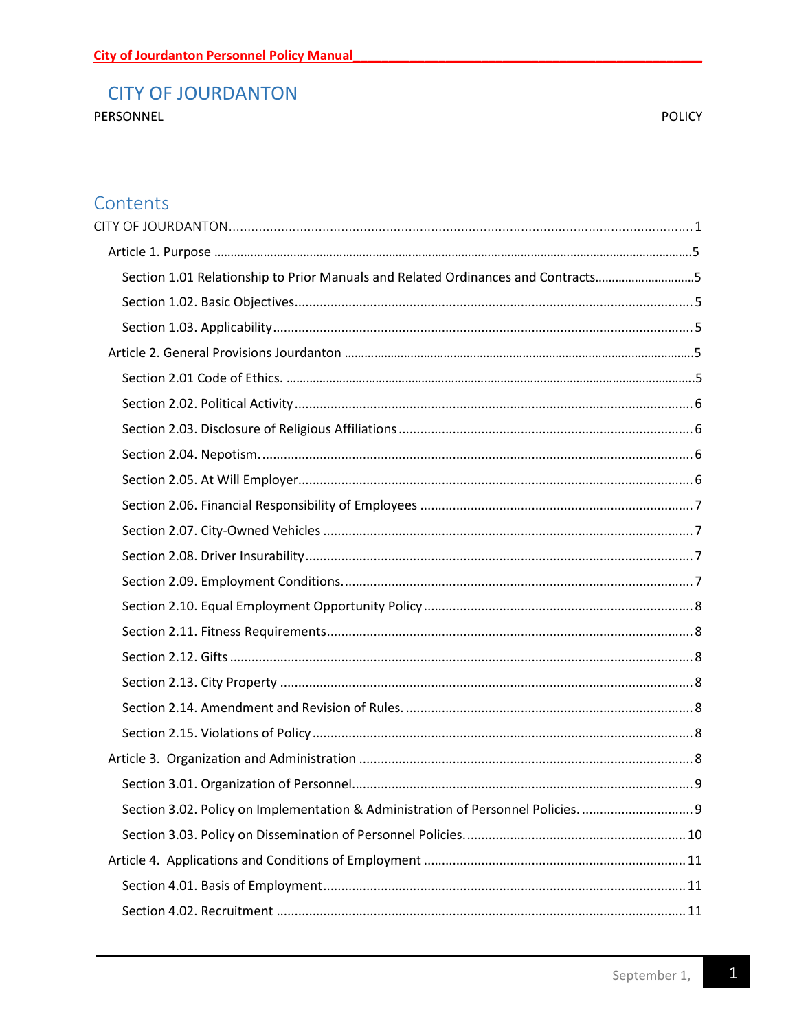# CITY OF JOURDANTON

PERSONNEL POLICY

## Contents

CITY OF JOURDANTON.....1

- Article 1. Purpose.....5
  - Section 1.01 Relationship to Prior Manuals and Related Ordinances and Contracts.....5
  - Section 1.02. Basic Objectives.....5
  - Section 1.03. Applicability.....5
- Article 2. General Provisions Jourdanton.....5
  - Section 2.01 Code of Ethics......5
  - Section 2.02. Political Activity.....6
  - Section 2.03. Disclosure of Religious Affiliations.....6
  - Section 2.04. Nepotism......6
  - Section 2.05. At Will Employer.....6
  - Section 2.06. Financial Responsibility of Employees.....7
  - Section 2.07. City-Owned Vehicles.....7
  - Section 2.08. Driver Insurability.....7
  - Section 2.09. Employment Conditions......7
  - Section 2.10. Equal Employment Opportunity Policy.....8
  - Section 2.11. Fitness Requirements.....8
  - Section 2.12. Gifts.....8
  - Section 2.13. City Property.....8
  - Section 2.14. Amendment and Revision of Rules......8
  - Section 2.15. Violations of Policy.....8
- Article 3. Organization and Administration.....8
  - Section 3.01. Organization of Personnel......9
  - Section 3.02. Policy on Implementation & Administration of Personnel Policies......9
  - Section 3.03. Policy on Dissemination of Personnel Policies......10
- Article 4. Applications and Conditions of Employment.....11
  - Section 4.01. Basis of Employment.....11
  - Section 4.02. Recruitment.....11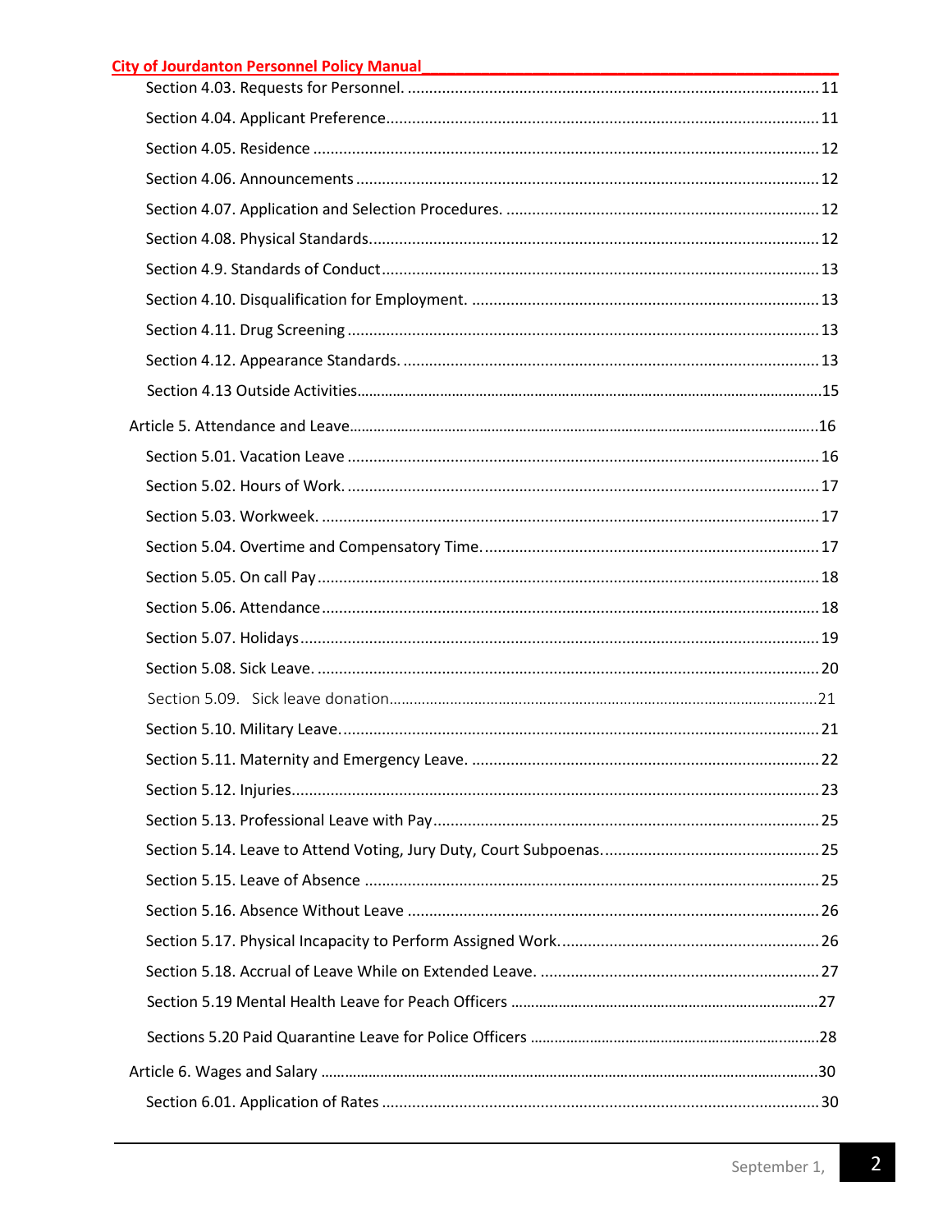Section 4.03. Requests for Personnel. ........................................................................................................ 11

Section 4.04. Applicant Preference.................................................................................................. 11

Section 4.05. Residence ................................................................................................................... 12

Section 4.06. Announcements .......................................................................................................... 12

Section 4.07. Application and Selection Procedures. ........................................................................ 12

Section 4.08. Physical Standards....................................................................................................... 12

Section 4.9. Standards of Conduct ..................................................................................................... 13

Section 4.10. Disqualification for Employment. ................................................................................ 13

Section 4.11. Drug Screening ............................................................................................................. 13

Section 4.12. Appearance Standards. ................................................................................................ 13

Section 4.13 Outside Activities.............................................................................................................15

Article 5. Attendance and Leave...........................................................................................................16

Section 5.01. Vacation Leave ............................................................................................................. 16

Section 5.02. Hours of Work. ............................................................................................................. 17

Section 5.03. Workweek. ................................................................................................................... 17

Section 5.04. Overtime and Compensatory Time. ............................................................................. 17

Section 5.05. On call Pay .................................................................................................................... 18

Section 5.06. Attendance ................................................................................................................... 18

Section 5.07. Holidays ........................................................................................................................ 19

Section 5.08. Sick Leave. .................................................................................................................... 20

Section 5.09. Sick leave donation.........................................................................................................21

Section 5.10. Military Leave................................................................................................................ 21

Section 5.11. Maternity and Emergency Leave. ................................................................................. 22

Section 5.12. Injuries.......................................................................................................................... 23

Section 5.13. Professional Leave with Pay .......................................................................................... 25

Section 5.14. Leave to Attend Voting, Jury Duty, Court Subpoenas. .................................................. 25

Section 5.15. Leave of Absence ......................................................................................................... 25

Section 5.16. Absence Without Leave ............................................................................................... 26

Section 5.17. Physical Incapacity to Perform Assigned Work. ............................................................ 26

Section 5.18. Accrual of Leave While on Extended Leave. ................................................................. 27

Section 5.19 Mental Health Leave for Peach Officers ...........................................................................27

Sections 5.20 Paid Quarantine Leave for Police Officers .......................................................................28

Article 6. Wages and Salary ...................................................................................................................30

Section 6.01. Application of Rates ..................................................................................................... 30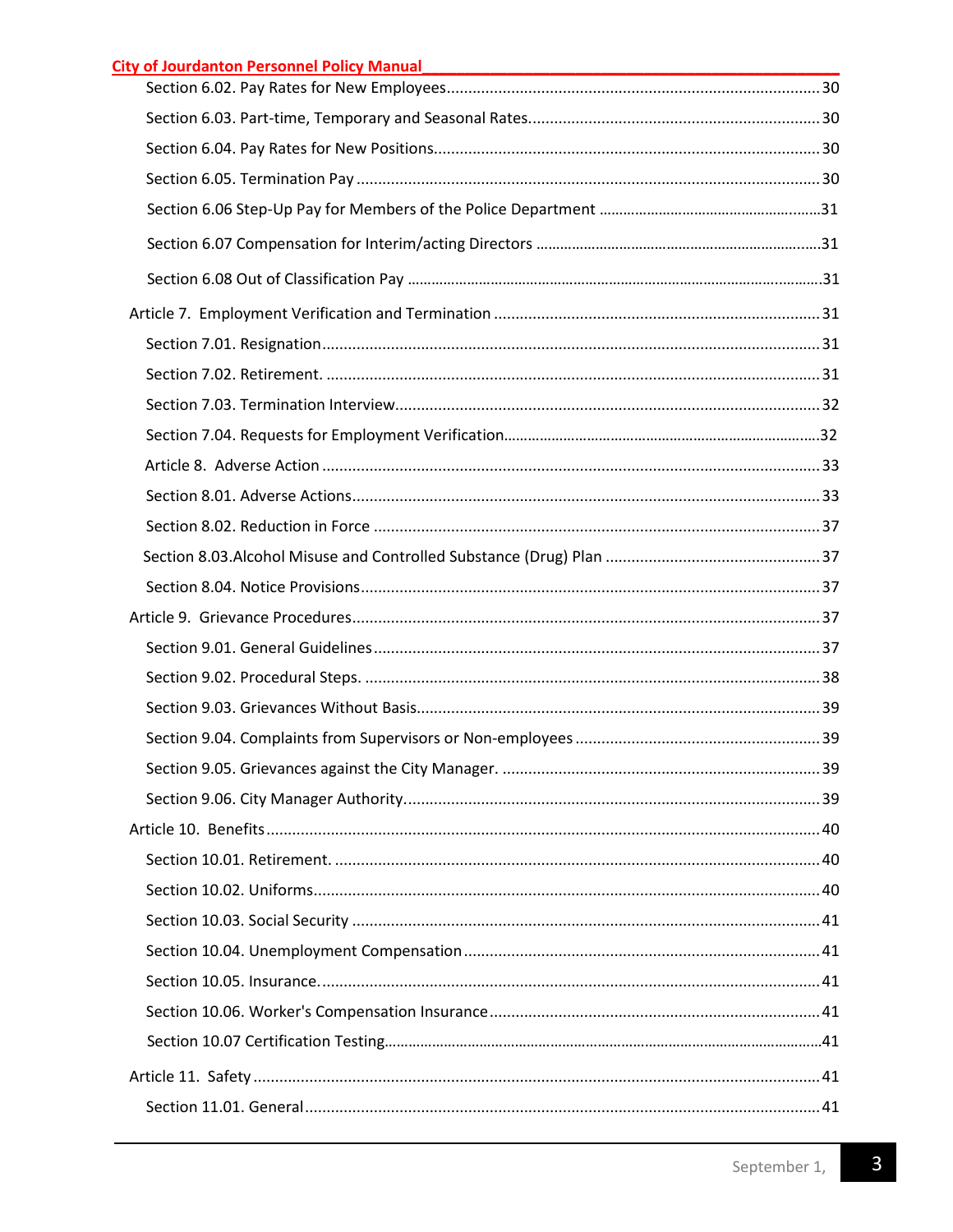Section 6.02. Pay Rates for New Employees ........................................................................... 30

Section 6.03. Part-time, Temporary and Seasonal Rates.................................................................... 30

Section 6.04. Pay Rates for New Positions........................................................................................ 30

Section 6.05. Termination Pay ........................................................................................................... 30

Section 6.06 Step-Up Pay for Members of the Police Department .................................................... 31

Section 6.07 Compensation for Interim/acting Directors ................................................................... 31

Section 6.08 Out of Classification Pay .............................................................................................. 31

Article 7. Employment Verification and Termination ............................................................................ 31

Section 7.01. Resignation .................................................................................................................. 31

Section 7.02. Retirement. ................................................................................................................... 31

Section 7.03. Termination Interview.................................................................................................. 32

Section 7.04. Requests for Employment Verification.......................................................................... 32

Article 8. Adverse Action ....................................................................................................................... 33

Section 8.01. Adverse Actions............................................................................................................ 33

Section 8.02. Reduction in Force ....................................................................................................... 37

Section 8.03.Alcohol Misuse and Controlled Substance (Drug) Plan .................................................. 37

Section 8.04. Notice Provisions.......................................................................................................... 37

Article 9. Grievance Procedures............................................................................................................. 37

Section 9.01. General Guidelines ....................................................................................................... 37

Section 9.02. Procedural Steps. ......................................................................................................... 38

Section 9.03. Grievances Without Basis............................................................................................. 39

Section 9.04. Complaints from Supervisors or Non-employees ......................................................... 39

Section 9.05. Grievances against the City Manager. .......................................................................... 39

Section 9.06. City Manager Authority................................................................................................. 39

Article 10. Benefits ............................................................................................................................... 40

Section 10.01. Retirement. ................................................................................................................ 40

Section 10.02. Uniforms..................................................................................................................... 40

Section 10.03. Social Security ............................................................................................................ 41

Section 10.04. Unemployment Compensation ................................................................................... 41

Section 10.05. Insurance.................................................................................................................... 41

Section 10.06. Worker's Compensation Insurance ............................................................................. 41

Section 10.07 Certification Testing..................................................................................................... 41

Article 11. Safety ................................................................................................................................... 41

Section 11.01. General ....................................................................................................................... 41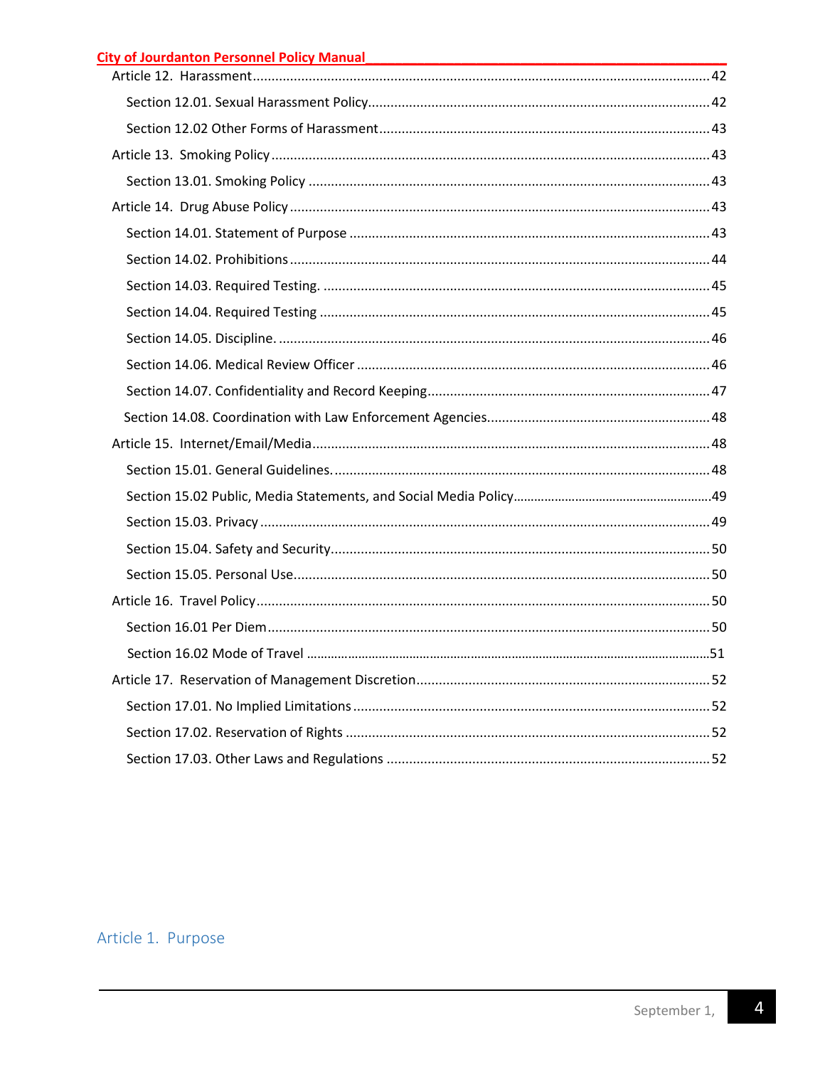Article 12. Harassment ........................................................ 42

Section 12.01. Sexual Harassment Policy ........................................................ 42

Section 12.02 Other Forms of Harassment ........................................................ 43

Article 13. Smoking Policy ........................................................ 43

Section 13.01. Smoking Policy ........................................................ 43

Article 14. Drug Abuse Policy ........................................................ 43

Section 14.01. Statement of Purpose ........................................................ 43

Section 14.02. Prohibitions ........................................................ 44

Section 14.03. Required Testing. ........................................................ 45

Section 14.04. Required Testing ........................................................ 45

Section 14.05. Discipline. ........................................................ 46

Section 14.06. Medical Review Officer ........................................................ 46

Section 14.07. Confidentiality and Record Keeping ........................................................ 47

Section 14.08. Coordination with Law Enforcement Agencies ........................................................ 48

Article 15. Internet/Email/Media ........................................................ 48

Section 15.01. General Guidelines. ........................................................ 48

Section 15.02 Public, Media Statements, and Social Media Policy ........................................................ 49

Section 15.03. Privacy ........................................................ 49

Section 15.04. Safety and Security ........................................................ 50

Section 15.05. Personal Use ........................................................ 50

Article 16. Travel Policy ........................................................ 50

Section 16.01 Per Diem ........................................................ 50

Section 16.02 Mode of Travel ........................................................ 51

Article 17. Reservation of Management Discretion ........................................................ 52

Section 17.01. No Implied Limitations ........................................................ 52

Section 17.02. Reservation of Rights ........................................................ 52

Section 17.03. Other Laws and Regulations ........................................................ 52

## Article 1. Purpose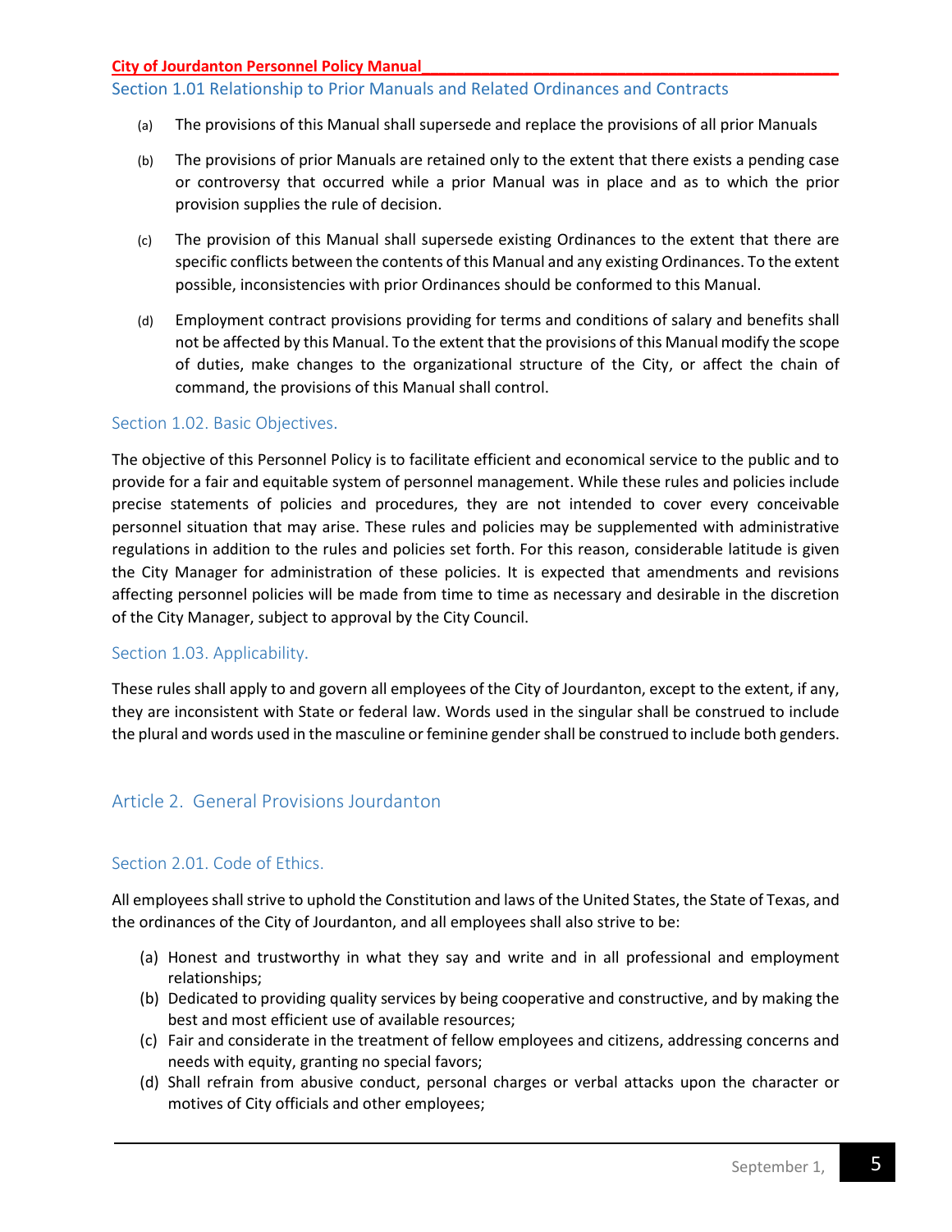## Section 1.01 Relationship to Prior Manuals and Related Ordinances and Contracts

(a) The provisions of this Manual shall supersede and replace the provisions of all prior Manuals

(b) The provisions of prior Manuals are retained only to the extent that there exists a pending case or controversy that occurred while a prior Manual was in place and as to which the prior provision supplies the rule of decision.

(c) The provision of this Manual shall supersede existing Ordinances to the extent that there are specific conflicts between the contents of this Manual and any existing Ordinances. To the extent possible, inconsistencies with prior Ordinances should be conformed to this Manual.

(d) Employment contract provisions providing for terms and conditions of salary and benefits shall not be affected by this Manual. To the extent that the provisions of this Manual modify the scope of duties, make changes to the organizational structure of the City, or affect the chain of command, the provisions of this Manual shall control.

## Section 1.02. Basic Objectives.

The objective of this Personnel Policy is to facilitate efficient and economical service to the public and to provide for a fair and equitable system of personnel management. While these rules and policies include precise statements of policies and procedures, they are not intended to cover every conceivable personnel situation that may arise. These rules and policies may be supplemented with administrative regulations in addition to the rules and policies set forth. For this reason, considerable latitude is given the City Manager for administration of these policies. It is expected that amendments and revisions affecting personnel policies will be made from time to time as necessary and desirable in the discretion of the City Manager, subject to approval by the City Council.

## Section 1.03. Applicability.

These rules shall apply to and govern all employees of the City of Jourdanton, except to the extent, if any, they are inconsistent with State or federal law. Words used in the singular shall be construed to include the plural and words used in the masculine or feminine gender shall be construed to include both genders.

# Article 2. General Provisions Jourdanton

## Section 2.01. Code of Ethics.

All employees shall strive to uphold the Constitution and laws of the United States, the State of Texas, and the ordinances of the City of Jourdanton, and all employees shall also strive to be:

(a) Honest and trustworthy in what they say and write and in all professional and employment relationships;
(b) Dedicated to providing quality services by being cooperative and constructive, and by making the best and most efficient use of available resources;
(c) Fair and considerate in the treatment of fellow employees and citizens, addressing concerns and needs with equity, granting no special favors;
(d) Shall refrain from abusive conduct, personal charges or verbal attacks upon the character or motives of City officials and other employees;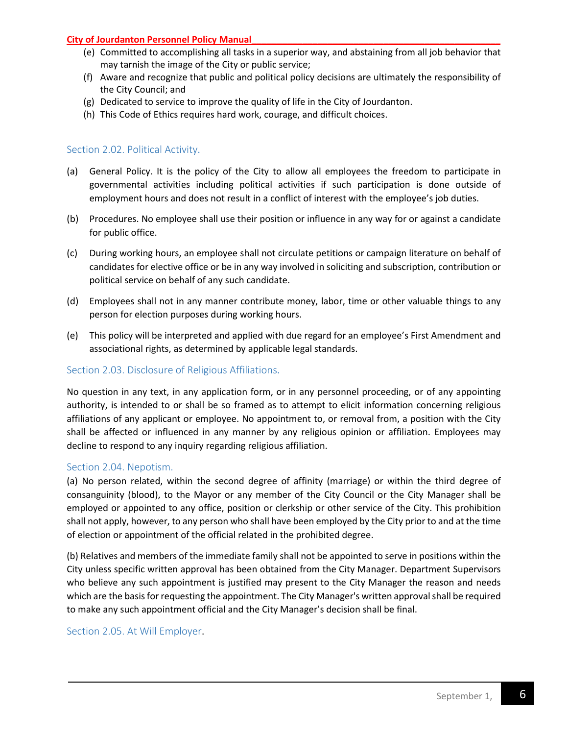(e) Committed to accomplishing all tasks in a superior way, and abstaining from all job behavior that may tarnish the image of the City or public service;

(f) Aware and recognize that public and political policy decisions are ultimately the responsibility of the City Council; and

(g) Dedicated to service to improve the quality of life in the City of Jourdanton.

(h) This Code of Ethics requires hard work, courage, and difficult choices.

## Section 2.02. Political Activity.

(a) General Policy. It is the policy of the City to allow all employees the freedom to participate in governmental activities including political activities if such participation is done outside of employment hours and does not result in a conflict of interest with the employee's job duties.

(b) Procedures. No employee shall use their position or influence in any way for or against a candidate for public office.

(c) During working hours, an employee shall not circulate petitions or campaign literature on behalf of candidates for elective office or be in any way involved in soliciting and subscription, contribution or political service on behalf of any such candidate.

(d) Employees shall not in any manner contribute money, labor, time or other valuable things to any person for election purposes during working hours.

(e) This policy will be interpreted and applied with due regard for an employee's First Amendment and associational rights, as determined by applicable legal standards.

## Section 2.03. Disclosure of Religious Affiliations.

No question in any text, in any application form, or in any personnel proceeding, or of any appointing authority, is intended to or shall be so framed as to attempt to elicit information concerning religious affiliations of any applicant or employee. No appointment to, or removal from, a position with the City shall be affected or influenced in any manner by any religious opinion or affiliation. Employees may decline to respond to any inquiry regarding religious affiliation.

## Section 2.04. Nepotism.

(a) No person related, within the second degree of affinity (marriage) or within the third degree of consanguinity (blood), to the Mayor or any member of the City Council or the City Manager shall be employed or appointed to any office, position or clerkship or other service of the City. This prohibition shall not apply, however, to any person who shall have been employed by the City prior to and at the time of election or appointment of the official related in the prohibited degree.

(b) Relatives and members of the immediate family shall not be appointed to serve in positions within the City unless specific written approval has been obtained from the City Manager. Department Supervisors who believe any such appointment is justified may present to the City Manager the reason and needs which are the basis for requesting the appointment. The City Manager's written approval shall be required to make any such appointment official and the City Manager's decision shall be final.

## Section 2.05. At Will Employer.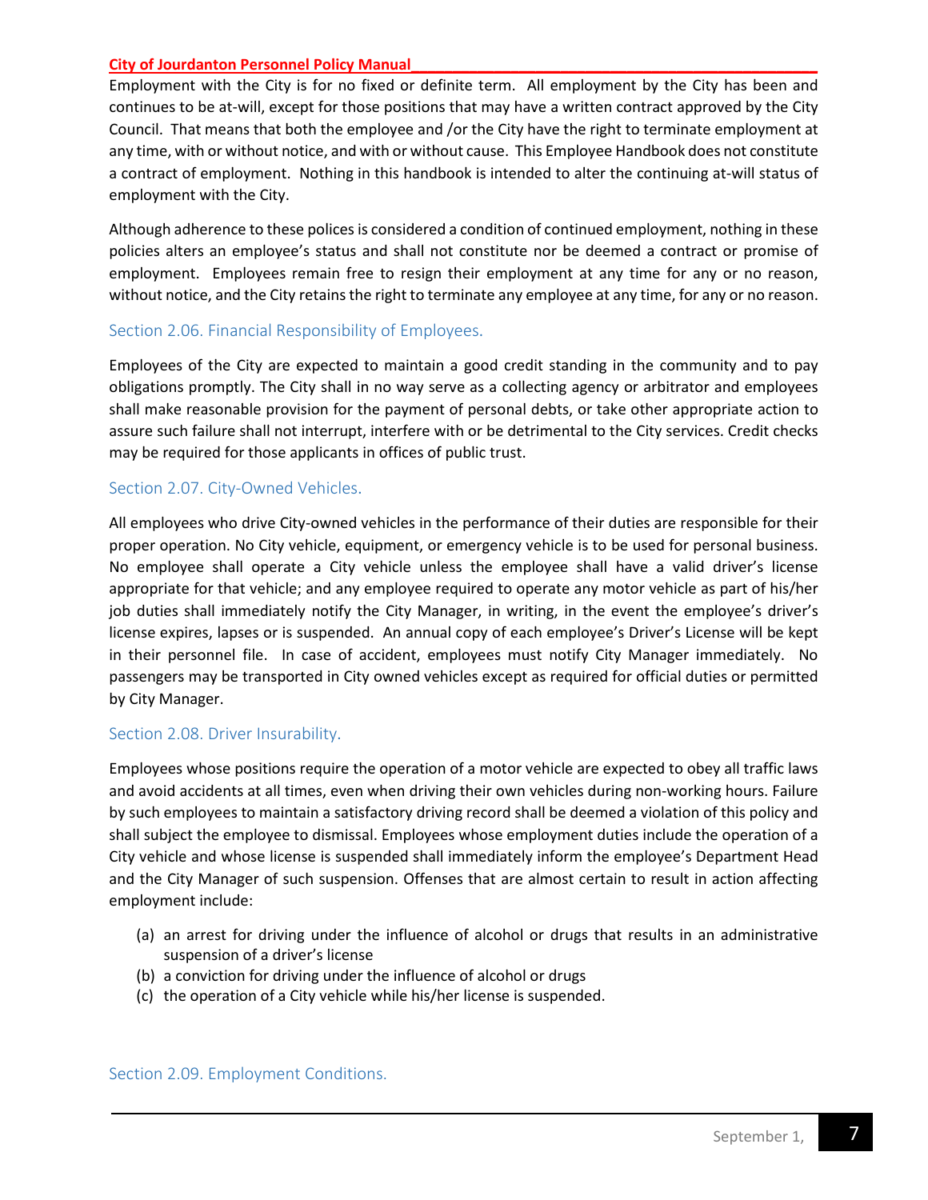Employment with the City is for no fixed or definite term. All employment by the City has been and continues to be at-will, except for those positions that may have a written contract approved by the City Council. That means that both the employee and /or the City have the right to terminate employment at any time, with or without notice, and with or without cause. This Employee Handbook does not constitute a contract of employment. Nothing in this handbook is intended to alter the continuing at-will status of employment with the City.

Although adherence to these polices is considered a condition of continued employment, nothing in these policies alters an employee's status and shall not constitute nor be deemed a contract or promise of employment. Employees remain free to resign their employment at any time for any or no reason, without notice, and the City retains the right to terminate any employee at any time, for any or no reason.

## Section 2.06. Financial Responsibility of Employees.

Employees of the City are expected to maintain a good credit standing in the community and to pay obligations promptly. The City shall in no way serve as a collecting agency or arbitrator and employees shall make reasonable provision for the payment of personal debts, or take other appropriate action to assure such failure shall not interrupt, interfere with or be detrimental to the City services. Credit checks may be required for those applicants in offices of public trust.

## Section 2.07. City-Owned Vehicles.

All employees who drive City-owned vehicles in the performance of their duties are responsible for their proper operation. No City vehicle, equipment, or emergency vehicle is to be used for personal business. No employee shall operate a City vehicle unless the employee shall have a valid driver's license appropriate for that vehicle; and any employee required to operate any motor vehicle as part of his/her job duties shall immediately notify the City Manager, in writing, in the event the employee's driver's license expires, lapses or is suspended. An annual copy of each employee's Driver's License will be kept in their personnel file. In case of accident, employees must notify City Manager immediately. No passengers may be transported in City owned vehicles except as required for official duties or permitted by City Manager.

## Section 2.08. Driver Insurability.

Employees whose positions require the operation of a motor vehicle are expected to obey all traffic laws and avoid accidents at all times, even when driving their own vehicles during non-working hours. Failure by such employees to maintain a satisfactory driving record shall be deemed a violation of this policy and shall subject the employee to dismissal. Employees whose employment duties include the operation of a City vehicle and whose license is suspended shall immediately inform the employee's Department Head and the City Manager of such suspension. Offenses that are almost certain to result in action affecting employment include:

(a) an arrest for driving under the influence of alcohol or drugs that results in an administrative suspension of a driver's license
(b) a conviction for driving under the influence of alcohol or drugs
(c) the operation of a City vehicle while his/her license is suspended.

## Section 2.09. Employment Conditions.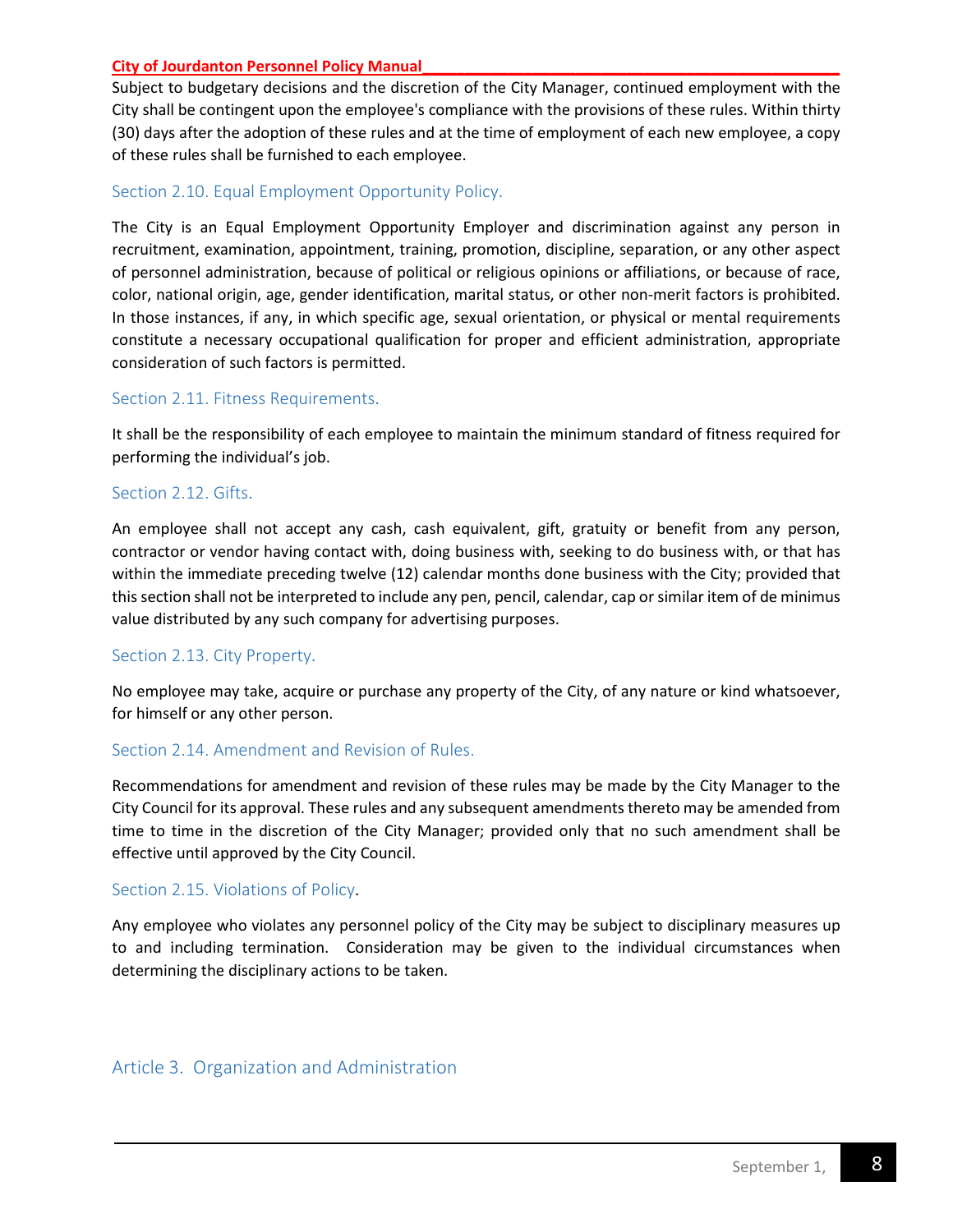Subject to budgetary decisions and the discretion of the City Manager, continued employment with the City shall be contingent upon the employee's compliance with the provisions of these rules. Within thirty (30) days after the adoption of these rules and at the time of employment of each new employee, a copy of these rules shall be furnished to each employee.

### Section 2.10. Equal Employment Opportunity Policy.

The City is an Equal Employment Opportunity Employer and discrimination against any person in recruitment, examination, appointment, training, promotion, discipline, separation, or any other aspect of personnel administration, because of political or religious opinions or affiliations, or because of race, color, national origin, age, gender identification, marital status, or other non-merit factors is prohibited. In those instances, if any, in which specific age, sexual orientation, or physical or mental requirements constitute a necessary occupational qualification for proper and efficient administration, appropriate consideration of such factors is permitted.

### Section 2.11. Fitness Requirements.

It shall be the responsibility of each employee to maintain the minimum standard of fitness required for performing the individual's job.

### Section 2.12. Gifts.

An employee shall not accept any cash, cash equivalent, gift, gratuity or benefit from any person, contractor or vendor having contact with, doing business with, seeking to do business with, or that has within the immediate preceding twelve (12) calendar months done business with the City; provided that this section shall not be interpreted to include any pen, pencil, calendar, cap or similar item of de minimus value distributed by any such company for advertising purposes.

### Section 2.13. City Property.

No employee may take, acquire or purchase any property of the City, of any nature or kind whatsoever, for himself or any other person.

### Section 2.14. Amendment and Revision of Rules.

Recommendations for amendment and revision of these rules may be made by the City Manager to the City Council for its approval. These rules and any subsequent amendments thereto may be amended from time to time in the discretion of the City Manager; provided only that no such amendment shall be effective until approved by the City Council.

### Section 2.15. Violations of Policy.

Any employee who violates any personnel policy of the City may be subject to disciplinary measures up to and including termination. Consideration may be given to the individual circumstances when determining the disciplinary actions to be taken.

## Article 3. Organization and Administration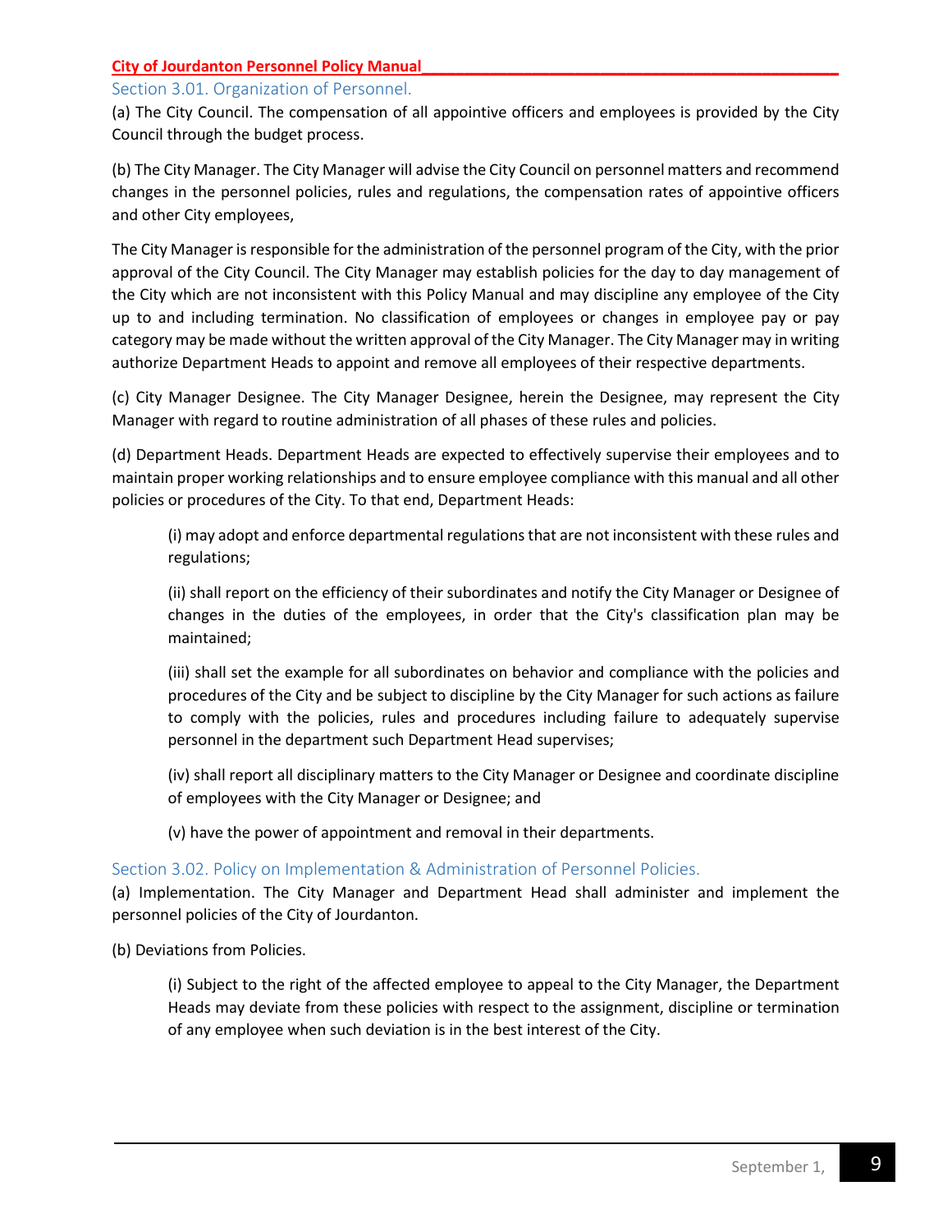## Section 3.01. Organization of Personnel.

(a) The City Council. The compensation of all appointive officers and employees is provided by the City Council through the budget process.

(b) The City Manager. The City Manager will advise the City Council on personnel matters and recommend changes in the personnel policies, rules and regulations, the compensation rates of appointive officers and other City employees,

The City Manager is responsible for the administration of the personnel program of the City, with the prior approval of the City Council. The City Manager may establish policies for the day to day management of the City which are not inconsistent with this Policy Manual and may discipline any employee of the City up to and including termination. No classification of employees or changes in employee pay or pay category may be made without the written approval of the City Manager. The City Manager may in writing authorize Department Heads to appoint and remove all employees of their respective departments.

(c) City Manager Designee. The City Manager Designee, herein the Designee, may represent the City Manager with regard to routine administration of all phases of these rules and policies.

(d) Department Heads. Department Heads are expected to effectively supervise their employees and to maintain proper working relationships and to ensure employee compliance with this manual and all other policies or procedures of the City. To that end, Department Heads:

> (i) may adopt and enforce departmental regulations that are not inconsistent with these rules and regulations;
>
> (ii) shall report on the efficiency of their subordinates and notify the City Manager or Designee of changes in the duties of the employees, in order that the City's classification plan may be maintained;
>
> (iii) shall set the example for all subordinates on behavior and compliance with the policies and procedures of the City and be subject to discipline by the City Manager for such actions as failure to comply with the policies, rules and procedures including failure to adequately supervise personnel in the department such Department Head supervises;
>
> (iv) shall report all disciplinary matters to the City Manager or Designee and coordinate discipline of employees with the City Manager or Designee; and
>
> (v) have the power of appointment and removal in their departments.

## Section 3.02. Policy on Implementation & Administration of Personnel Policies.

(a) Implementation. The City Manager and Department Head shall administer and implement the personnel policies of the City of Jourdanton.

(b) Deviations from Policies.

> (i) Subject to the right of the affected employee to appeal to the City Manager, the Department Heads may deviate from these policies with respect to the assignment, discipline or termination of any employee when such deviation is in the best interest of the City.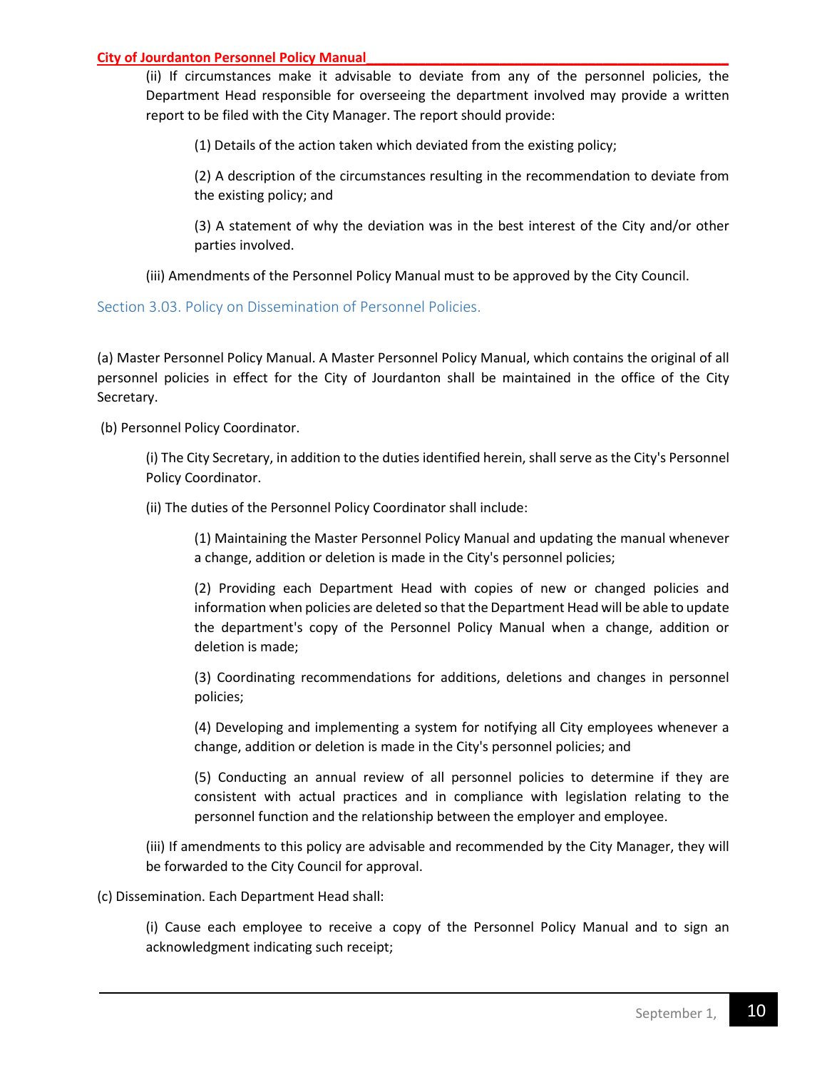(ii) If circumstances make it advisable to deviate from any of the personnel policies, the Department Head responsible for overseeing the department involved may provide a written report to be filed with the City Manager. The report should provide:

(1) Details of the action taken which deviated from the existing policy;

(2) A description of the circumstances resulting in the recommendation to deviate from the existing policy; and

(3) A statement of why the deviation was in the best interest of the City and/or other parties involved.

(iii) Amendments of the Personnel Policy Manual must to be approved by the City Council.

## Section 3.03. Policy on Dissemination of Personnel Policies.

(a) Master Personnel Policy Manual. A Master Personnel Policy Manual, which contains the original of all personnel policies in effect for the City of Jourdanton shall be maintained in the office of the City Secretary.

(b) Personnel Policy Coordinator.

(i) The City Secretary, in addition to the duties identified herein, shall serve as the City's Personnel Policy Coordinator.

(ii) The duties of the Personnel Policy Coordinator shall include:

(1) Maintaining the Master Personnel Policy Manual and updating the manual whenever a change, addition or deletion is made in the City's personnel policies;

(2) Providing each Department Head with copies of new or changed policies and information when policies are deleted so that the Department Head will be able to update the department's copy of the Personnel Policy Manual when a change, addition or deletion is made;

(3) Coordinating recommendations for additions, deletions and changes in personnel policies;

(4) Developing and implementing a system for notifying all City employees whenever a change, addition or deletion is made in the City's personnel policies; and

(5) Conducting an annual review of all personnel policies to determine if they are consistent with actual practices and in compliance with legislation relating to the personnel function and the relationship between the employer and employee.

(iii) If amendments to this policy are advisable and recommended by the City Manager, they will be forwarded to the City Council for approval.

(c) Dissemination. Each Department Head shall:

(i) Cause each employee to receive a copy of the Personnel Policy Manual and to sign an acknowledgment indicating such receipt;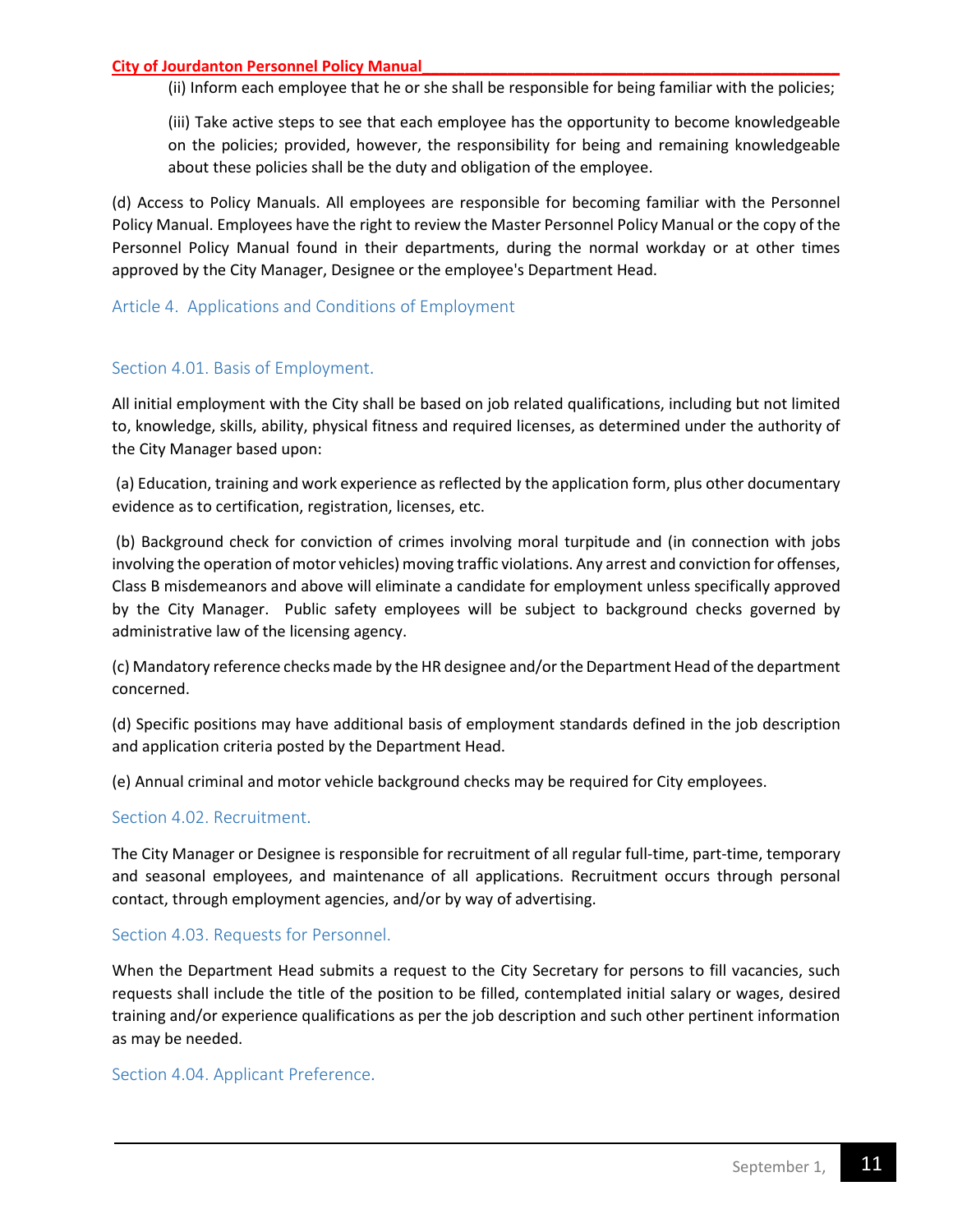(ii) Inform each employee that he or she shall be responsible for being familiar with the policies;

(iii) Take active steps to see that each employee has the opportunity to become knowledgeable on the policies; provided, however, the responsibility for being and remaining knowledgeable about these policies shall be the duty and obligation of the employee.

(d) Access to Policy Manuals. All employees are responsible for becoming familiar with the Personnel Policy Manual. Employees have the right to review the Master Personnel Policy Manual or the copy of the Personnel Policy Manual found in their departments, during the normal workday or at other times approved by the City Manager, Designee or the employee's Department Head.

## Article 4. Applications and Conditions of Employment

### Section 4.01. Basis of Employment.

All initial employment with the City shall be based on job related qualifications, including but not limited to, knowledge, skills, ability, physical fitness and required licenses, as determined under the authority of the City Manager based upon:

(a) Education, training and work experience as reflected by the application form, plus other documentary evidence as to certification, registration, licenses, etc.

(b) Background check for conviction of crimes involving moral turpitude and (in connection with jobs involving the operation of motor vehicles) moving traffic violations. Any arrest and conviction for offenses, Class B misdemeanors and above will eliminate a candidate for employment unless specifically approved by the City Manager. Public safety employees will be subject to background checks governed by administrative law of the licensing agency.

(c) Mandatory reference checks made by the HR designee and/or the Department Head of the department concerned.

(d) Specific positions may have additional basis of employment standards defined in the job description and application criteria posted by the Department Head.

(e) Annual criminal and motor vehicle background checks may be required for City employees.

### Section 4.02. Recruitment.

The City Manager or Designee is responsible for recruitment of all regular full-time, part-time, temporary and seasonal employees, and maintenance of all applications. Recruitment occurs through personal contact, through employment agencies, and/or by way of advertising.

### Section 4.03. Requests for Personnel.

When the Department Head submits a request to the City Secretary for persons to fill vacancies, such requests shall include the title of the position to be filled, contemplated initial salary or wages, desired training and/or experience qualifications as per the job description and such other pertinent information as may be needed.

### Section 4.04. Applicant Preference.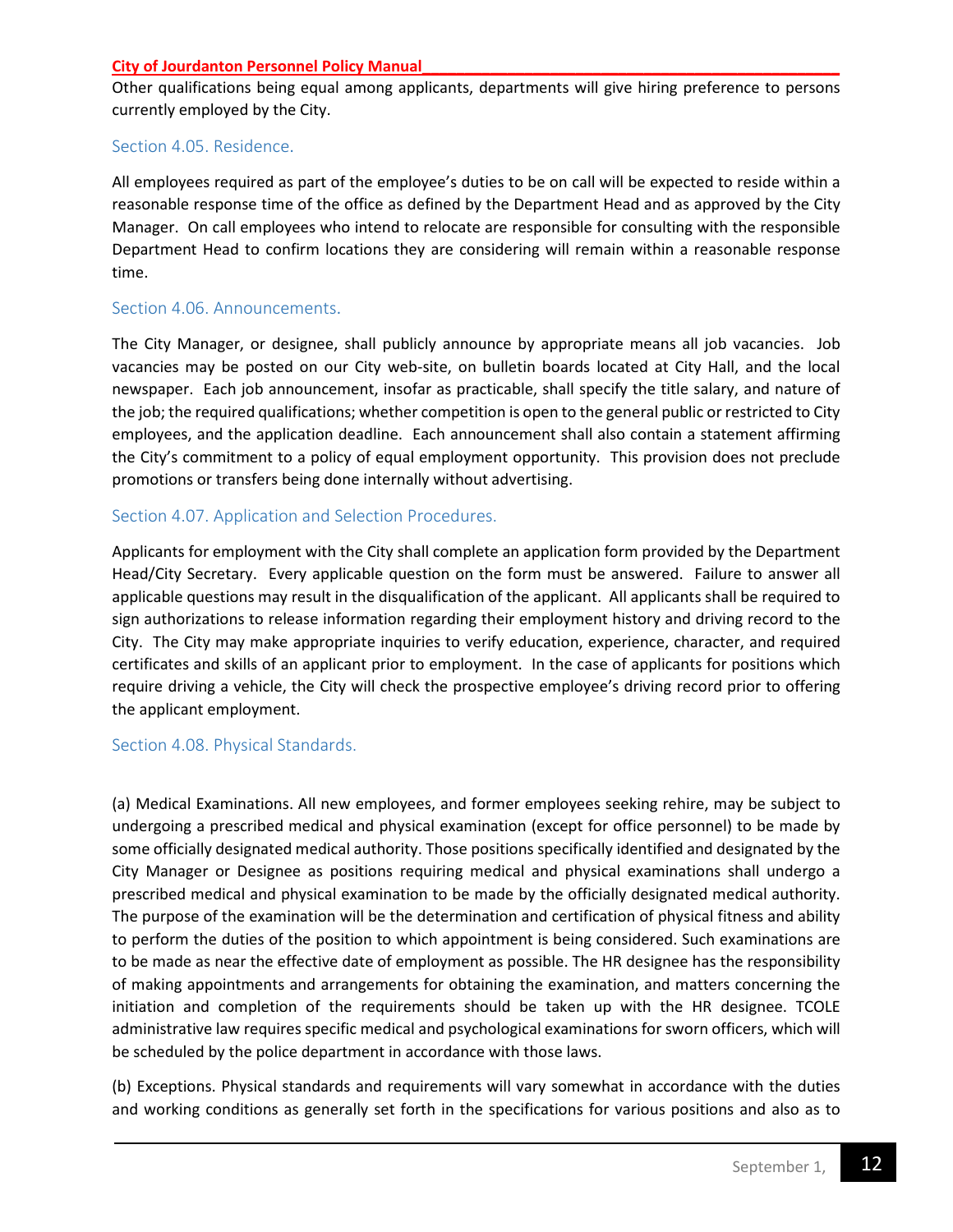Other qualifications being equal among applicants, departments will give hiring preference to persons currently employed by the City.

### Section 4.05. Residence.

All employees required as part of the employee's duties to be on call will be expected to reside within a reasonable response time of the office as defined by the Department Head and as approved by the City Manager. On call employees who intend to relocate are responsible for consulting with the responsible Department Head to confirm locations they are considering will remain within a reasonable response time.

### Section 4.06. Announcements.

The City Manager, or designee, shall publicly announce by appropriate means all job vacancies. Job vacancies may be posted on our City web-site, on bulletin boards located at City Hall, and the local newspaper. Each job announcement, insofar as practicable, shall specify the title salary, and nature of the job; the required qualifications; whether competition is open to the general public or restricted to City employees, and the application deadline. Each announcement shall also contain a statement affirming the City's commitment to a policy of equal employment opportunity. This provision does not preclude promotions or transfers being done internally without advertising.

### Section 4.07. Application and Selection Procedures.

Applicants for employment with the City shall complete an application form provided by the Department Head/City Secretary. Every applicable question on the form must be answered. Failure to answer all applicable questions may result in the disqualification of the applicant. All applicants shall be required to sign authorizations to release information regarding their employment history and driving record to the City. The City may make appropriate inquiries to verify education, experience, character, and required certificates and skills of an applicant prior to employment. In the case of applicants for positions which require driving a vehicle, the City will check the prospective employee's driving record prior to offering the applicant employment.

### Section 4.08. Physical Standards.

(a) Medical Examinations. All new employees, and former employees seeking rehire, may be subject to undergoing a prescribed medical and physical examination (except for office personnel) to be made by some officially designated medical authority. Those positions specifically identified and designated by the City Manager or Designee as positions requiring medical and physical examinations shall undergo a prescribed medical and physical examination to be made by the officially designated medical authority. The purpose of the examination will be the determination and certification of physical fitness and ability to perform the duties of the position to which appointment is being considered. Such examinations are to be made as near the effective date of employment as possible. The HR designee has the responsibility of making appointments and arrangements for obtaining the examination, and matters concerning the initiation and completion of the requirements should be taken up with the HR designee. TCOLE administrative law requires specific medical and psychological examinations for sworn officers, which will be scheduled by the police department in accordance with those laws.

(b) Exceptions. Physical standards and requirements will vary somewhat in accordance with the duties and working conditions as generally set forth in the specifications for various positions and also as to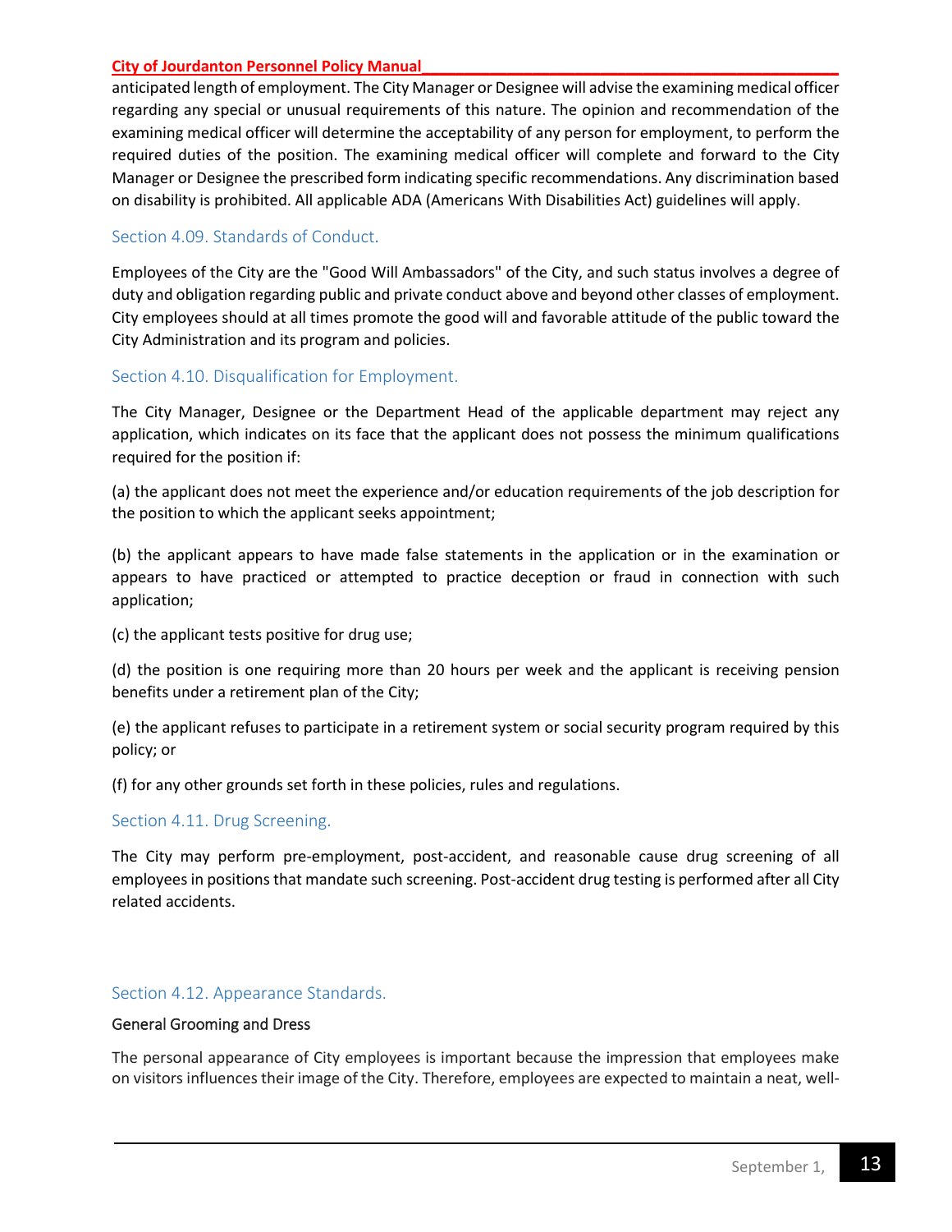anticipated length of employment. The City Manager or Designee will advise the examining medical officer regarding any special or unusual requirements of this nature. The opinion and recommendation of the examining medical officer will determine the acceptability of any person for employment, to perform the required duties of the position. The examining medical officer will complete and forward to the City Manager or Designee the prescribed form indicating specific recommendations. Any discrimination based on disability is prohibited. All applicable ADA (Americans With Disabilities Act) guidelines will apply.

### Section 4.09. Standards of Conduct.

Employees of the City are the "Good Will Ambassadors" of the City, and such status involves a degree of duty and obligation regarding public and private conduct above and beyond other classes of employment. City employees should at all times promote the good will and favorable attitude of the public toward the City Administration and its program and policies.

### Section 4.10. Disqualification for Employment.

The City Manager, Designee or the Department Head of the applicable department may reject any application, which indicates on its face that the applicant does not possess the minimum qualifications required for the position if:

(a) the applicant does not meet the experience and/or education requirements of the job description for the position to which the applicant seeks appointment;

(b) the applicant appears to have made false statements in the application or in the examination or appears to have practiced or attempted to practice deception or fraud in connection with such application;

(c) the applicant tests positive for drug use;

(d) the position is one requiring more than 20 hours per week and the applicant is receiving pension benefits under a retirement plan of the City;

(e) the applicant refuses to participate in a retirement system or social security program required by this policy; or

(f) for any other grounds set forth in these policies, rules and regulations.

### Section 4.11. Drug Screening.

The City may perform pre-employment, post-accident, and reasonable cause drug screening of all employees in positions that mandate such screening. Post-accident drug testing is performed after all City related accidents.

### Section 4.12. Appearance Standards.

#### General Grooming and Dress

The personal appearance of City employees is important because the impression that employees make on visitors influences their image of the City. Therefore, employees are expected to maintain a neat, well-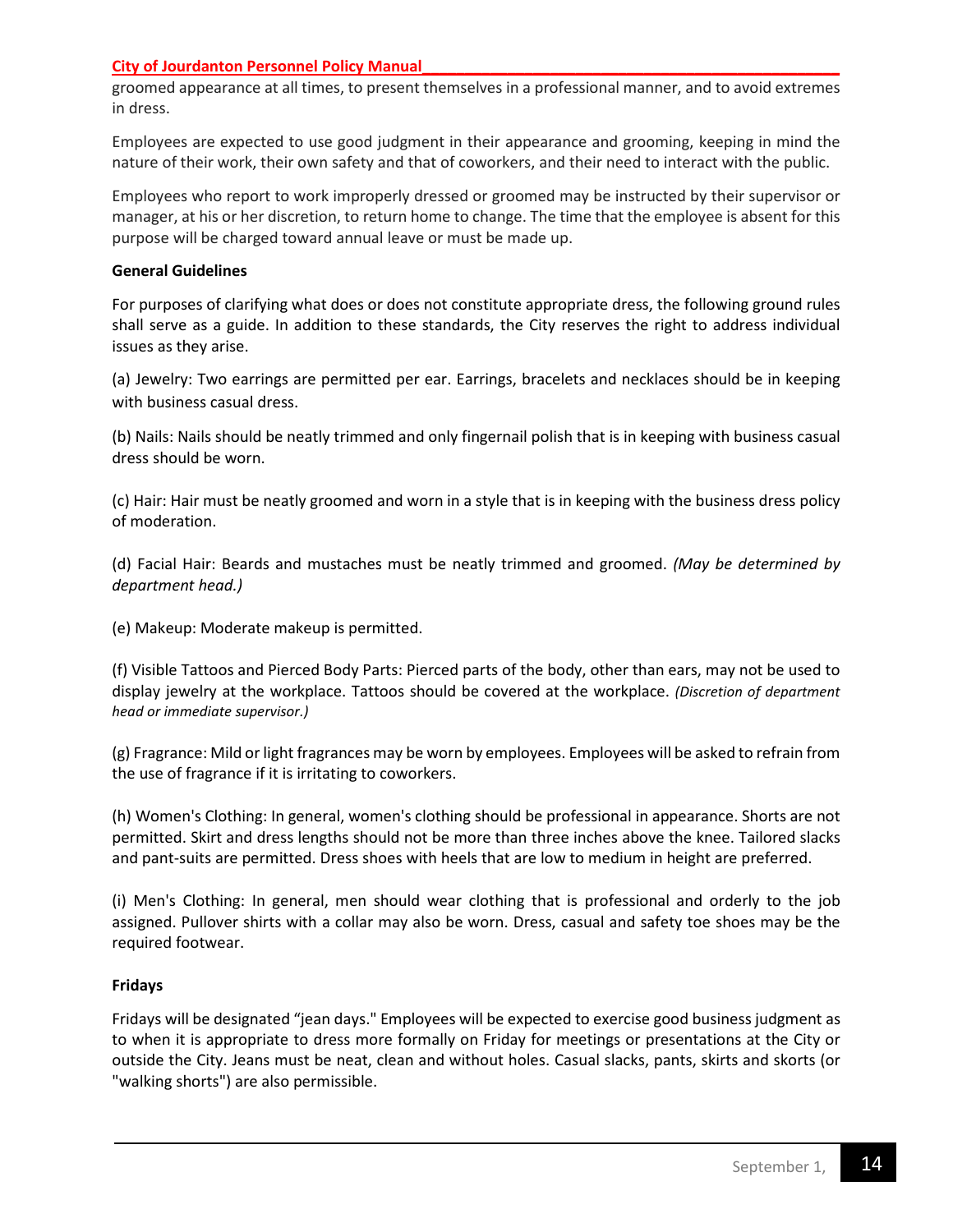groomed appearance at all times, to present themselves in a professional manner, and to avoid extremes in dress.

Employees are expected to use good judgment in their appearance and grooming, keeping in mind the nature of their work, their own safety and that of coworkers, and their need to interact with the public.

Employees who report to work improperly dressed or groomed may be instructed by their supervisor or manager, at his or her discretion, to return home to change. The time that the employee is absent for this purpose will be charged toward annual leave or must be made up.

**General Guidelines**

For purposes of clarifying what does or does not constitute appropriate dress, the following ground rules shall serve as a guide. In addition to these standards, the City reserves the right to address individual issues as they arise.

(a) Jewelry: Two earrings are permitted per ear. Earrings, bracelets and necklaces should be in keeping with business casual dress.

(b) Nails: Nails should be neatly trimmed and only fingernail polish that is in keeping with business casual dress should be worn.

(c) Hair: Hair must be neatly groomed and worn in a style that is in keeping with the business dress policy of moderation.

(d) Facial Hair: Beards and mustaches must be neatly trimmed and groomed. *(May be determined by department head.)*

(e) Makeup: Moderate makeup is permitted.

(f) Visible Tattoos and Pierced Body Parts: Pierced parts of the body, other than ears, may not be used to display jewelry at the workplace. Tattoos should be covered at the workplace. *(Discretion of department head or immediate supervisor.)*

(g) Fragrance: Mild or light fragrances may be worn by employees. Employees will be asked to refrain from the use of fragrance if it is irritating to coworkers.

(h) Women's Clothing: In general, women's clothing should be professional in appearance. Shorts are not permitted. Skirt and dress lengths should not be more than three inches above the knee. Tailored slacks and pant-suits are permitted. Dress shoes with heels that are low to medium in height are preferred.

(i) Men's Clothing: In general, men should wear clothing that is professional and orderly to the job assigned. Pullover shirts with a collar may also be worn. Dress, casual and safety toe shoes may be the required footwear.

**Fridays**

Fridays will be designated "jean days." Employees will be expected to exercise good business judgment as to when it is appropriate to dress more formally on Friday for meetings or presentations at the City or outside the City. Jeans must be neat, clean and without holes. Casual slacks, pants, skirts and skorts (or "walking shorts") are also permissible.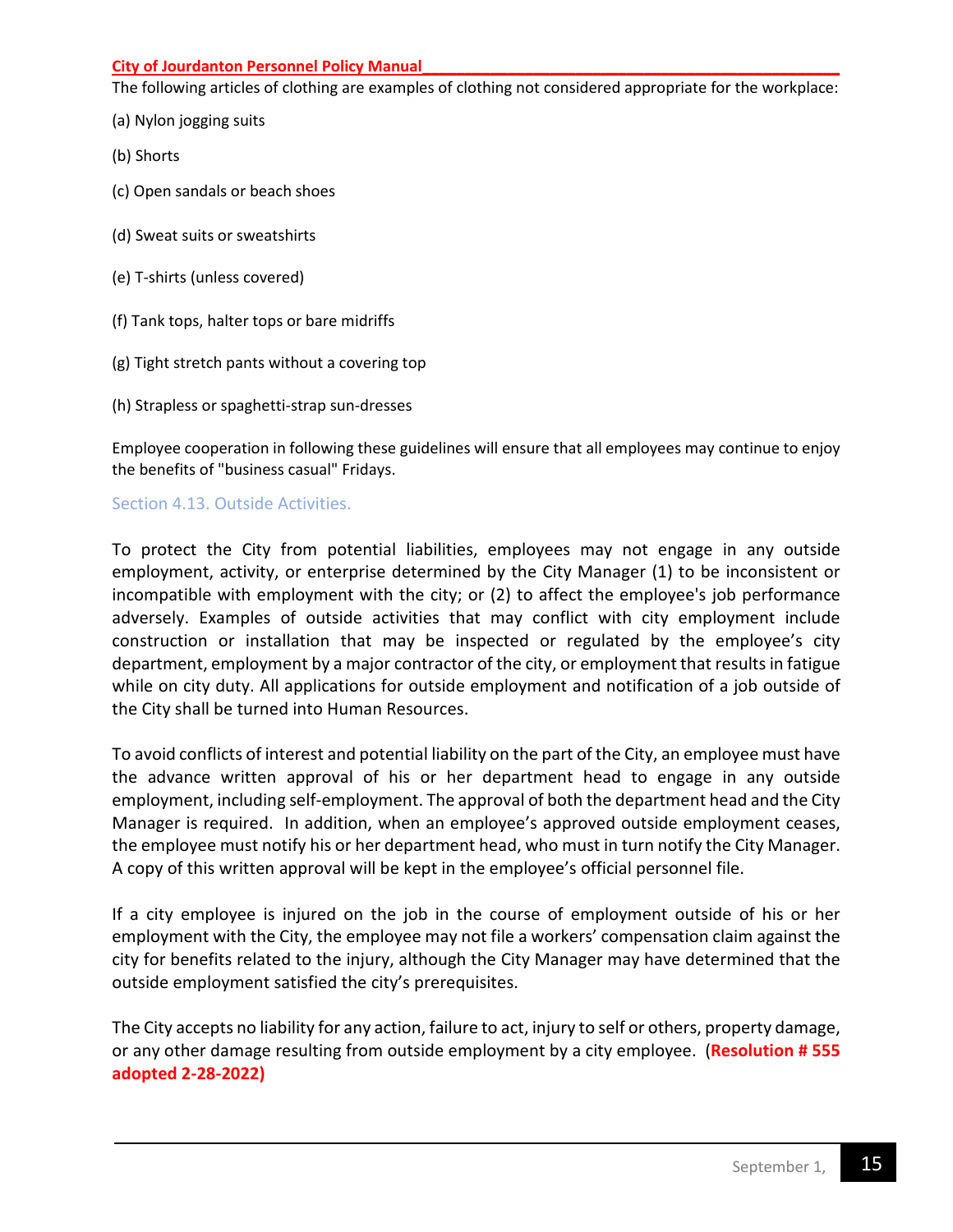The following articles of clothing are examples of clothing not considered appropriate for the workplace:

(a) Nylon jogging suits

(b) Shorts

(c) Open sandals or beach shoes

(d) Sweat suits or sweatshirts

(e) T-shirts (unless covered)

(f) Tank tops, halter tops or bare midriffs

(g) Tight stretch pants without a covering top

(h) Strapless or spaghetti-strap sun-dresses

Employee cooperation in following these guidelines will ensure that all employees may continue to enjoy the benefits of "business casual" Fridays.

### Section 4.13. Outside Activities.

To protect the City from potential liabilities, employees may not engage in any outside employment, activity, or enterprise determined by the City Manager (1) to be inconsistent or incompatible with employment with the city; or (2) to affect the employee's job performance adversely. Examples of outside activities that may conflict with city employment include construction or installation that may be inspected or regulated by the employee's city department, employment by a major contractor of the city, or employment that results in fatigue while on city duty. All applications for outside employment and notification of a job outside of the City shall be turned into Human Resources.

To avoid conflicts of interest and potential liability on the part of the City, an employee must have the advance written approval of his or her department head to engage in any outside employment, including self-employment. The approval of both the department head and the City Manager is required. In addition, when an employee's approved outside employment ceases, the employee must notify his or her department head, who must in turn notify the City Manager. A copy of this written approval will be kept in the employee's official personnel file.

If a city employee is injured on the job in the course of employment outside of his or her employment with the City, the employee may not file a workers' compensation claim against the city for benefits related to the injury, although the City Manager may have determined that the outside employment satisfied the city's prerequisites.

The City accepts no liability for any action, failure to act, injury to self or others, property damage, or any other damage resulting from outside employment by a city employee. (**Resolution # 555 adopted 2-28-2022)**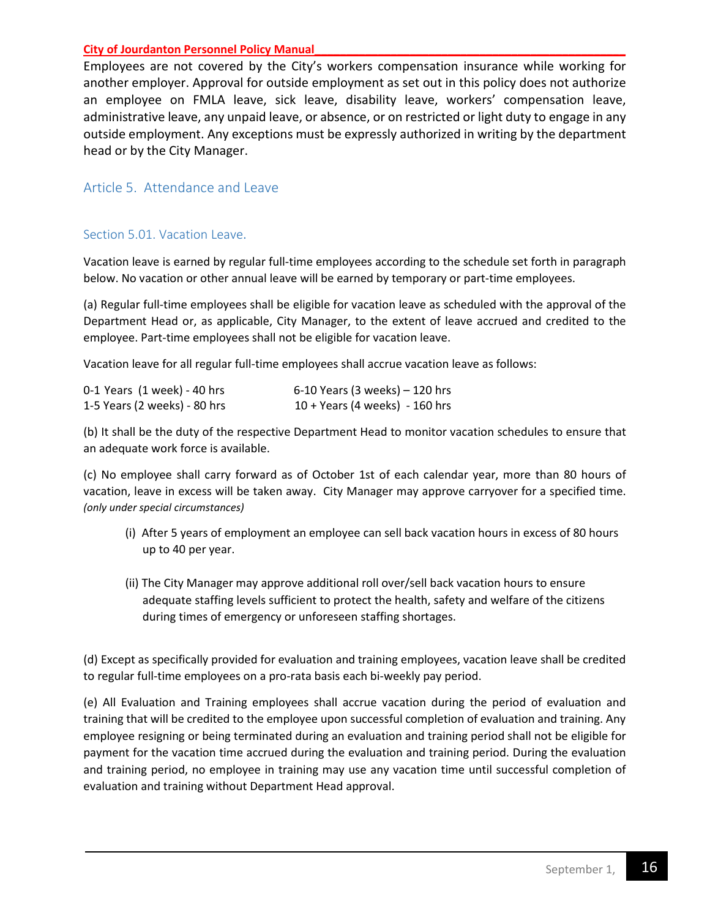Employees are not covered by the City's workers compensation insurance while working for another employer. Approval for outside employment as set out in this policy does not authorize an employee on FMLA leave, sick leave, disability leave, workers' compensation leave, administrative leave, any unpaid leave, or absence, or on restricted or light duty to engage in any outside employment. Any exceptions must be expressly authorized in writing by the department head or by the City Manager.

## Article 5. Attendance and Leave

### Section 5.01. Vacation Leave.

Vacation leave is earned by regular full-time employees according to the schedule set forth in paragraph below. No vacation or other annual leave will be earned by temporary or part-time employees.

(a) Regular full-time employees shall be eligible for vacation leave as scheduled with the approval of the Department Head or, as applicable, City Manager, to the extent of leave accrued and credited to the employee. Part-time employees shall not be eligible for vacation leave.

Vacation leave for all regular full-time employees shall accrue vacation leave as follows:

| | |
|---|---|
| 0-1 Years (1 week) - 40 hrs | 6-10 Years (3 weeks) – 120 hrs |
| 1-5 Years (2 weeks) - 80 hrs | 10 + Years (4 weeks) - 160 hrs |

(b) It shall be the duty of the respective Department Head to monitor vacation schedules to ensure that an adequate work force is available.

(c) No employee shall carry forward as of October 1st of each calendar year, more than 80 hours of vacation, leave in excess will be taken away. City Manager may approve carryover for a specified time. *(only under special circumstances)*

- (i) After 5 years of employment an employee can sell back vacation hours in excess of 80 hours up to 40 per year.
- (ii) The City Manager may approve additional roll over/sell back vacation hours to ensure adequate staffing levels sufficient to protect the health, safety and welfare of the citizens during times of emergency or unforeseen staffing shortages.

(d) Except as specifically provided for evaluation and training employees, vacation leave shall be credited to regular full-time employees on a pro-rata basis each bi-weekly pay period.

(e) All Evaluation and Training employees shall accrue vacation during the period of evaluation and training that will be credited to the employee upon successful completion of evaluation and training. Any employee resigning or being terminated during an evaluation and training period shall not be eligible for payment for the vacation time accrued during the evaluation and training period. During the evaluation and training period, no employee in training may use any vacation time until successful completion of evaluation and training without Department Head approval.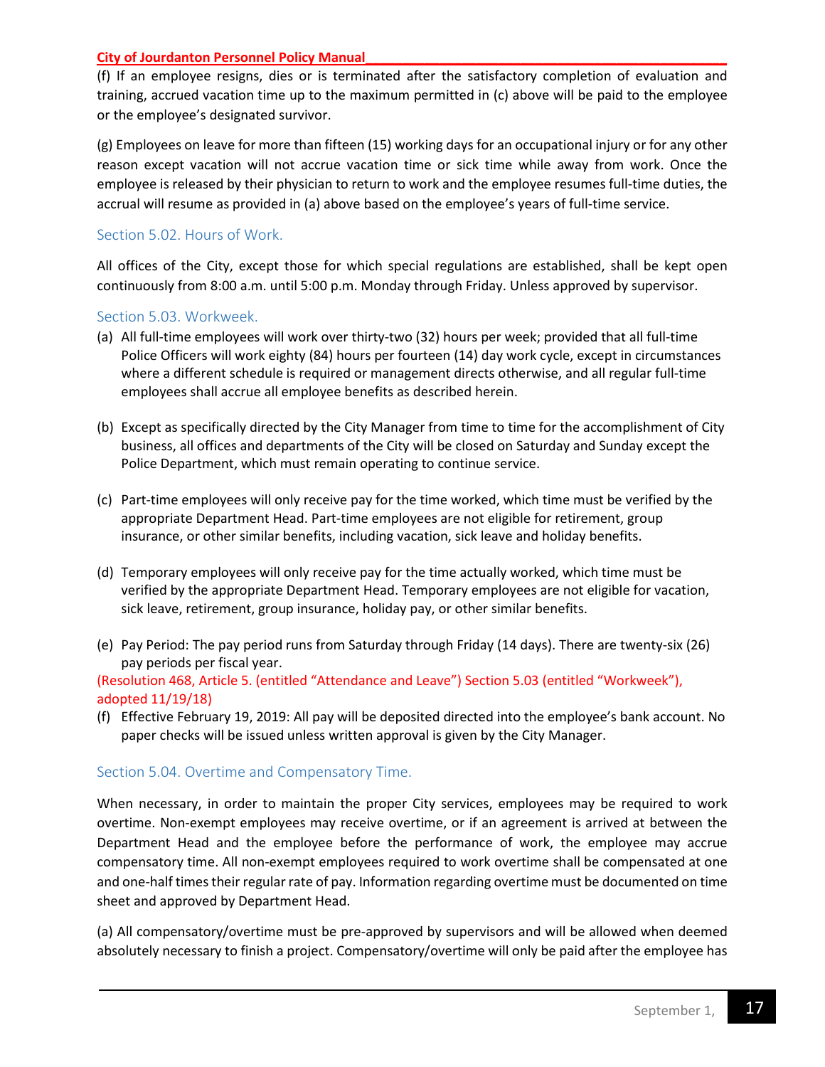(f) If an employee resigns, dies or is terminated after the satisfactory completion of evaluation and training, accrued vacation time up to the maximum permitted in (c) above will be paid to the employee or the employee's designated survivor.

(g) Employees on leave for more than fifteen (15) working days for an occupational injury or for any other reason except vacation will not accrue vacation time or sick time while away from work. Once the employee is released by their physician to return to work and the employee resumes full-time duties, the accrual will resume as provided in (a) above based on the employee's years of full-time service.

### Section 5.02. Hours of Work.

All offices of the City, except those for which special regulations are established, shall be kept open continuously from 8:00 a.m. until 5:00 p.m. Monday through Friday. Unless approved by supervisor.

### Section 5.03. Workweek.

(a) All full-time employees will work over thirty-two (32) hours per week; provided that all full-time Police Officers will work eighty (84) hours per fourteen (14) day work cycle, except in circumstances where a different schedule is required or management directs otherwise, and all regular full-time employees shall accrue all employee benefits as described herein.

(b) Except as specifically directed by the City Manager from time to time for the accomplishment of City business, all offices and departments of the City will be closed on Saturday and Sunday except the Police Department, which must remain operating to continue service.

(c) Part-time employees will only receive pay for the time worked, which time must be verified by the appropriate Department Head. Part-time employees are not eligible for retirement, group insurance, or other similar benefits, including vacation, sick leave and holiday benefits.

(d) Temporary employees will only receive pay for the time actually worked, which time must be verified by the appropriate Department Head. Temporary employees are not eligible for vacation, sick leave, retirement, group insurance, holiday pay, or other similar benefits.

(e) Pay Period: The pay period runs from Saturday through Friday (14 days). There are twenty-six (26) pay periods per fiscal year.

(Resolution 468, Article 5. (entitled "Attendance and Leave") Section 5.03 (entitled "Workweek"), adopted 11/19/18)

(f) Effective February 19, 2019: All pay will be deposited directed into the employee's bank account. No paper checks will be issued unless written approval is given by the City Manager.

### Section 5.04. Overtime and Compensatory Time.

When necessary, in order to maintain the proper City services, employees may be required to work overtime. Non-exempt employees may receive overtime, or if an agreement is arrived at between the Department Head and the employee before the performance of work, the employee may accrue compensatory time. All non-exempt employees required to work overtime shall be compensated at one and one-half times their regular rate of pay. Information regarding overtime must be documented on time sheet and approved by Department Head.

(a) All compensatory/overtime must be pre-approved by supervisors and will be allowed when deemed absolutely necessary to finish a project. Compensatory/overtime will only be paid after the employee has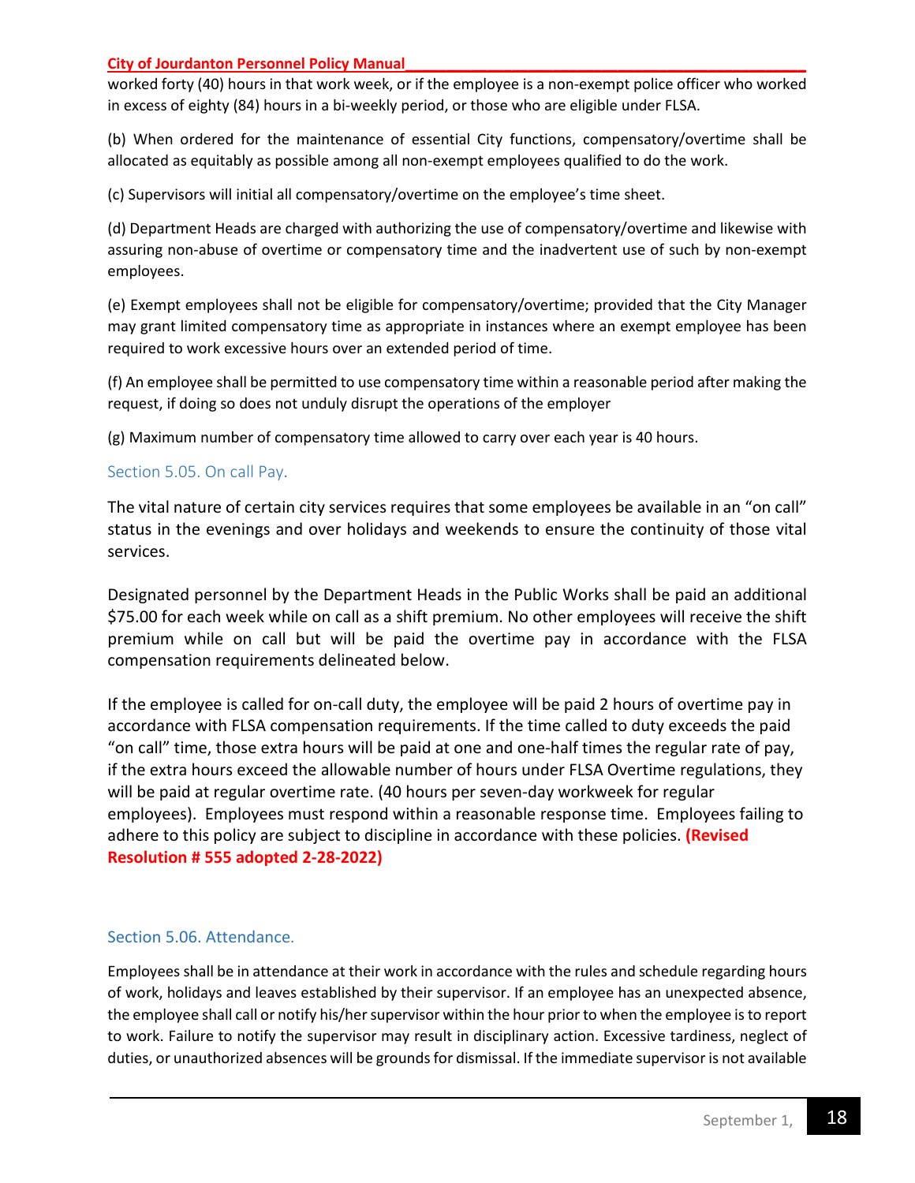worked forty (40) hours in that work week, or if the employee is a non-exempt police officer who worked in excess of eighty (84) hours in a bi-weekly period, or those who are eligible under FLSA.

(b) When ordered for the maintenance of essential City functions, compensatory/overtime shall be allocated as equitably as possible among all non-exempt employees qualified to do the work.

(c) Supervisors will initial all compensatory/overtime on the employee's time sheet.

(d) Department Heads are charged with authorizing the use of compensatory/overtime and likewise with assuring non-abuse of overtime or compensatory time and the inadvertent use of such by non-exempt employees.

(e) Exempt employees shall not be eligible for compensatory/overtime; provided that the City Manager may grant limited compensatory time as appropriate in instances where an exempt employee has been required to work excessive hours over an extended period of time.

(f) An employee shall be permitted to use compensatory time within a reasonable period after making the request, if doing so does not unduly disrupt the operations of the employer

(g) Maximum number of compensatory time allowed to carry over each year is 40 hours.

### Section 5.05. On call Pay.

The vital nature of certain city services requires that some employees be available in an "on call" status in the evenings and over holidays and weekends to ensure the continuity of those vital services.

Designated personnel by the Department Heads in the Public Works shall be paid an additional $75.00 for each week while on call as a shift premium. No other employees will receive the shift premium while on call but will be paid the overtime pay in accordance with the FLSA compensation requirements delineated below.

If the employee is called for on-call duty, the employee will be paid 2 hours of overtime pay in accordance with FLSA compensation requirements. If the time called to duty exceeds the paid "on call" time, those extra hours will be paid at one and one-half times the regular rate of pay, if the extra hours exceed the allowable number of hours under FLSA Overtime regulations, they will be paid at regular overtime rate. (40 hours per seven-day workweek for regular employees). Employees must respond within a reasonable response time. Employees failing to adhere to this policy are subject to discipline in accordance with these policies. **(Revised Resolution # 555 adopted 2-28-2022)**

### Section 5.06. Attendance.

Employees shall be in attendance at their work in accordance with the rules and schedule regarding hours of work, holidays and leaves established by their supervisor. If an employee has an unexpected absence, the employee shall call or notify his/her supervisor within the hour prior to when the employee is to report to work. Failure to notify the supervisor may result in disciplinary action. Excessive tardiness, neglect of duties, or unauthorized absences will be grounds for dismissal. If the immediate supervisor is not available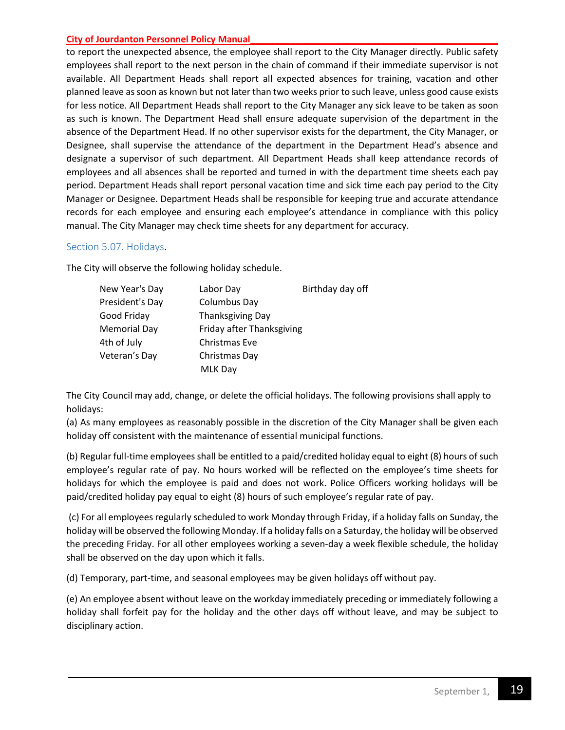to report the unexpected absence, the employee shall report to the City Manager directly. Public safety employees shall report to the next person in the chain of command if their immediate supervisor is not available. All Department Heads shall report all expected absences for training, vacation and other planned leave as soon as known but not later than two weeks prior to such leave, unless good cause exists for less notice. All Department Heads shall report to the City Manager any sick leave to be taken as soon as such is known. The Department Head shall ensure adequate supervision of the department in the absence of the Department Head. If no other supervisor exists for the department, the City Manager, or Designee, shall supervise the attendance of the department in the Department Head's absence and designate a supervisor of such department. All Department Heads shall keep attendance records of employees and all absences shall be reported and turned in with the department time sheets each pay period. Department Heads shall report personal vacation time and sick time each pay period to the City Manager or Designee. Department Heads shall be responsible for keeping true and accurate attendance records for each employee and ensuring each employee's attendance in compliance with this policy manual. The City Manager may check time sheets for any department for accuracy.

## Section 5.07. Holidays.

The City will observe the following holiday schedule.

| | | |
|---|---|---|
| New Year's Day | Labor Day | Birthday day off |
| President's Day | Columbus Day | |
| Good Friday | Thanksgiving Day | |
| Memorial Day | Friday after Thanksgiving | |
| 4th of July | Christmas Eve | |
| Veteran's Day | Christmas Day | |
| | MLK Day | |

The City Council may add, change, or delete the official holidays. The following provisions shall apply to holidays:

(a) As many employees as reasonably possible in the discretion of the City Manager shall be given each holiday off consistent with the maintenance of essential municipal functions.

(b) Regular full-time employees shall be entitled to a paid/credited holiday equal to eight (8) hours of such employee's regular rate of pay. No hours worked will be reflected on the employee's time sheets for holidays for which the employee is paid and does not work. Police Officers working holidays will be paid/credited holiday pay equal to eight (8) hours of such employee's regular rate of pay.

(c) For all employees regularly scheduled to work Monday through Friday, if a holiday falls on Sunday, the holiday will be observed the following Monday. If a holiday falls on a Saturday, the holiday will be observed the preceding Friday. For all other employees working a seven-day a week flexible schedule, the holiday shall be observed on the day upon which it falls.

(d) Temporary, part-time, and seasonal employees may be given holidays off without pay.

(e) An employee absent without leave on the workday immediately preceding or immediately following a holiday shall forfeit pay for the holiday and the other days off without leave, and may be subject to disciplinary action.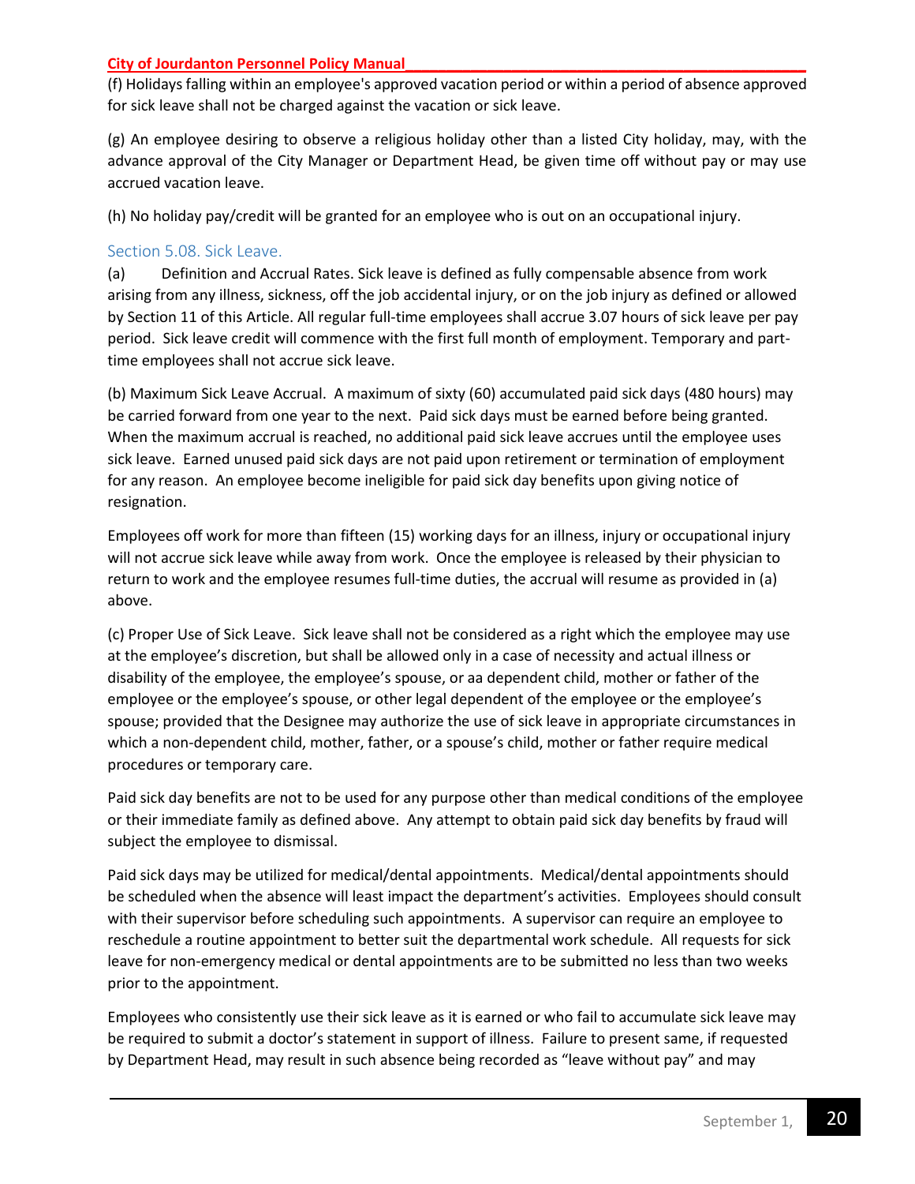(f) Holidays falling within an employee's approved vacation period or within a period of absence approved for sick leave shall not be charged against the vacation or sick leave.

(g) An employee desiring to observe a religious holiday other than a listed City holiday, may, with the advance approval of the City Manager or Department Head, be given time off without pay or may use accrued vacation leave.

(h) No holiday pay/credit will be granted for an employee who is out on an occupational injury.

### Section 5.08. Sick Leave.

(a) Definition and Accrual Rates. Sick leave is defined as fully compensable absence from work arising from any illness, sickness, off the job accidental injury, or on the job injury as defined or allowed by Section 11 of this Article. All regular full-time employees shall accrue 3.07 hours of sick leave per pay period. Sick leave credit will commence with the first full month of employment. Temporary and part-time employees shall not accrue sick leave.

(b) Maximum Sick Leave Accrual. A maximum of sixty (60) accumulated paid sick days (480 hours) may be carried forward from one year to the next. Paid sick days must be earned before being granted. When the maximum accrual is reached, no additional paid sick leave accrues until the employee uses sick leave. Earned unused paid sick days are not paid upon retirement or termination of employment for any reason. An employee become ineligible for paid sick day benefits upon giving notice of resignation.

Employees off work for more than fifteen (15) working days for an illness, injury or occupational injury will not accrue sick leave while away from work. Once the employee is released by their physician to return to work and the employee resumes full-time duties, the accrual will resume as provided in (a) above.

(c) Proper Use of Sick Leave. Sick leave shall not be considered as a right which the employee may use at the employee's discretion, but shall be allowed only in a case of necessity and actual illness or disability of the employee, the employee's spouse, or aa dependent child, mother or father of the employee or the employee's spouse, or other legal dependent of the employee or the employee's spouse; provided that the Designee may authorize the use of sick leave in appropriate circumstances in which a non-dependent child, mother, father, or a spouse's child, mother or father require medical procedures or temporary care.

Paid sick day benefits are not to be used for any purpose other than medical conditions of the employee or their immediate family as defined above. Any attempt to obtain paid sick day benefits by fraud will subject the employee to dismissal.

Paid sick days may be utilized for medical/dental appointments. Medical/dental appointments should be scheduled when the absence will least impact the department's activities. Employees should consult with their supervisor before scheduling such appointments. A supervisor can require an employee to reschedule a routine appointment to better suit the departmental work schedule. All requests for sick leave for non-emergency medical or dental appointments are to be submitted no less than two weeks prior to the appointment.

Employees who consistently use their sick leave as it is earned or who fail to accumulate sick leave may be required to submit a doctor's statement in support of illness. Failure to present same, if requested by Department Head, may result in such absence being recorded as "leave without pay" and may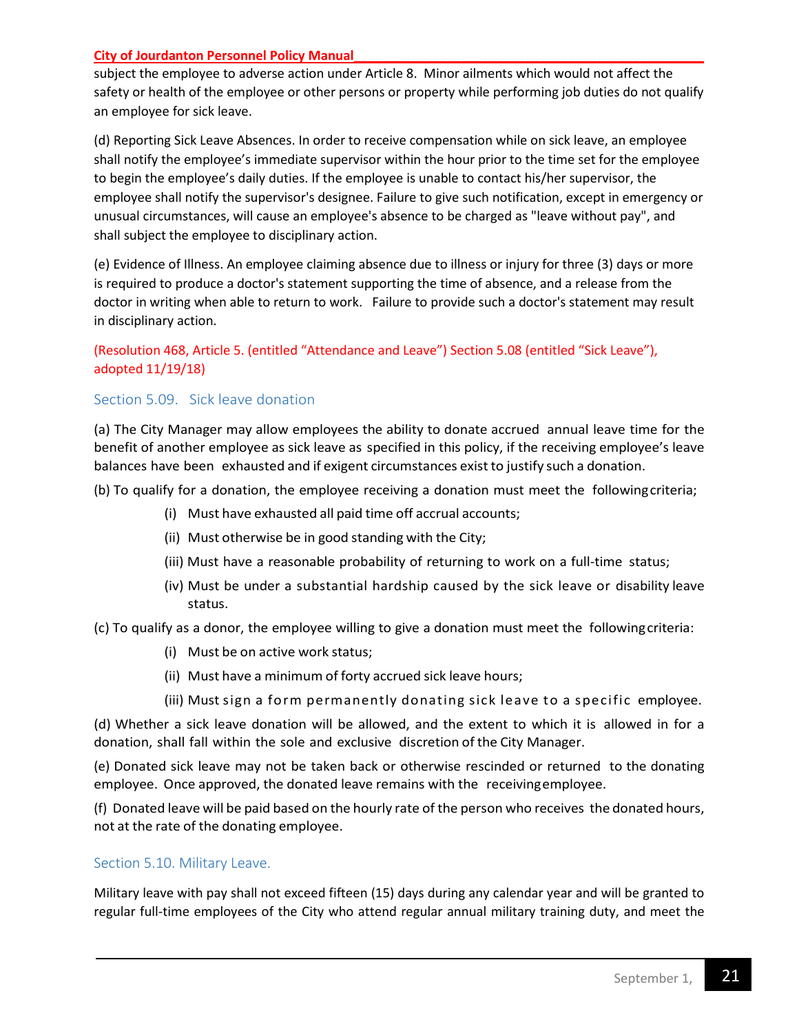subject the employee to adverse action under Article 8. Minor ailments which would not affect the safety or health of the employee or other persons or property while performing job duties do not qualify an employee for sick leave.

(d) Reporting Sick Leave Absences. In order to receive compensation while on sick leave, an employee shall notify the employee's immediate supervisor within the hour prior to the time set for the employee to begin the employee's daily duties. If the employee is unable to contact his/her supervisor, the employee shall notify the supervisor's designee. Failure to give such notification, except in emergency or unusual circumstances, will cause an employee's absence to be charged as "leave without pay", and shall subject the employee to disciplinary action.

(e) Evidence of Illness. An employee claiming absence due to illness or injury for three (3) days or more is required to produce a doctor's statement supporting the time of absence, and a release from the doctor in writing when able to return to work. Failure to provide such a doctor's statement may result in disciplinary action.

(Resolution 468, Article 5. (entitled "Attendance and Leave") Section 5.08 (entitled "Sick Leave"), adopted 11/19/18)

### Section 5.09. Sick leave donation

(a) The City Manager may allow employees the ability to donate accrued annual leave time for the benefit of another employee as sick leave as specified in this policy, if the receiving employee's leave balances have been exhausted and if exigent circumstances exist to justify such a donation.

(b) To qualify for a donation, the employee receiving a donation must meet the following criteria;

- (i) Must have exhausted all paid time off accrual accounts;
- (ii) Must otherwise be in good standing with the City;
- (iii) Must have a reasonable probability of returning to work on a full-time status;
- (iv) Must be under a substantial hardship caused by the sick leave or disability leave status.

(c) To qualify as a donor, the employee willing to give a donation must meet the following criteria:

- (i) Must be on active work status;
- (ii) Must have a minimum of forty accrued sick leave hours;
- (iii) Must sign a form permanently donating sick leave to a specific employee.

(d) Whether a sick leave donation will be allowed, and the extent to which it is allowed in for a donation, shall fall within the sole and exclusive discretion of the City Manager.

(e) Donated sick leave may not be taken back or otherwise rescinded or returned to the donating employee. Once approved, the donated leave remains with the receiving employee.

(f) Donated leave will be paid based on the hourly rate of the person who receives the donated hours, not at the rate of the donating employee.

### Section 5.10. Military Leave.

Military leave with pay shall not exceed fifteen (15) days during any calendar year and will be granted to regular full-time employees of the City who attend regular annual military training duty, and meet the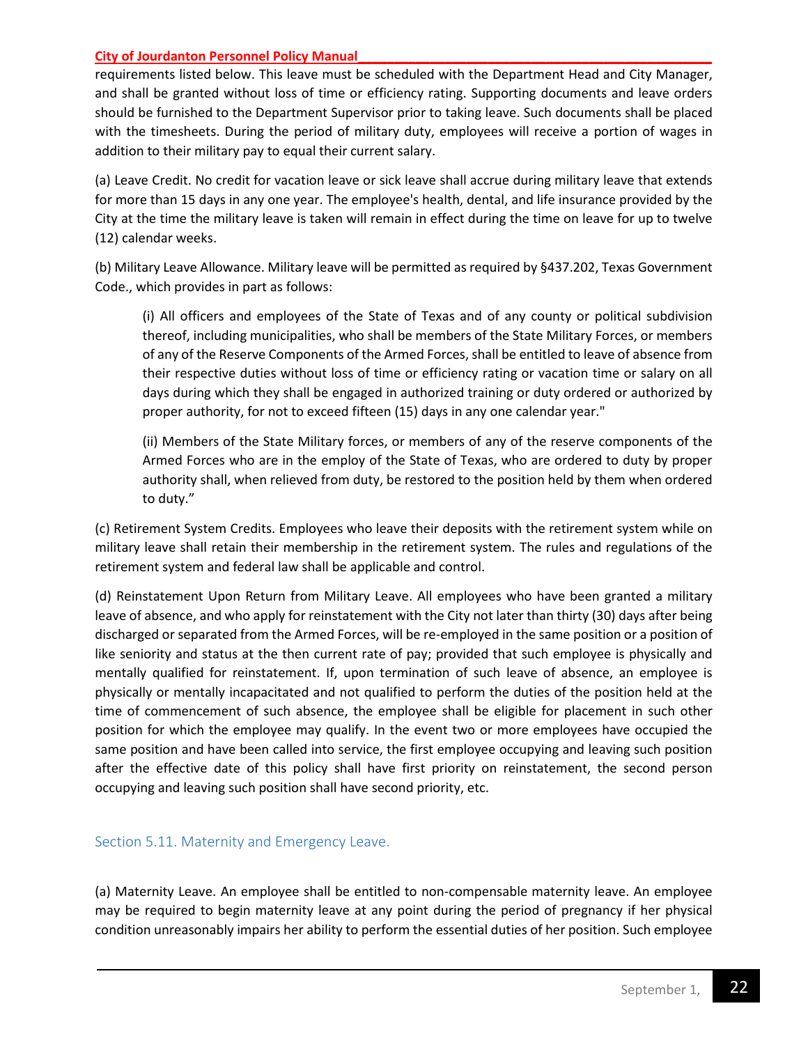requirements listed below. This leave must be scheduled with the Department Head and City Manager, and shall be granted without loss of time or efficiency rating. Supporting documents and leave orders should be furnished to the Department Supervisor prior to taking leave. Such documents shall be placed with the timesheets. During the period of military duty, employees will receive a portion of wages in addition to their military pay to equal their current salary.

(a) Leave Credit. No credit for vacation leave or sick leave shall accrue during military leave that extends for more than 15 days in any one year. The employee's health, dental, and life insurance provided by the City at the time the military leave is taken will remain in effect during the time on leave for up to twelve (12) calendar weeks.

(b) Military Leave Allowance. Military leave will be permitted as required by §437.202, Texas Government Code., which provides in part as follows:

> (i) All officers and employees of the State of Texas and of any county or political subdivision thereof, including municipalities, who shall be members of the State Military Forces, or members of any of the Reserve Components of the Armed Forces, shall be entitled to leave of absence from their respective duties without loss of time or efficiency rating or vacation time or salary on all days during which they shall be engaged in authorized training or duty ordered or authorized by proper authority, for not to exceed fifteen (15) days in any one calendar year."
>
> (ii) Members of the State Military forces, or members of any of the reserve components of the Armed Forces who are in the employ of the State of Texas, who are ordered to duty by proper authority shall, when relieved from duty, be restored to the position held by them when ordered to duty."

(c) Retirement System Credits. Employees who leave their deposits with the retirement system while on military leave shall retain their membership in the retirement system. The rules and regulations of the retirement system and federal law shall be applicable and control.

(d) Reinstatement Upon Return from Military Leave. All employees who have been granted a military leave of absence, and who apply for reinstatement with the City not later than thirty (30) days after being discharged or separated from the Armed Forces, will be re-employed in the same position or a position of like seniority and status at the then current rate of pay; provided that such employee is physically and mentally qualified for reinstatement. If, upon termination of such leave of absence, an employee is physically or mentally incapacitated and not qualified to perform the duties of the position held at the time of commencement of such absence, the employee shall be eligible for placement in such other position for which the employee may qualify. In the event two or more employees have occupied the same position and have been called into service, the first employee occupying and leaving such position after the effective date of this policy shall have first priority on reinstatement, the second person occupying and leaving such position shall have second priority, etc.

## Section 5.11. Maternity and Emergency Leave.

(a) Maternity Leave. An employee shall be entitled to non-compensable maternity leave. An employee may be required to begin maternity leave at any point during the period of pregnancy if her physical condition unreasonably impairs her ability to perform the essential duties of her position. Such employee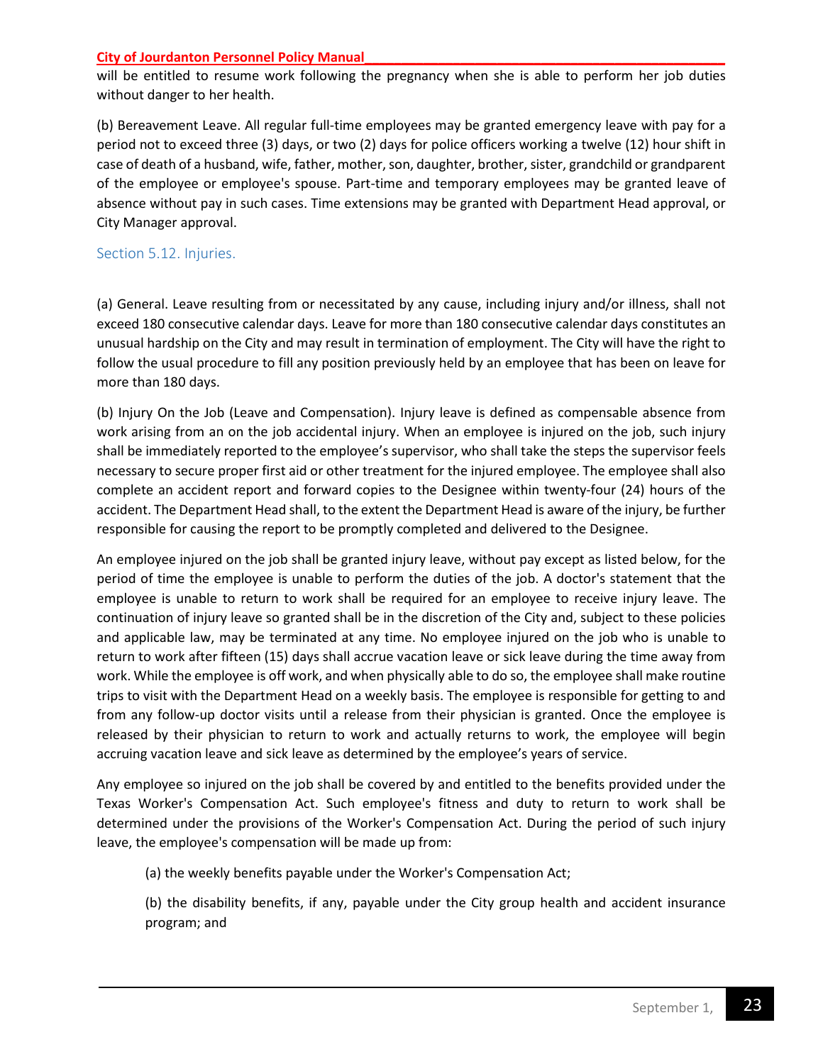will be entitled to resume work following the pregnancy when she is able to perform her job duties without danger to her health.

(b) Bereavement Leave. All regular full-time employees may be granted emergency leave with pay for a period not to exceed three (3) days, or two (2) days for police officers working a twelve (12) hour shift in case of death of a husband, wife, father, mother, son, daughter, brother, sister, grandchild or grandparent of the employee or employee's spouse. Part-time and temporary employees may be granted leave of absence without pay in such cases. Time extensions may be granted with Department Head approval, or City Manager approval.

## Section 5.12. Injuries.

(a) General. Leave resulting from or necessitated by any cause, including injury and/or illness, shall not exceed 180 consecutive calendar days. Leave for more than 180 consecutive calendar days constitutes an unusual hardship on the City and may result in termination of employment. The City will have the right to follow the usual procedure to fill any position previously held by an employee that has been on leave for more than 180 days.

(b) Injury On the Job (Leave and Compensation). Injury leave is defined as compensable absence from work arising from an on the job accidental injury. When an employee is injured on the job, such injury shall be immediately reported to the employee's supervisor, who shall take the steps the supervisor feels necessary to secure proper first aid or other treatment for the injured employee. The employee shall also complete an accident report and forward copies to the Designee within twenty-four (24) hours of the accident. The Department Head shall, to the extent the Department Head is aware of the injury, be further responsible for causing the report to be promptly completed and delivered to the Designee.

An employee injured on the job shall be granted injury leave, without pay except as listed below, for the period of time the employee is unable to perform the duties of the job. A doctor's statement that the employee is unable to return to work shall be required for an employee to receive injury leave. The continuation of injury leave so granted shall be in the discretion of the City and, subject to these policies and applicable law, may be terminated at any time. No employee injured on the job who is unable to return to work after fifteen (15) days shall accrue vacation leave or sick leave during the time away from work. While the employee is off work, and when physically able to do so, the employee shall make routine trips to visit with the Department Head on a weekly basis. The employee is responsible for getting to and from any follow-up doctor visits until a release from their physician is granted. Once the employee is released by their physician to return to work and actually returns to work, the employee will begin accruing vacation leave and sick leave as determined by the employee's years of service.

Any employee so injured on the job shall be covered by and entitled to the benefits provided under the Texas Worker's Compensation Act. Such employee's fitness and duty to return to work shall be determined under the provisions of the Worker's Compensation Act. During the period of such injury leave, the employee's compensation will be made up from:

(a) the weekly benefits payable under the Worker's Compensation Act;

(b) the disability benefits, if any, payable under the City group health and accident insurance program; and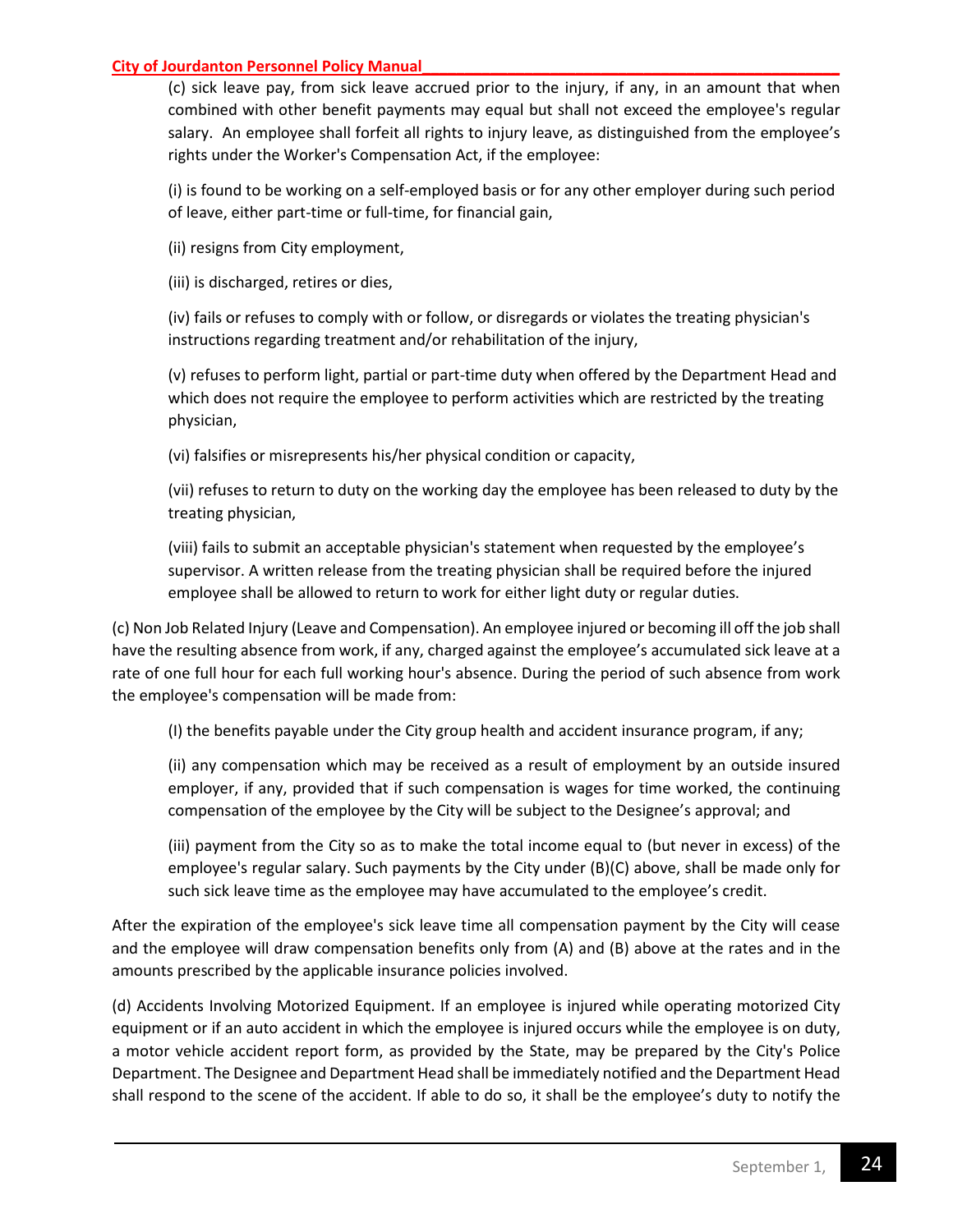(c) sick leave pay, from sick leave accrued prior to the injury, if any, in an amount that when combined with other benefit payments may equal but shall not exceed the employee's regular salary. An employee shall forfeit all rights to injury leave, as distinguished from the employee's rights under the Worker's Compensation Act, if the employee:

(i) is found to be working on a self-employed basis or for any other employer during such period of leave, either part-time or full-time, for financial gain,

(ii) resigns from City employment,

(iii) is discharged, retires or dies,

(iv) fails or refuses to comply with or follow, or disregards or violates the treating physician's instructions regarding treatment and/or rehabilitation of the injury,

(v) refuses to perform light, partial or part-time duty when offered by the Department Head and which does not require the employee to perform activities which are restricted by the treating physician,

(vi) falsifies or misrepresents his/her physical condition or capacity,

(vii) refuses to return to duty on the working day the employee has been released to duty by the treating physician,

(viii) fails to submit an acceptable physician's statement when requested by the employee's supervisor. A written release from the treating physician shall be required before the injured employee shall be allowed to return to work for either light duty or regular duties.

(c) Non Job Related Injury (Leave and Compensation). An employee injured or becoming ill off the job shall have the resulting absence from work, if any, charged against the employee's accumulated sick leave at a rate of one full hour for each full working hour's absence. During the period of such absence from work the employee's compensation will be made from:

(I) the benefits payable under the City group health and accident insurance program, if any;

(ii) any compensation which may be received as a result of employment by an outside insured employer, if any, provided that if such compensation is wages for time worked, the continuing compensation of the employee by the City will be subject to the Designee's approval; and

(iii) payment from the City so as to make the total income equal to (but never in excess) of the employee's regular salary. Such payments by the City under (B)(C) above, shall be made only for such sick leave time as the employee may have accumulated to the employee's credit.

After the expiration of the employee's sick leave time all compensation payment by the City will cease and the employee will draw compensation benefits only from (A) and (B) above at the rates and in the amounts prescribed by the applicable insurance policies involved.

(d) Accidents Involving Motorized Equipment. If an employee is injured while operating motorized City equipment or if an auto accident in which the employee is injured occurs while the employee is on duty, a motor vehicle accident report form, as provided by the State, may be prepared by the City's Police Department. The Designee and Department Head shall be immediately notified and the Department Head shall respond to the scene of the accident. If able to do so, it shall be the employee's duty to notify the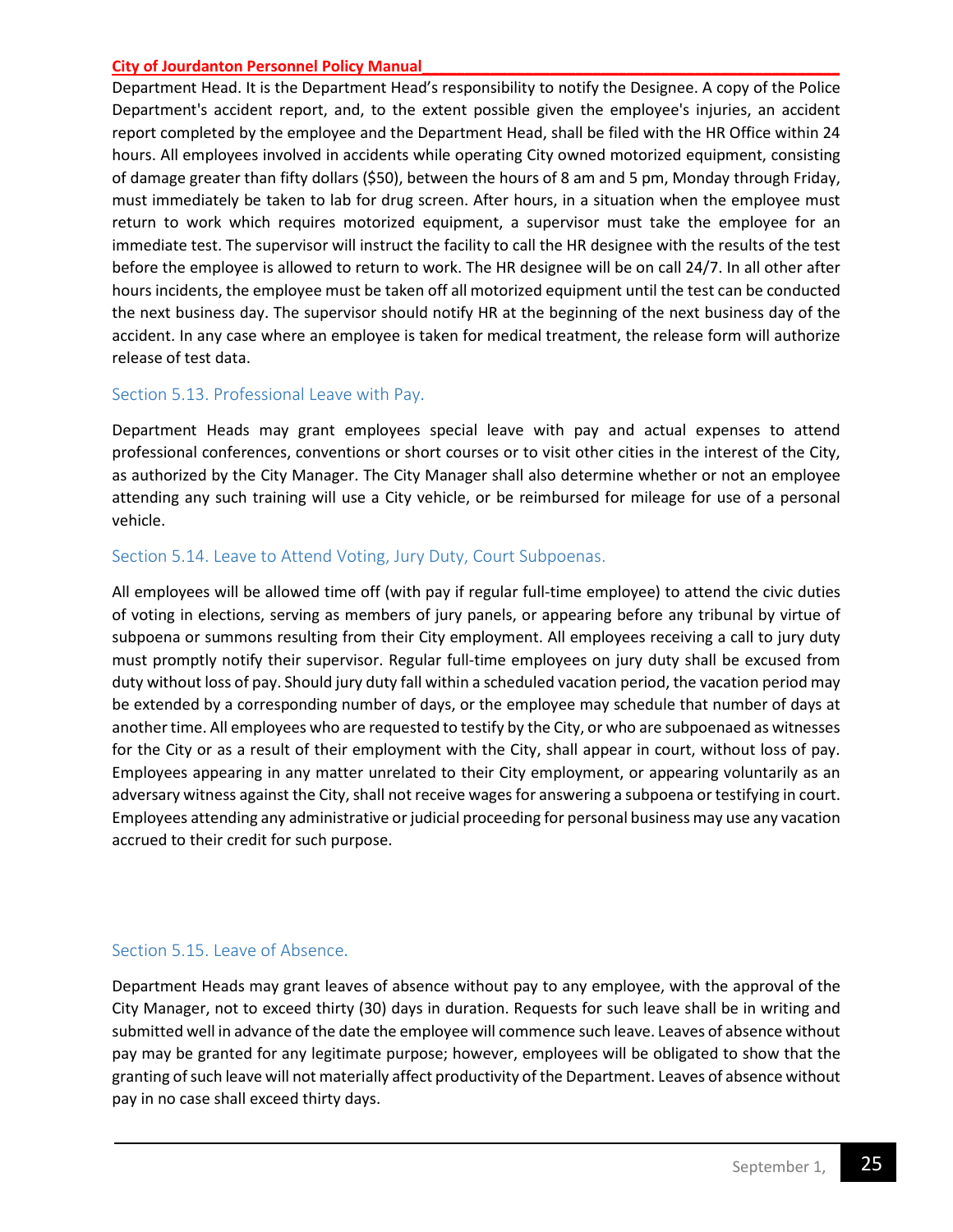Department Head. It is the Department Head's responsibility to notify the Designee. A copy of the Police Department's accident report, and, to the extent possible given the employee's injuries, an accident report completed by the employee and the Department Head, shall be filed with the HR Office within 24 hours. All employees involved in accidents while operating City owned motorized equipment, consisting of damage greater than fifty dollars ($50), between the hours of 8 am and 5 pm, Monday through Friday, must immediately be taken to lab for drug screen. After hours, in a situation when the employee must return to work which requires motorized equipment, a supervisor must take the employee for an immediate test. The supervisor will instruct the facility to call the HR designee with the results of the test before the employee is allowed to return to work. The HR designee will be on call 24/7. In all other after hours incidents, the employee must be taken off all motorized equipment until the test can be conducted the next business day. The supervisor should notify HR at the beginning of the next business day of the accident. In any case where an employee is taken for medical treatment, the release form will authorize release of test data.

## Section 5.13. Professional Leave with Pay.

Department Heads may grant employees special leave with pay and actual expenses to attend professional conferences, conventions or short courses or to visit other cities in the interest of the City, as authorized by the City Manager. The City Manager shall also determine whether or not an employee attending any such training will use a City vehicle, or be reimbursed for mileage for use of a personal vehicle.

## Section 5.14. Leave to Attend Voting, Jury Duty, Court Subpoenas.

All employees will be allowed time off (with pay if regular full-time employee) to attend the civic duties of voting in elections, serving as members of jury panels, or appearing before any tribunal by virtue of subpoena or summons resulting from their City employment. All employees receiving a call to jury duty must promptly notify their supervisor. Regular full-time employees on jury duty shall be excused from duty without loss of pay. Should jury duty fall within a scheduled vacation period, the vacation period may be extended by a corresponding number of days, or the employee may schedule that number of days at another time. All employees who are requested to testify by the City, or who are subpoenaed as witnesses for the City or as a result of their employment with the City, shall appear in court, without loss of pay. Employees appearing in any matter unrelated to their City employment, or appearing voluntarily as an adversary witness against the City, shall not receive wages for answering a subpoena or testifying in court. Employees attending any administrative or judicial proceeding for personal business may use any vacation accrued to their credit for such purpose.

## Section 5.15. Leave of Absence.

Department Heads may grant leaves of absence without pay to any employee, with the approval of the City Manager, not to exceed thirty (30) days in duration. Requests for such leave shall be in writing and submitted well in advance of the date the employee will commence such leave. Leaves of absence without pay may be granted for any legitimate purpose; however, employees will be obligated to show that the granting of such leave will not materially affect productivity of the Department. Leaves of absence without pay in no case shall exceed thirty days.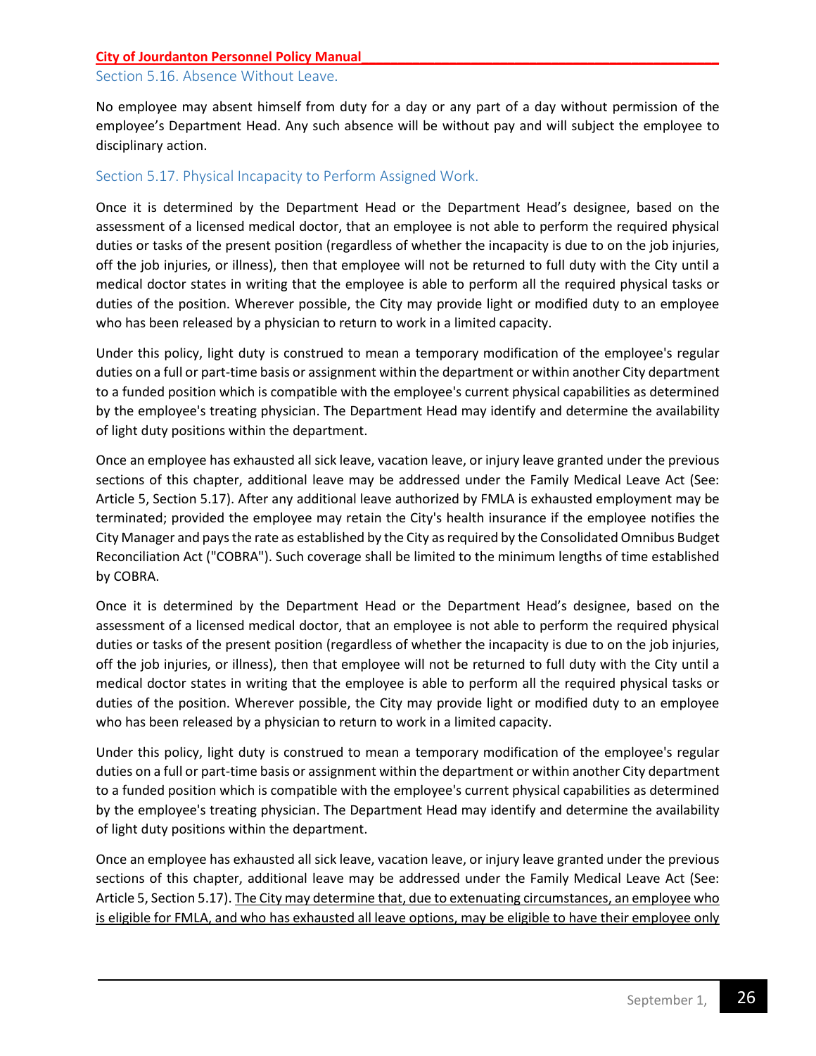## Section 5.16. Absence Without Leave.

No employee may absent himself from duty for a day or any part of a day without permission of the employee's Department Head. Any such absence will be without pay and will subject the employee to disciplinary action.

## Section 5.17. Physical Incapacity to Perform Assigned Work.

Once it is determined by the Department Head or the Department Head's designee, based on the assessment of a licensed medical doctor, that an employee is not able to perform the required physical duties or tasks of the present position (regardless of whether the incapacity is due to on the job injuries, off the job injuries, or illness), then that employee will not be returned to full duty with the City until a medical doctor states in writing that the employee is able to perform all the required physical tasks or duties of the position. Wherever possible, the City may provide light or modified duty to an employee who has been released by a physician to return to work in a limited capacity.

Under this policy, light duty is construed to mean a temporary modification of the employee's regular duties on a full or part-time basis or assignment within the department or within another City department to a funded position which is compatible with the employee's current physical capabilities as determined by the employee's treating physician. The Department Head may identify and determine the availability of light duty positions within the department.

Once an employee has exhausted all sick leave, vacation leave, or injury leave granted under the previous sections of this chapter, additional leave may be addressed under the Family Medical Leave Act (See: Article 5, Section 5.17). After any additional leave authorized by FMLA is exhausted employment may be terminated; provided the employee may retain the City's health insurance if the employee notifies the City Manager and pays the rate as established by the City as required by the Consolidated Omnibus Budget Reconciliation Act ("COBRA"). Such coverage shall be limited to the minimum lengths of time established by COBRA.

Once it is determined by the Department Head or the Department Head's designee, based on the assessment of a licensed medical doctor, that an employee is not able to perform the required physical duties or tasks of the present position (regardless of whether the incapacity is due to on the job injuries, off the job injuries, or illness), then that employee will not be returned to full duty with the City until a medical doctor states in writing that the employee is able to perform all the required physical tasks or duties of the position. Wherever possible, the City may provide light or modified duty to an employee who has been released by a physician to return to work in a limited capacity.

Under this policy, light duty is construed to mean a temporary modification of the employee's regular duties on a full or part-time basis or assignment within the department or within another City department to a funded position which is compatible with the employee's current physical capabilities as determined by the employee's treating physician. The Department Head may identify and determine the availability of light duty positions within the department.

Once an employee has exhausted all sick leave, vacation leave, or injury leave granted under the previous sections of this chapter, additional leave may be addressed under the Family Medical Leave Act (See: Article 5, Section 5.17). <u>The City may determine that, due to extenuating circumstances, an employee who is eligible for FMLA, and who has exhausted all leave options, may be eligible to have their employee only</u>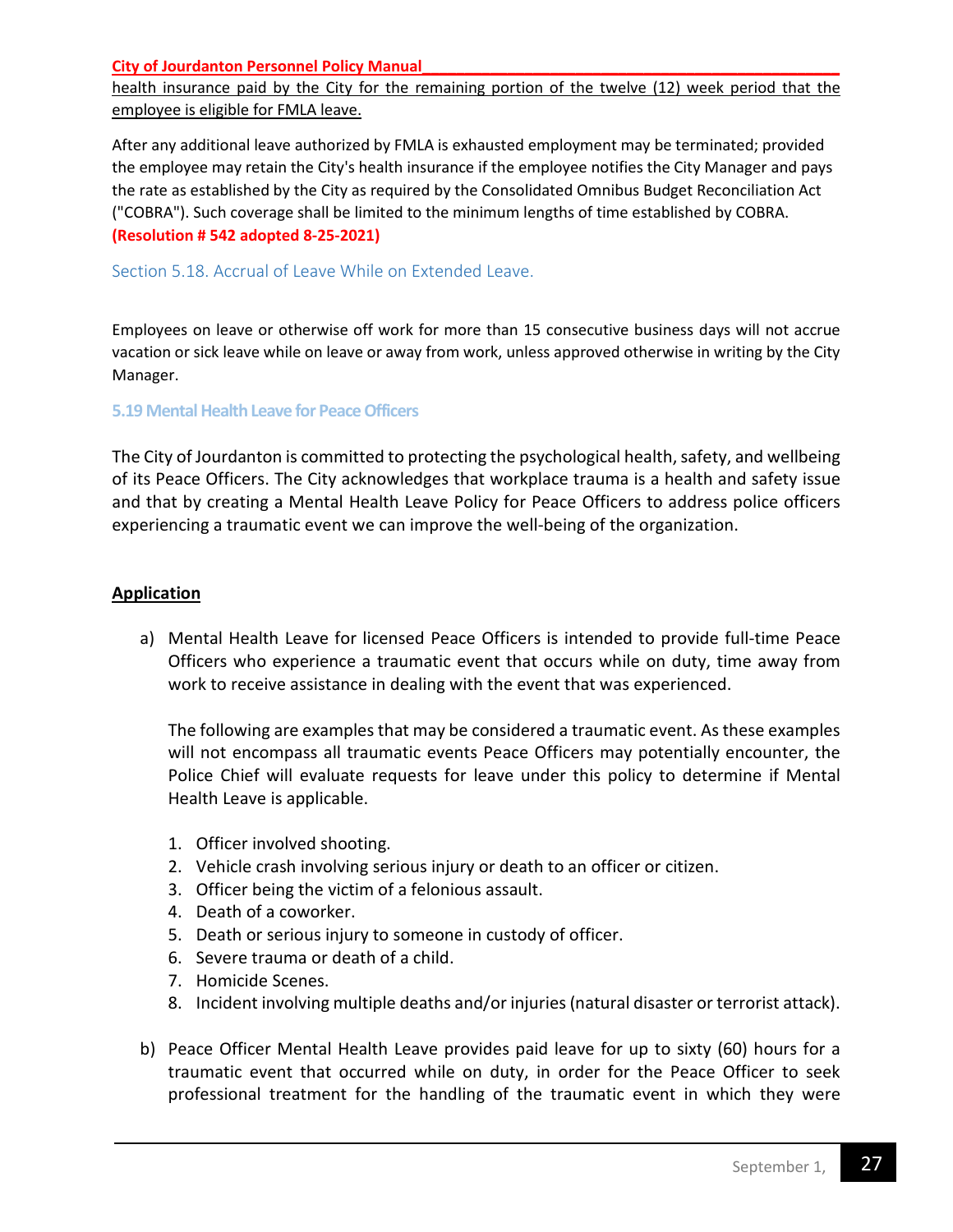health insurance paid by the City for the remaining portion of the twelve (12) week period that the employee is eligible for FMLA leave.

After any additional leave authorized by FMLA is exhausted employment may be terminated; provided the employee may retain the City's health insurance if the employee notifies the City Manager and pays the rate as established by the City as required by the Consolidated Omnibus Budget Reconciliation Act ("COBRA"). Such coverage shall be limited to the minimum lengths of time established by COBRA. **(Resolution # 542 adopted 8-25-2021)**

### Section 5.18. Accrual of Leave While on Extended Leave.

Employees on leave or otherwise off work for more than 15 consecutive business days will not accrue vacation or sick leave while on leave or away from work, unless approved otherwise in writing by the City Manager.

### 5.19 Mental Health Leave for Peace Officers

The City of Jourdanton is committed to protecting the psychological health, safety, and wellbeing of its Peace Officers. The City acknowledges that workplace trauma is a health and safety issue and that by creating a Mental Health Leave Policy for Peace Officers to address police officers experiencing a traumatic event we can improve the well-being of the organization.

**Application**

a) Mental Health Leave for licensed Peace Officers is intended to provide full-time Peace Officers who experience a traumatic event that occurs while on duty, time away from work to receive assistance in dealing with the event that was experienced.

   The following are examples that may be considered a traumatic event. As these examples will not encompass all traumatic events Peace Officers may potentially encounter, the Police Chief will evaluate requests for leave under this policy to determine if Mental Health Leave is applicable.

   1. Officer involved shooting.
   2. Vehicle crash involving serious injury or death to an officer or citizen.
   3. Officer being the victim of a felonious assault.
   4. Death of a coworker.
   5. Death or serious injury to someone in custody of officer.
   6. Severe trauma or death of a child.
   7. Homicide Scenes.
   8. Incident involving multiple deaths and/or injuries (natural disaster or terrorist attack).

b) Peace Officer Mental Health Leave provides paid leave for up to sixty (60) hours for a traumatic event that occurred while on duty, in order for the Peace Officer to seek professional treatment for the handling of the traumatic event in which they were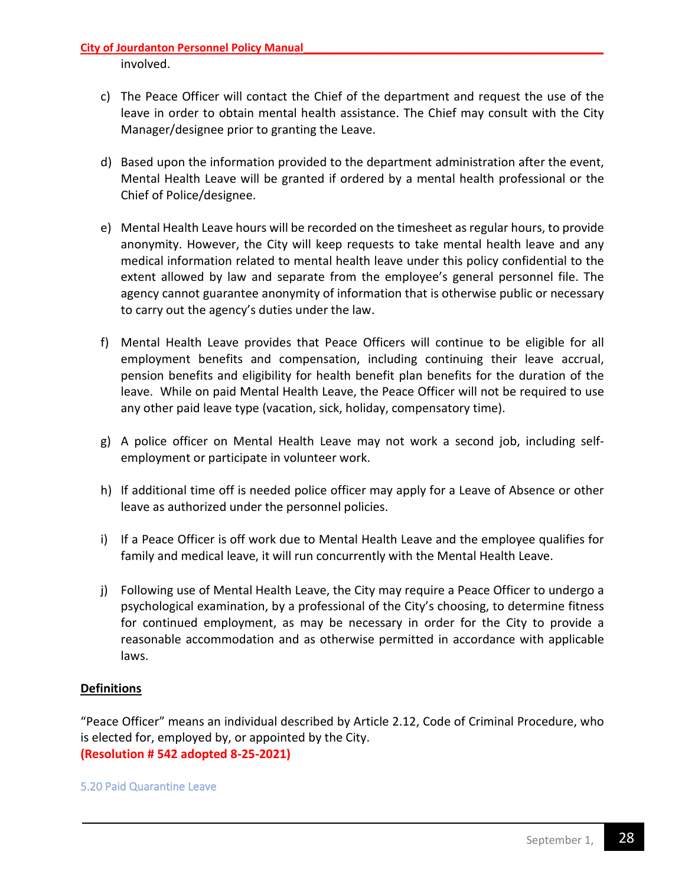involved.

c) The Peace Officer will contact the Chief of the department and request the use of the leave in order to obtain mental health assistance. The Chief may consult with the City Manager/designee prior to granting the Leave.

d) Based upon the information provided to the department administration after the event, Mental Health Leave will be granted if ordered by a mental health professional or the Chief of Police/designee.

e) Mental Health Leave hours will be recorded on the timesheet as regular hours, to provide anonymity. However, the City will keep requests to take mental health leave and any medical information related to mental health leave under this policy confidential to the extent allowed by law and separate from the employee's general personnel file. The agency cannot guarantee anonymity of information that is otherwise public or necessary to carry out the agency's duties under the law.

f) Mental Health Leave provides that Peace Officers will continue to be eligible for all employment benefits and compensation, including continuing their leave accrual, pension benefits and eligibility for health benefit plan benefits for the duration of the leave. While on paid Mental Health Leave, the Peace Officer will not be required to use any other paid leave type (vacation, sick, holiday, compensatory time).

g) A police officer on Mental Health Leave may not work a second job, including self-employment or participate in volunteer work.

h) If additional time off is needed police officer may apply for a Leave of Absence or other leave as authorized under the personnel policies.

i) If a Peace Officer is off work due to Mental Health Leave and the employee qualifies for family and medical leave, it will run concurrently with the Mental Health Leave.

j) Following use of Mental Health Leave, the City may require a Peace Officer to undergo a psychological examination, by a professional of the City's choosing, to determine fitness for continued employment, as may be necessary in order for the City to provide a reasonable accommodation and as otherwise permitted in accordance with applicable laws.

**Definitions**

"Peace Officer" means an individual described by Article 2.12, Code of Criminal Procedure, who is elected for, employed by, or appointed by the City.
**(Resolution # 542 adopted 8-25-2021)**

### 5.20 Paid Quarantine Leave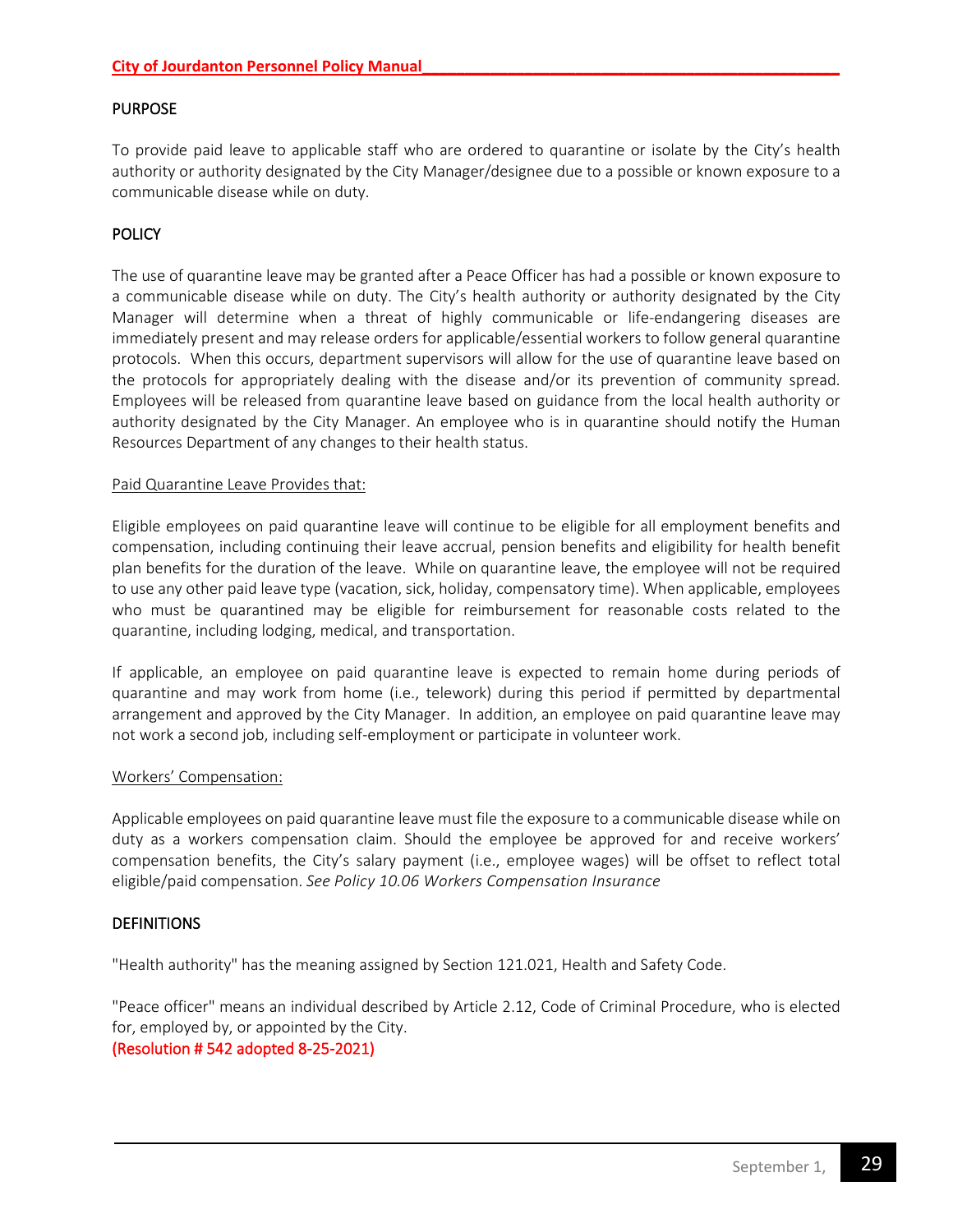## PURPOSE

To provide paid leave to applicable staff who are ordered to quarantine or isolate by the City's health authority or authority designated by the City Manager/designee due to a possible or known exposure to a communicable disease while on duty.

## POLICY

The use of quarantine leave may be granted after a Peace Officer has had a possible or known exposure to a communicable disease while on duty. The City's health authority or authority designated by the City Manager will determine when a threat of highly communicable or life-endangering diseases are immediately present and may release orders for applicable/essential workers to follow general quarantine protocols. When this occurs, department supervisors will allow for the use of quarantine leave based on the protocols for appropriately dealing with the disease and/or its prevention of community spread. Employees will be released from quarantine leave based on guidance from the local health authority or authority designated by the City Manager. An employee who is in quarantine should notify the Human Resources Department of any changes to their health status.

Paid Quarantine Leave Provides that:

Eligible employees on paid quarantine leave will continue to be eligible for all employment benefits and compensation, including continuing their leave accrual, pension benefits and eligibility for health benefit plan benefits for the duration of the leave. While on quarantine leave, the employee will not be required to use any other paid leave type (vacation, sick, holiday, compensatory time). When applicable, employees who must be quarantined may be eligible for reimbursement for reasonable costs related to the quarantine, including lodging, medical, and transportation.

If applicable, an employee on paid quarantine leave is expected to remain home during periods of quarantine and may work from home (i.e., telework) during this period if permitted by departmental arrangement and approved by the City Manager. In addition, an employee on paid quarantine leave may not work a second job, including self-employment or participate in volunteer work.

Workers' Compensation:

Applicable employees on paid quarantine leave must file the exposure to a communicable disease while on duty as a workers compensation claim. Should the employee be approved for and receive workers' compensation benefits, the City's salary payment (i.e., employee wages) will be offset to reflect total eligible/paid compensation. *See Policy 10.06 Workers Compensation Insurance*

## DEFINITIONS

"Health authority" has the meaning assigned by Section 121.021, Health and Safety Code.

"Peace officer" means an individual described by Article 2.12, Code of Criminal Procedure, who is elected for, employed by, or appointed by the City.
(Resolution # 542 adopted 8-25-2021)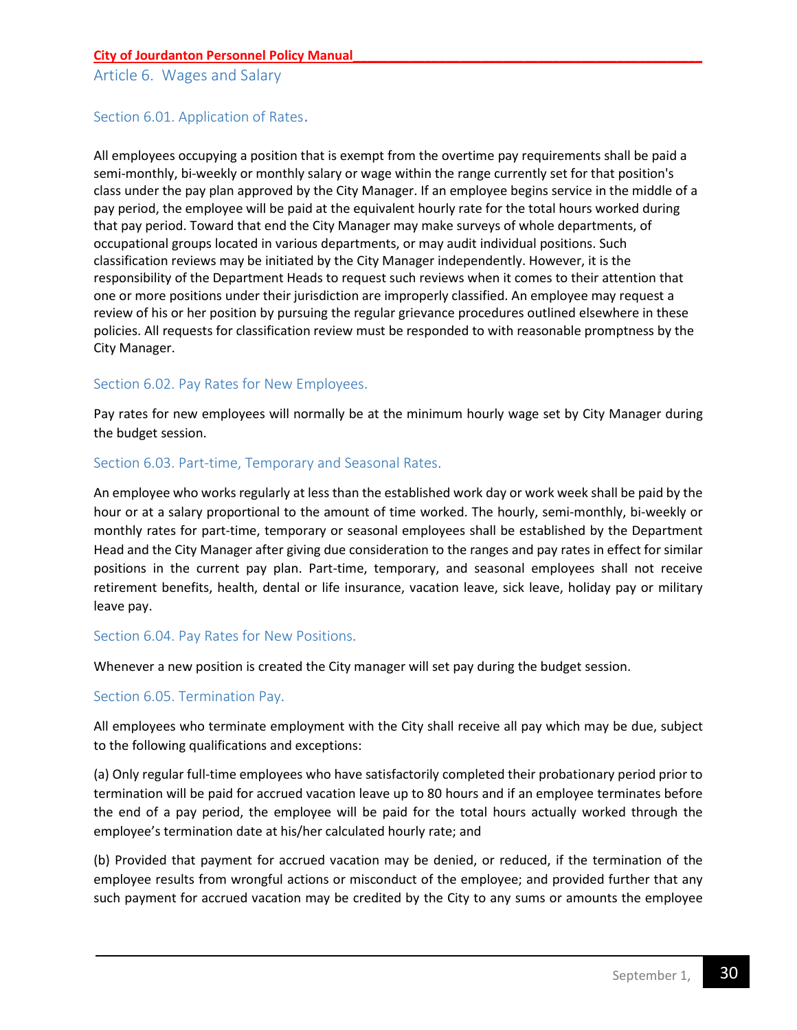## Article 6. Wages and Salary

### Section 6.01. Application of Rates.

All employees occupying a position that is exempt from the overtime pay requirements shall be paid a semi-monthly, bi-weekly or monthly salary or wage within the range currently set for that position's class under the pay plan approved by the City Manager. If an employee begins service in the middle of a pay period, the employee will be paid at the equivalent hourly rate for the total hours worked during that pay period. Toward that end the City Manager may make surveys of whole departments, of occupational groups located in various departments, or may audit individual positions. Such classification reviews may be initiated by the City Manager independently. However, it is the responsibility of the Department Heads to request such reviews when it comes to their attention that one or more positions under their jurisdiction are improperly classified. An employee may request a review of his or her position by pursuing the regular grievance procedures outlined elsewhere in these policies. All requests for classification review must be responded to with reasonable promptness by the City Manager.

### Section 6.02. Pay Rates for New Employees.

Pay rates for new employees will normally be at the minimum hourly wage set by City Manager during the budget session.

### Section 6.03. Part-time, Temporary and Seasonal Rates.

An employee who works regularly at less than the established work day or work week shall be paid by the hour or at a salary proportional to the amount of time worked. The hourly, semi-monthly, bi-weekly or monthly rates for part-time, temporary or seasonal employees shall be established by the Department Head and the City Manager after giving due consideration to the ranges and pay rates in effect for similar positions in the current pay plan. Part-time, temporary, and seasonal employees shall not receive retirement benefits, health, dental or life insurance, vacation leave, sick leave, holiday pay or military leave pay.

### Section 6.04. Pay Rates for New Positions.

Whenever a new position is created the City manager will set pay during the budget session.

### Section 6.05. Termination Pay.

All employees who terminate employment with the City shall receive all pay which may be due, subject to the following qualifications and exceptions:

(a) Only regular full-time employees who have satisfactorily completed their probationary period prior to termination will be paid for accrued vacation leave up to 80 hours and if an employee terminates before the end of a pay period, the employee will be paid for the total hours actually worked through the employee's termination date at his/her calculated hourly rate; and

(b) Provided that payment for accrued vacation may be denied, or reduced, if the termination of the employee results from wrongful actions or misconduct of the employee; and provided further that any such payment for accrued vacation may be credited by the City to any sums or amounts the employee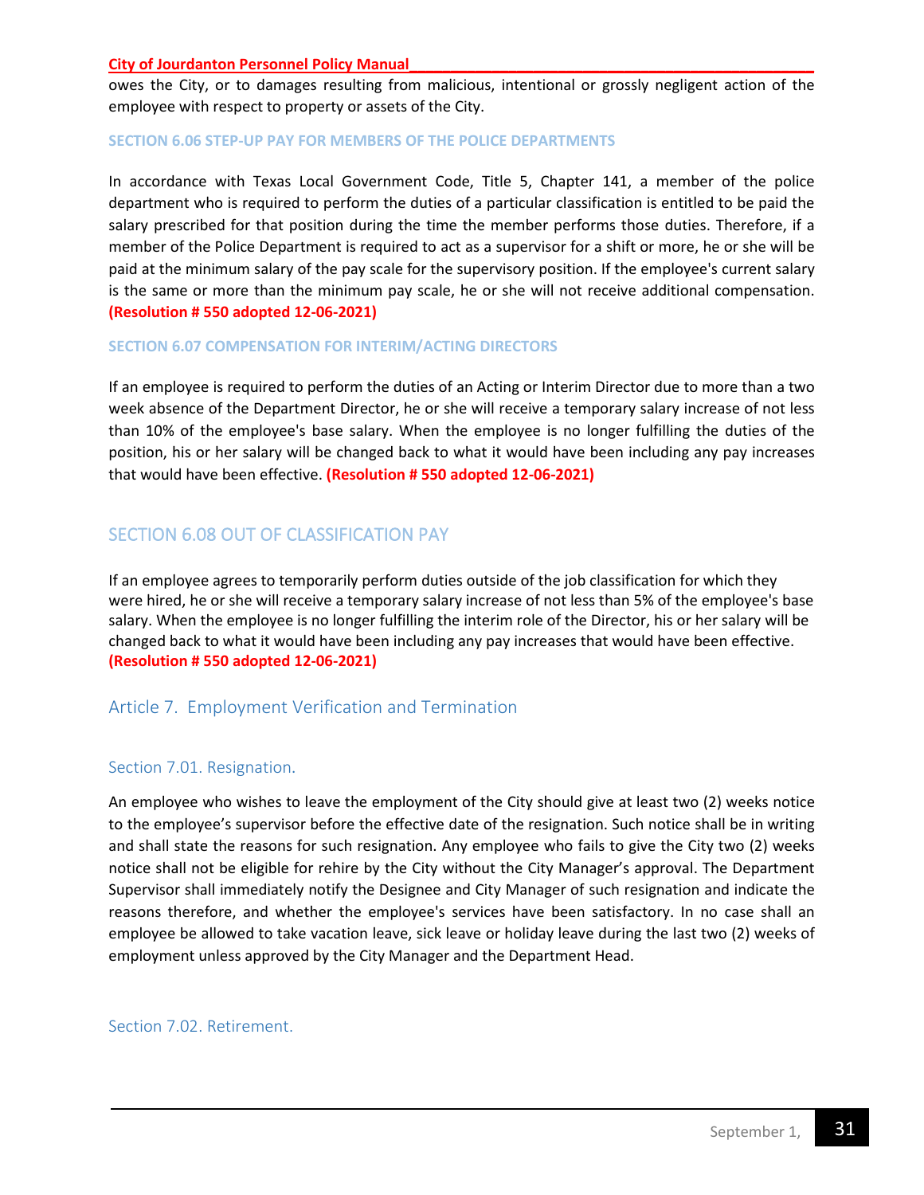owes the City, or to damages resulting from malicious, intentional or grossly negligent action of the employee with respect to property or assets of the City.

### SECTION 6.06 STEP-UP PAY FOR MEMBERS OF THE POLICE DEPARTMENTS

In accordance with Texas Local Government Code, Title 5, Chapter 141, a member of the police department who is required to perform the duties of a particular classification is entitled to be paid the salary prescribed for that position during the time the member performs those duties. Therefore, if a member of the Police Department is required to act as a supervisor for a shift or more, he or she will be paid at the minimum salary of the pay scale for the supervisory position. If the employee's current salary is the same or more than the minimum pay scale, he or she will not receive additional compensation. **(Resolution # 550 adopted 12-06-2021)**

### SECTION 6.07 COMPENSATION FOR INTERIM/ACTING DIRECTORS

If an employee is required to perform the duties of an Acting or Interim Director due to more than a two week absence of the Department Director, he or she will receive a temporary salary increase of not less than 10% of the employee's base salary. When the employee is no longer fulfilling the duties of the position, his or her salary will be changed back to what it would have been including any pay increases that would have been effective. **(Resolution # 550 adopted 12-06-2021)**

### SECTION 6.08 OUT OF CLASSIFICATION PAY

If an employee agrees to temporarily perform duties outside of the job classification for which they were hired, he or she will receive a temporary salary increase of not less than 5% of the employee's base salary. When the employee is no longer fulfilling the interim role of the Director, his or her salary will be changed back to what it would have been including any pay increases that would have been effective. **(Resolution # 550 adopted 12-06-2021)**

## Article 7. Employment Verification and Termination

### Section 7.01. Resignation.

An employee who wishes to leave the employment of the City should give at least two (2) weeks notice to the employee's supervisor before the effective date of the resignation. Such notice shall be in writing and shall state the reasons for such resignation. Any employee who fails to give the City two (2) weeks notice shall not be eligible for rehire by the City without the City Manager's approval. The Department Supervisor shall immediately notify the Designee and City Manager of such resignation and indicate the reasons therefore, and whether the employee's services have been satisfactory. In no case shall an employee be allowed to take vacation leave, sick leave or holiday leave during the last two (2) weeks of employment unless approved by the City Manager and the Department Head.

### Section 7.02. Retirement.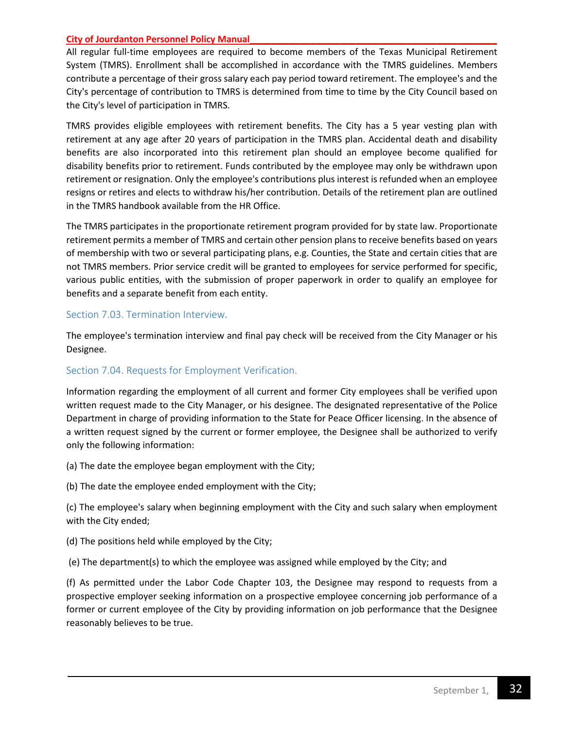All regular full-time employees are required to become members of the Texas Municipal Retirement System (TMRS). Enrollment shall be accomplished in accordance with the TMRS guidelines. Members contribute a percentage of their gross salary each pay period toward retirement. The employee's and the City's percentage of contribution to TMRS is determined from time to time by the City Council based on the City's level of participation in TMRS.

TMRS provides eligible employees with retirement benefits. The City has a 5 year vesting plan with retirement at any age after 20 years of participation in the TMRS plan. Accidental death and disability benefits are also incorporated into this retirement plan should an employee become qualified for disability benefits prior to retirement. Funds contributed by the employee may only be withdrawn upon retirement or resignation. Only the employee's contributions plus interest is refunded when an employee resigns or retires and elects to withdraw his/her contribution. Details of the retirement plan are outlined in the TMRS handbook available from the HR Office.

The TMRS participates in the proportionate retirement program provided for by state law. Proportionate retirement permits a member of TMRS and certain other pension plans to receive benefits based on years of membership with two or several participating plans, e.g. Counties, the State and certain cities that are not TMRS members. Prior service credit will be granted to employees for service performed for specific, various public entities, with the submission of proper paperwork in order to qualify an employee for benefits and a separate benefit from each entity.

### Section 7.03. Termination Interview.

The employee's termination interview and final pay check will be received from the City Manager or his Designee.

### Section 7.04. Requests for Employment Verification.

Information regarding the employment of all current and former City employees shall be verified upon written request made to the City Manager, or his designee. The designated representative of the Police Department in charge of providing information to the State for Peace Officer licensing. In the absence of a written request signed by the current or former employee, the Designee shall be authorized to verify only the following information:

(a) The date the employee began employment with the City;

(b) The date the employee ended employment with the City;

(c) The employee's salary when beginning employment with the City and such salary when employment with the City ended;

(d) The positions held while employed by the City;

(e) The department(s) to which the employee was assigned while employed by the City; and

(f) As permitted under the Labor Code Chapter 103, the Designee may respond to requests from a prospective employer seeking information on a prospective employee concerning job performance of a former or current employee of the City by providing information on job performance that the Designee reasonably believes to be true.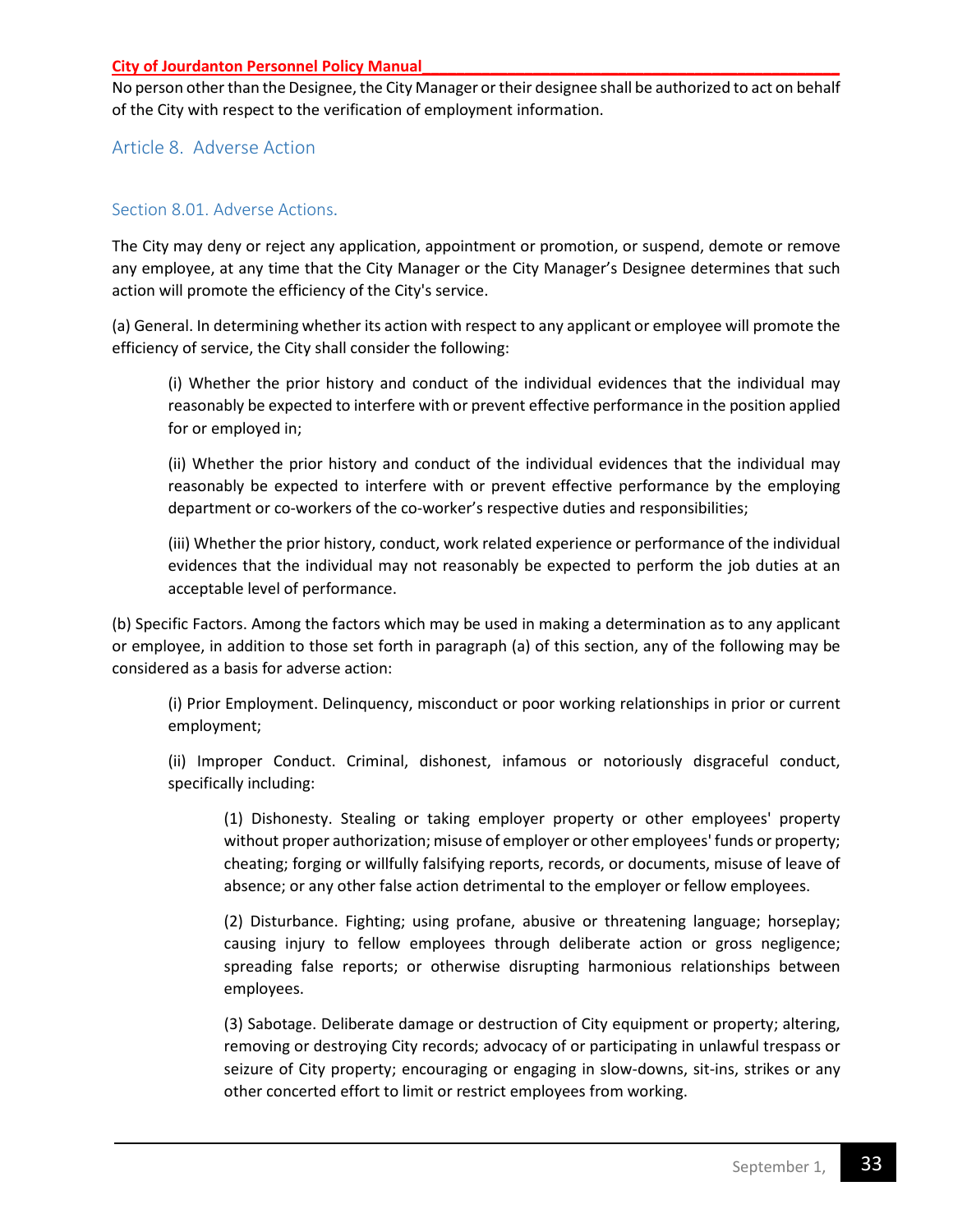No person other than the Designee, the City Manager or their designee shall be authorized to act on behalf of the City with respect to the verification of employment information.

## Article 8. Adverse Action

### Section 8.01. Adverse Actions.

The City may deny or reject any application, appointment or promotion, or suspend, demote or remove any employee, at any time that the City Manager or the City Manager's Designee determines that such action will promote the efficiency of the City's service.

(a) General. In determining whether its action with respect to any applicant or employee will promote the efficiency of service, the City shall consider the following:

> (i) Whether the prior history and conduct of the individual evidences that the individual may reasonably be expected to interfere with or prevent effective performance in the position applied for or employed in;
>
> (ii) Whether the prior history and conduct of the individual evidences that the individual may reasonably be expected to interfere with or prevent effective performance by the employing department or co-workers of the co-worker's respective duties and responsibilities;
>
> (iii) Whether the prior history, conduct, work related experience or performance of the individual evidences that the individual may not reasonably be expected to perform the job duties at an acceptable level of performance.

(b) Specific Factors. Among the factors which may be used in making a determination as to any applicant or employee, in addition to those set forth in paragraph (a) of this section, any of the following may be considered as a basis for adverse action:

> (i) Prior Employment. Delinquency, misconduct or poor working relationships in prior or current employment;
>
> (ii) Improper Conduct. Criminal, dishonest, infamous or notoriously disgraceful conduct, specifically including:
>
> > (1) Dishonesty. Stealing or taking employer property or other employees' property without proper authorization; misuse of employer or other employees' funds or property; cheating; forging or willfully falsifying reports, records, or documents, misuse of leave of absence; or any other false action detrimental to the employer or fellow employees.
> >
> > (2) Disturbance. Fighting; using profane, abusive or threatening language; horseplay; causing injury to fellow employees through deliberate action or gross negligence; spreading false reports; or otherwise disrupting harmonious relationships between employees.
> >
> > (3) Sabotage. Deliberate damage or destruction of City equipment or property; altering, removing or destroying City records; advocacy of or participating in unlawful trespass or seizure of City property; encouraging or engaging in slow-downs, sit-ins, strikes or any other concerted effort to limit or restrict employees from working.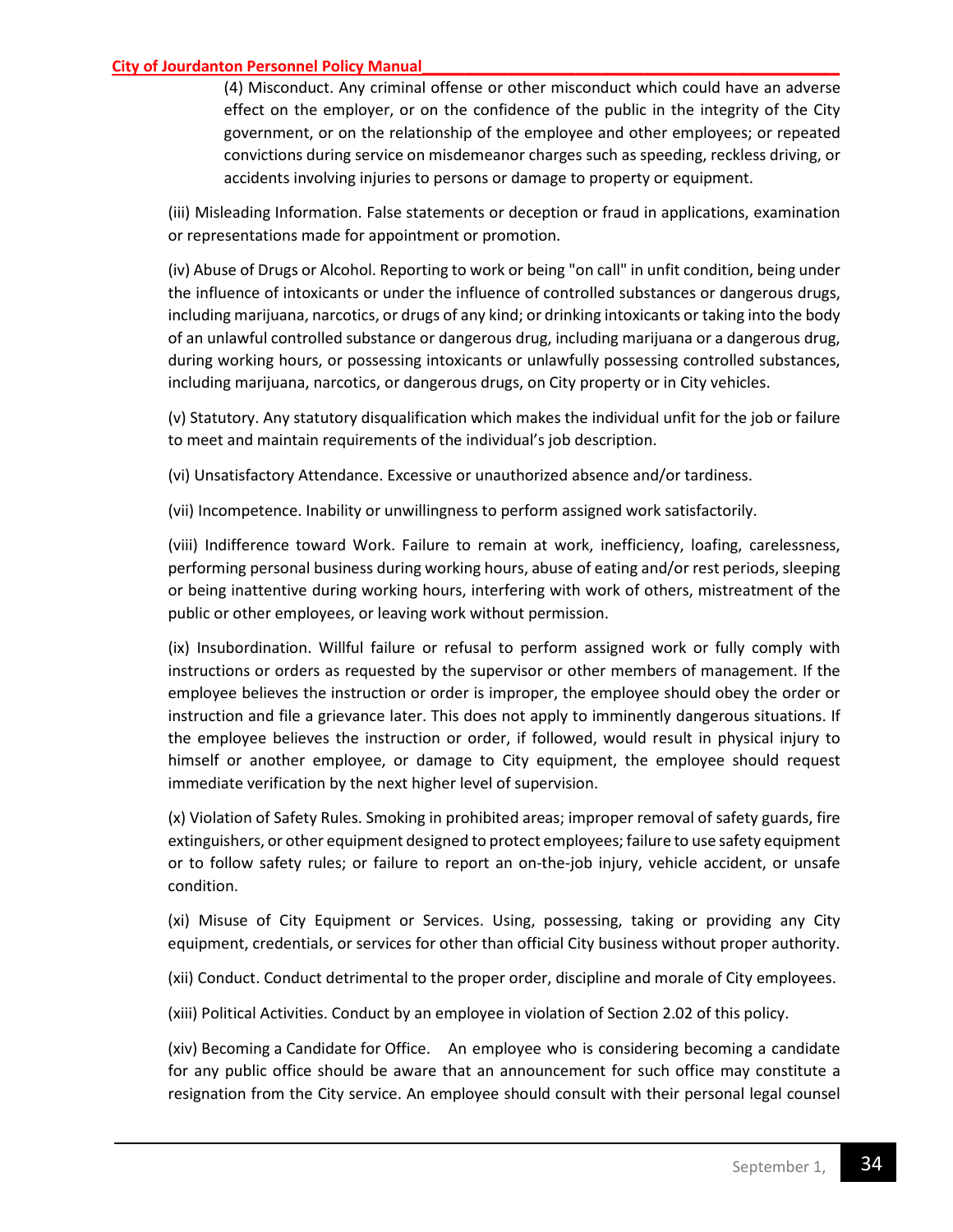(4) Misconduct. Any criminal offense or other misconduct which could have an adverse effect on the employer, or on the confidence of the public in the integrity of the City government, or on the relationship of the employee and other employees; or repeated convictions during service on misdemeanor charges such as speeding, reckless driving, or accidents involving injuries to persons or damage to property or equipment.

(iii) Misleading Information. False statements or deception or fraud in applications, examination or representations made for appointment or promotion.

(iv) Abuse of Drugs or Alcohol. Reporting to work or being "on call" in unfit condition, being under the influence of intoxicants or under the influence of controlled substances or dangerous drugs, including marijuana, narcotics, or drugs of any kind; or drinking intoxicants or taking into the body of an unlawful controlled substance or dangerous drug, including marijuana or a dangerous drug, during working hours, or possessing intoxicants or unlawfully possessing controlled substances, including marijuana, narcotics, or dangerous drugs, on City property or in City vehicles.

(v) Statutory. Any statutory disqualification which makes the individual unfit for the job or failure to meet and maintain requirements of the individual's job description.

(vi) Unsatisfactory Attendance. Excessive or unauthorized absence and/or tardiness.

(vii) Incompetence. Inability or unwillingness to perform assigned work satisfactorily.

(viii) Indifference toward Work. Failure to remain at work, inefficiency, loafing, carelessness, performing personal business during working hours, abuse of eating and/or rest periods, sleeping or being inattentive during working hours, interfering with work of others, mistreatment of the public or other employees, or leaving work without permission.

(ix) Insubordination. Willful failure or refusal to perform assigned work or fully comply with instructions or orders as requested by the supervisor or other members of management. If the employee believes the instruction or order is improper, the employee should obey the order or instruction and file a grievance later. This does not apply to imminently dangerous situations. If the employee believes the instruction or order, if followed, would result in physical injury to himself or another employee, or damage to City equipment, the employee should request immediate verification by the next higher level of supervision.

(x) Violation of Safety Rules. Smoking in prohibited areas; improper removal of safety guards, fire extinguishers, or other equipment designed to protect employees; failure to use safety equipment or to follow safety rules; or failure to report an on-the-job injury, vehicle accident, or unsafe condition.

(xi) Misuse of City Equipment or Services. Using, possessing, taking or providing any City equipment, credentials, or services for other than official City business without proper authority.

(xii) Conduct. Conduct detrimental to the proper order, discipline and morale of City employees.

(xiii) Political Activities. Conduct by an employee in violation of Section 2.02 of this policy.

(xiv) Becoming a Candidate for Office. An employee who is considering becoming a candidate for any public office should be aware that an announcement for such office may constitute a resignation from the City service. An employee should consult with their personal legal counsel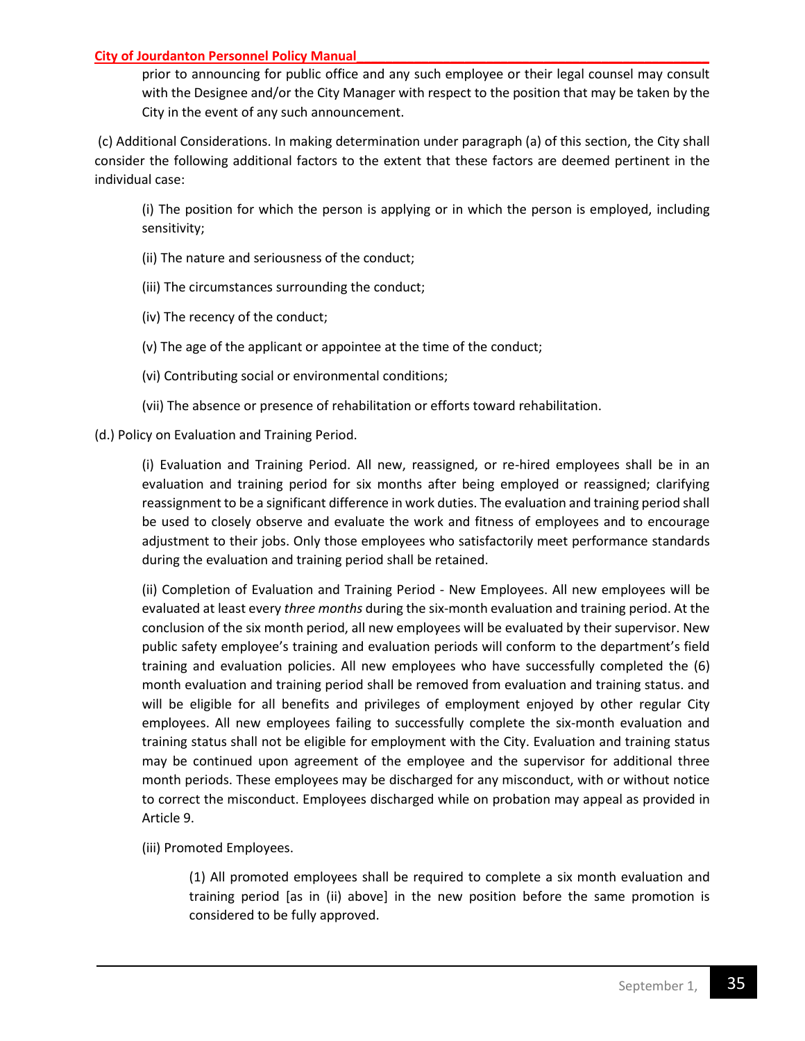prior to announcing for public office and any such employee or their legal counsel may consult with the Designee and/or the City Manager with respect to the position that may be taken by the City in the event of any such announcement.

(c) Additional Considerations. In making determination under paragraph (a) of this section, the City shall consider the following additional factors to the extent that these factors are deemed pertinent in the individual case:

(i) The position for which the person is applying or in which the person is employed, including sensitivity;

(ii) The nature and seriousness of the conduct;

(iii) The circumstances surrounding the conduct;

(iv) The recency of the conduct;

(v) The age of the applicant or appointee at the time of the conduct;

(vi) Contributing social or environmental conditions;

(vii) The absence or presence of rehabilitation or efforts toward rehabilitation.

(d.) Policy on Evaluation and Training Period.

(i) Evaluation and Training Period. All new, reassigned, or re-hired employees shall be in an evaluation and training period for six months after being employed or reassigned; clarifying reassignment to be a significant difference in work duties. The evaluation and training period shall be used to closely observe and evaluate the work and fitness of employees and to encourage adjustment to their jobs. Only those employees who satisfactorily meet performance standards during the evaluation and training period shall be retained.

(ii) Completion of Evaluation and Training Period - New Employees. All new employees will be evaluated at least every *three months* during the six-month evaluation and training period. At the conclusion of the six month period, all new employees will be evaluated by their supervisor. New public safety employee's training and evaluation periods will conform to the department's field training and evaluation policies. All new employees who have successfully completed the (6) month evaluation and training period shall be removed from evaluation and training status. and will be eligible for all benefits and privileges of employment enjoyed by other regular City employees. All new employees failing to successfully complete the six-month evaluation and training status shall not be eligible for employment with the City. Evaluation and training status may be continued upon agreement of the employee and the supervisor for additional three month periods. These employees may be discharged for any misconduct, with or without notice to correct the misconduct. Employees discharged while on probation may appeal as provided in Article 9.

(iii) Promoted Employees.

(1) All promoted employees shall be required to complete a six month evaluation and training period [as in (ii) above] in the new position before the same promotion is considered to be fully approved.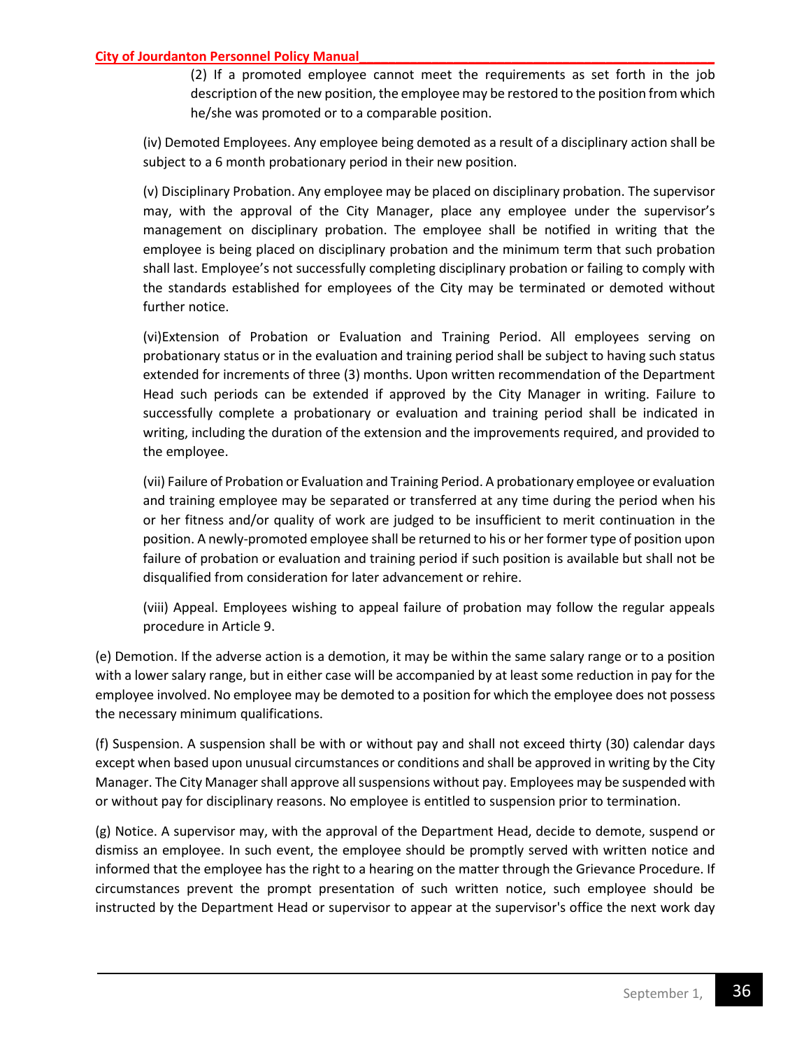(2) If a promoted employee cannot meet the requirements as set forth in the job description of the new position, the employee may be restored to the position from which he/she was promoted or to a comparable position.

(iv) Demoted Employees. Any employee being demoted as a result of a disciplinary action shall be subject to a 6 month probationary period in their new position.

(v) Disciplinary Probation. Any employee may be placed on disciplinary probation. The supervisor may, with the approval of the City Manager, place any employee under the supervisor's management on disciplinary probation. The employee shall be notified in writing that the employee is being placed on disciplinary probation and the minimum term that such probation shall last. Employee's not successfully completing disciplinary probation or failing to comply with the standards established for employees of the City may be terminated or demoted without further notice.

(vi)Extension of Probation or Evaluation and Training Period. All employees serving on probationary status or in the evaluation and training period shall be subject to having such status extended for increments of three (3) months. Upon written recommendation of the Department Head such periods can be extended if approved by the City Manager in writing. Failure to successfully complete a probationary or evaluation and training period shall be indicated in writing, including the duration of the extension and the improvements required, and provided to the employee.

(vii) Failure of Probation or Evaluation and Training Period. A probationary employee or evaluation and training employee may be separated or transferred at any time during the period when his or her fitness and/or quality of work are judged to be insufficient to merit continuation in the position. A newly-promoted employee shall be returned to his or her former type of position upon failure of probation or evaluation and training period if such position is available but shall not be disqualified from consideration for later advancement or rehire.

(viii) Appeal. Employees wishing to appeal failure of probation may follow the regular appeals procedure in Article 9.

(e) Demotion. If the adverse action is a demotion, it may be within the same salary range or to a position with a lower salary range, but in either case will be accompanied by at least some reduction in pay for the employee involved. No employee may be demoted to a position for which the employee does not possess the necessary minimum qualifications.

(f) Suspension. A suspension shall be with or without pay and shall not exceed thirty (30) calendar days except when based upon unusual circumstances or conditions and shall be approved in writing by the City Manager. The City Manager shall approve all suspensions without pay. Employees may be suspended with or without pay for disciplinary reasons. No employee is entitled to suspension prior to termination.

(g) Notice. A supervisor may, with the approval of the Department Head, decide to demote, suspend or dismiss an employee. In such event, the employee should be promptly served with written notice and informed that the employee has the right to a hearing on the matter through the Grievance Procedure. If circumstances prevent the prompt presentation of such written notice, such employee should be instructed by the Department Head or supervisor to appear at the supervisor's office the next work day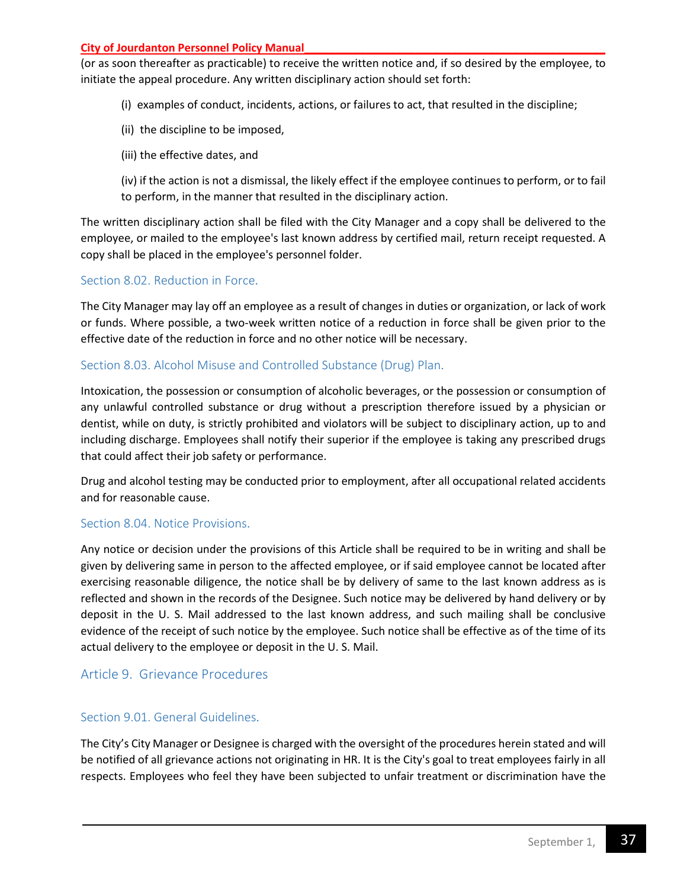(or as soon thereafter as practicable) to receive the written notice and, if so desired by the employee, to initiate the appeal procedure. Any written disciplinary action should set forth:

(i) examples of conduct, incidents, actions, or failures to act, that resulted in the discipline;

(ii) the discipline to be imposed,

(iii) the effective dates, and

(iv) if the action is not a dismissal, the likely effect if the employee continues to perform, or to fail to perform, in the manner that resulted in the disciplinary action.

The written disciplinary action shall be filed with the City Manager and a copy shall be delivered to the employee, or mailed to the employee's last known address by certified mail, return receipt requested. A copy shall be placed in the employee's personnel folder.

### Section 8.02. Reduction in Force.

The City Manager may lay off an employee as a result of changes in duties or organization, or lack of work or funds. Where possible, a two-week written notice of a reduction in force shall be given prior to the effective date of the reduction in force and no other notice will be necessary.

### Section 8.03. Alcohol Misuse and Controlled Substance (Drug) Plan.

Intoxication, the possession or consumption of alcoholic beverages, or the possession or consumption of any unlawful controlled substance or drug without a prescription therefore issued by a physician or dentist, while on duty, is strictly prohibited and violators will be subject to disciplinary action, up to and including discharge. Employees shall notify their superior if the employee is taking any prescribed drugs that could affect their job safety or performance.

Drug and alcohol testing may be conducted prior to employment, after all occupational related accidents and for reasonable cause.

### Section 8.04. Notice Provisions.

Any notice or decision under the provisions of this Article shall be required to be in writing and shall be given by delivering same in person to the affected employee, or if said employee cannot be located after exercising reasonable diligence, the notice shall be by delivery of same to the last known address as is reflected and shown in the records of the Designee. Such notice may be delivered by hand delivery or by deposit in the U. S. Mail addressed to the last known address, and such mailing shall be conclusive evidence of the receipt of such notice by the employee. Such notice shall be effective as of the time of its actual delivery to the employee or deposit in the U. S. Mail.

## Article 9. Grievance Procedures

### Section 9.01. General Guidelines.

The City's City Manager or Designee is charged with the oversight of the procedures herein stated and will be notified of all grievance actions not originating in HR. It is the City's goal to treat employees fairly in all respects. Employees who feel they have been subjected to unfair treatment or discrimination have the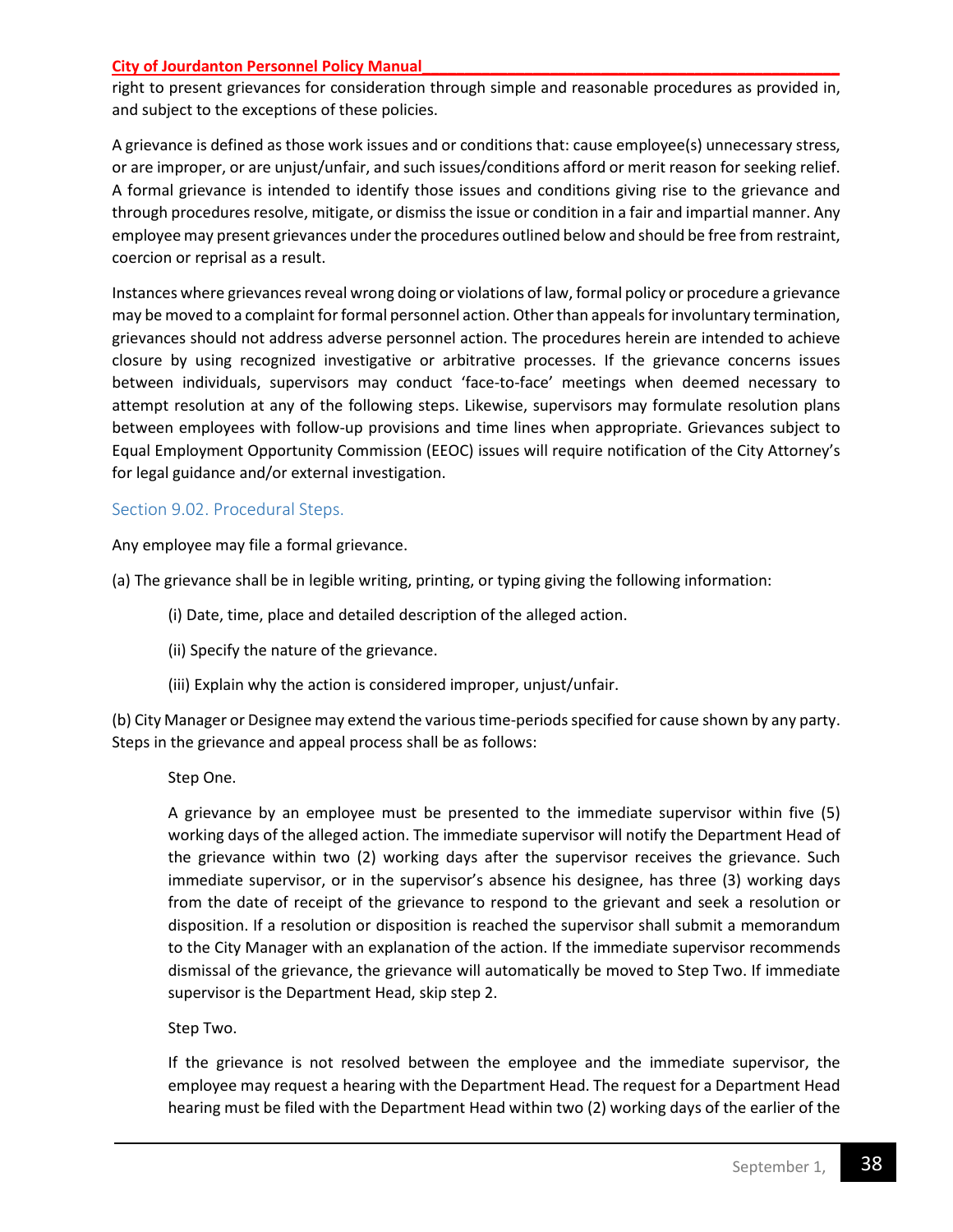right to present grievances for consideration through simple and reasonable procedures as provided in, and subject to the exceptions of these policies.

A grievance is defined as those work issues and or conditions that: cause employee(s) unnecessary stress, or are improper, or are unjust/unfair, and such issues/conditions afford or merit reason for seeking relief. A formal grievance is intended to identify those issues and conditions giving rise to the grievance and through procedures resolve, mitigate, or dismiss the issue or condition in a fair and impartial manner. Any employee may present grievances under the procedures outlined below and should be free from restraint, coercion or reprisal as a result.

Instances where grievances reveal wrong doing or violations of law, formal policy or procedure a grievance may be moved to a complaint for formal personnel action. Other than appeals for involuntary termination, grievances should not address adverse personnel action. The procedures herein are intended to achieve closure by using recognized investigative or arbitrative processes. If the grievance concerns issues between individuals, supervisors may conduct 'face-to-face' meetings when deemed necessary to attempt resolution at any of the following steps. Likewise, supervisors may formulate resolution plans between employees with follow-up provisions and time lines when appropriate. Grievances subject to Equal Employment Opportunity Commission (EEOC) issues will require notification of the City Attorney's for legal guidance and/or external investigation.

### Section 9.02. Procedural Steps.

Any employee may file a formal grievance.

(a) The grievance shall be in legible writing, printing, or typing giving the following information:

(i) Date, time, place and detailed description of the alleged action.

(ii) Specify the nature of the grievance.

(iii) Explain why the action is considered improper, unjust/unfair.

(b) City Manager or Designee may extend the various time-periods specified for cause shown by any party. Steps in the grievance and appeal process shall be as follows:

Step One.

A grievance by an employee must be presented to the immediate supervisor within five (5) working days of the alleged action. The immediate supervisor will notify the Department Head of the grievance within two (2) working days after the supervisor receives the grievance. Such immediate supervisor, or in the supervisor's absence his designee, has three (3) working days from the date of receipt of the grievance to respond to the grievant and seek a resolution or disposition. If a resolution or disposition is reached the supervisor shall submit a memorandum to the City Manager with an explanation of the action. If the immediate supervisor recommends dismissal of the grievance, the grievance will automatically be moved to Step Two. If immediate supervisor is the Department Head, skip step 2.

Step Two.

If the grievance is not resolved between the employee and the immediate supervisor, the employee may request a hearing with the Department Head. The request for a Department Head hearing must be filed with the Department Head within two (2) working days of the earlier of the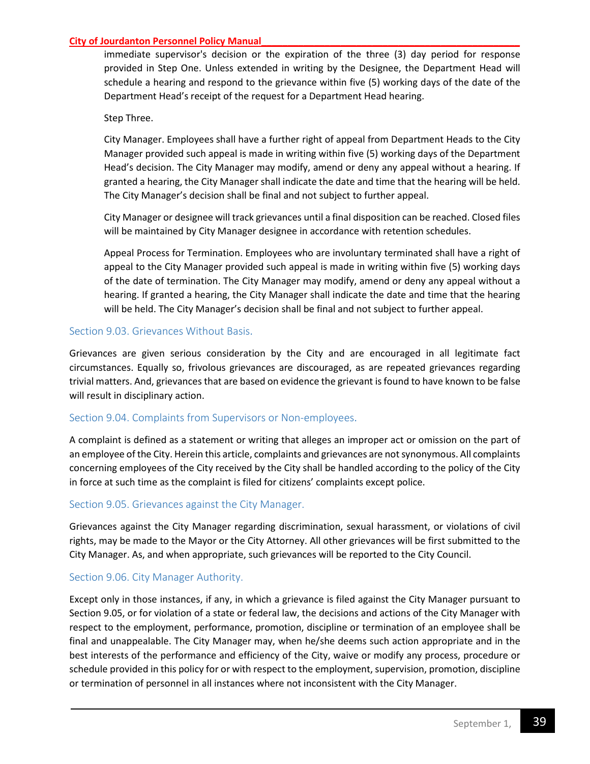immediate supervisor's decision or the expiration of the three (3) day period for response provided in Step One. Unless extended in writing by the Designee, the Department Head will schedule a hearing and respond to the grievance within five (5) working days of the date of the Department Head's receipt of the request for a Department Head hearing.

Step Three.

City Manager. Employees shall have a further right of appeal from Department Heads to the City Manager provided such appeal is made in writing within five (5) working days of the Department Head's decision. The City Manager may modify, amend or deny any appeal without a hearing. If granted a hearing, the City Manager shall indicate the date and time that the hearing will be held. The City Manager's decision shall be final and not subject to further appeal.

City Manager or designee will track grievances until a final disposition can be reached. Closed files will be maintained by City Manager designee in accordance with retention schedules.

Appeal Process for Termination. Employees who are involuntary terminated shall have a right of appeal to the City Manager provided such appeal is made in writing within five (5) working days of the date of termination. The City Manager may modify, amend or deny any appeal without a hearing. If granted a hearing, the City Manager shall indicate the date and time that the hearing will be held. The City Manager's decision shall be final and not subject to further appeal.

## Section 9.03. Grievances Without Basis.

Grievances are given serious consideration by the City and are encouraged in all legitimate fact circumstances. Equally so, frivolous grievances are discouraged, as are repeated grievances regarding trivial matters. And, grievances that are based on evidence the grievant is found to have known to be false will result in disciplinary action.

## Section 9.04. Complaints from Supervisors or Non-employees.

A complaint is defined as a statement or writing that alleges an improper act or omission on the part of an employee of the City. Herein this article, complaints and grievances are not synonymous. All complaints concerning employees of the City received by the City shall be handled according to the policy of the City in force at such time as the complaint is filed for citizens' complaints except police.

## Section 9.05. Grievances against the City Manager.

Grievances against the City Manager regarding discrimination, sexual harassment, or violations of civil rights, may be made to the Mayor or the City Attorney. All other grievances will be first submitted to the City Manager. As, and when appropriate, such grievances will be reported to the City Council.

## Section 9.06. City Manager Authority.

Except only in those instances, if any, in which a grievance is filed against the City Manager pursuant to Section 9.05, or for violation of a state or federal law, the decisions and actions of the City Manager with respect to the employment, performance, promotion, discipline or termination of an employee shall be final and unappealable. The City Manager may, when he/she deems such action appropriate and in the best interests of the performance and efficiency of the City, waive or modify any process, procedure or schedule provided in this policy for or with respect to the employment, supervision, promotion, discipline or termination of personnel in all instances where not inconsistent with the City Manager.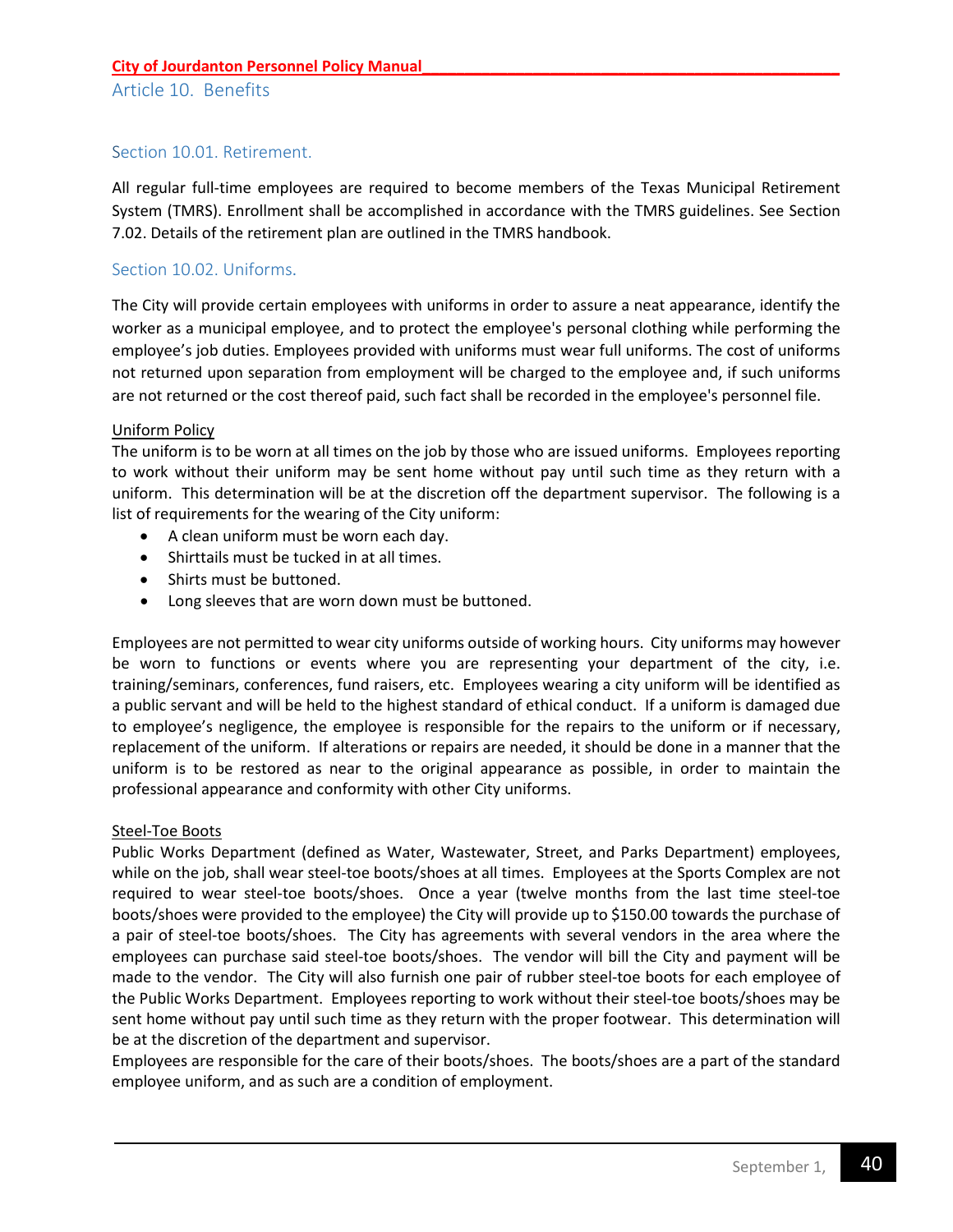## Article 10. Benefits

### Section 10.01. Retirement.

All regular full-time employees are required to become members of the Texas Municipal Retirement System (TMRS). Enrollment shall be accomplished in accordance with the TMRS guidelines. See Section 7.02. Details of the retirement plan are outlined in the TMRS handbook.

### Section 10.02. Uniforms.

The City will provide certain employees with uniforms in order to assure a neat appearance, identify the worker as a municipal employee, and to protect the employee's personal clothing while performing the employee's job duties. Employees provided with uniforms must wear full uniforms. The cost of uniforms not returned upon separation from employment will be charged to the employee and, if such uniforms are not returned or the cost thereof paid, such fact shall be recorded in the employee's personal file.

Uniform Policy

The uniform is to be worn at all times on the job by those who are issued uniforms. Employees reporting to work without their uniform may be sent home without pay until such time as they return with a uniform. This determination will be at the discretion off the department supervisor. The following is a list of requirements for the wearing of the City uniform:

- A clean uniform must be worn each day.
- Shirttails must be tucked in at all times.
- Shirts must be buttoned.
- Long sleeves that are worn down must be buttoned.

Employees are not permitted to wear city uniforms outside of working hours. City uniforms may however be worn to functions or events where you are representing your department of the city, i.e. training/seminars, conferences, fund raisers, etc. Employees wearing a city uniform will be identified as a public servant and will be held to the highest standard of ethical conduct. If a uniform is damaged due to employee's negligence, the employee is responsible for the repairs to the uniform or if necessary, replacement of the uniform. If alterations or repairs are needed, it should be done in a manner that the uniform is to be restored as near to the original appearance as possible, in order to maintain the professional appearance and conformity with other City uniforms.

Steel-Toe Boots

Public Works Department (defined as Water, Wastewater, Street, and Parks Department) employees, while on the job, shall wear steel-toe boots/shoes at all times. Employees at the Sports Complex are not required to wear steel-toe boots/shoes. Once a year (twelve months from the last time steel-toe boots/shoes were provided to the employee) the City will provide up to $150.00 towards the purchase of a pair of steel-toe boots/shoes. The City has agreements with several vendors in the area where the employees can purchase said steel-toe boots/shoes. The vendor will bill the City and payment will be made to the vendor. The City will also furnish one pair of rubber steel-toe boots for each employee of the Public Works Department. Employees reporting to work without their steel-toe boots/shoes may be sent home without pay until such time as they return with the proper footwear. This determination will be at the discretion of the department and supervisor.

Employees are responsible for the care of their boots/shoes. The boots/shoes are a part of the standard employee uniform, and as such are a condition of employment.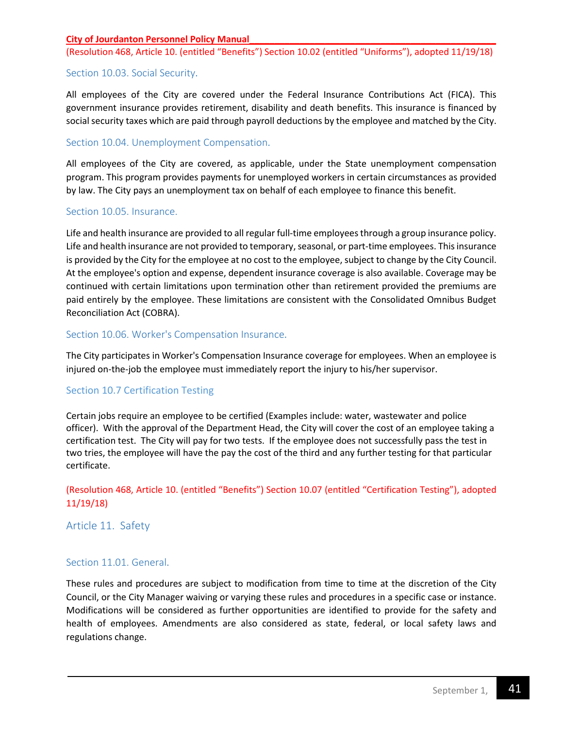(Resolution 468, Article 10. (entitled "Benefits") Section 10.02 (entitled "Uniforms"), adopted 11/19/18)

### Section 10.03. Social Security.

All employees of the City are covered under the Federal Insurance Contributions Act (FICA). This government insurance provides retirement, disability and death benefits. This insurance is financed by social security taxes which are paid through payroll deductions by the employee and matched by the City.

### Section 10.04. Unemployment Compensation.

All employees of the City are covered, as applicable, under the State unemployment compensation program. This program provides payments for unemployed workers in certain circumstances as provided by law. The City pays an unemployment tax on behalf of each employee to finance this benefit.

### Section 10.05. Insurance.

Life and health insurance are provided to all regular full-time employees through a group insurance policy. Life and health insurance are not provided to temporary, seasonal, or part-time employees. This insurance is provided by the City for the employee at no cost to the employee, subject to change by the City Council. At the employee's option and expense, dependent insurance coverage is also available. Coverage may be continued with certain limitations upon termination other than retirement provided the premiums are paid entirely by the employee. These limitations are consistent with the Consolidated Omnibus Budget Reconciliation Act (COBRA).

### Section 10.06. Worker's Compensation Insurance.

The City participates in Worker's Compensation Insurance coverage for employees. When an employee is injured on-the-job the employee must immediately report the injury to his/her supervisor.

### Section 10.7 Certification Testing

Certain jobs require an employee to be certified (Examples include: water, wastewater and police officer). With the approval of the Department Head, the City will cover the cost of an employee taking a certification test. The City will pay for two tests. If the employee does not successfully pass the test in two tries, the employee will have the pay the cost of the third and any further testing for that particular certificate.

(Resolution 468, Article 10. (entitled "Benefits") Section 10.07 (entitled "Certification Testing"), adopted 11/19/18)

## Article 11. Safety

### Section 11.01. General.

These rules and procedures are subject to modification from time to time at the discretion of the City Council, or the City Manager waiving or varying these rules and procedures in a specific case or instance. Modifications will be considered as further opportunities are identified to provide for the safety and health of employees. Amendments are also considered as state, federal, or local safety laws and regulations change.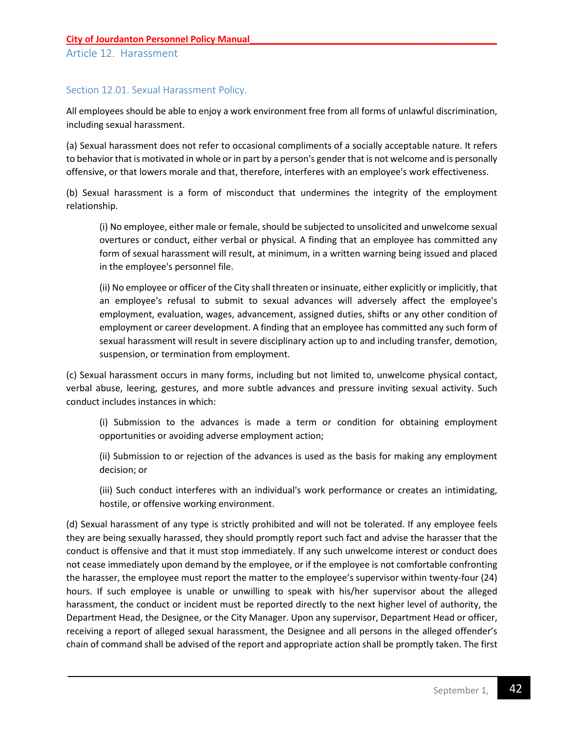## Article 12. Harassment

### Section 12.01. Sexual Harassment Policy.

All employees should be able to enjoy a work environment free from all forms of unlawful discrimination, including sexual harassment.

(a) Sexual harassment does not refer to occasional compliments of a socially acceptable nature. It refers to behavior that is motivated in whole or in part by a person's gender that is not welcome and is personally offensive, or that lowers morale and that, therefore, interferes with an employee's work effectiveness.

(b) Sexual harassment is a form of misconduct that undermines the integrity of the employment relationship.

> (i) No employee, either male or female, should be subjected to unsolicited and unwelcome sexual overtures or conduct, either verbal or physical. A finding that an employee has committed any form of sexual harassment will result, at minimum, in a written warning being issued and placed in the employee's personnel file.
>
> (ii) No employee or officer of the City shall threaten or insinuate, either explicitly or implicitly, that an employee's refusal to submit to sexual advances will adversely affect the employee's employment, evaluation, wages, advancement, assigned duties, shifts or any other condition of employment or career development. A finding that an employee has committed any such form of sexual harassment will result in severe disciplinary action up to and including transfer, demotion, suspension, or termination from employment.

(c) Sexual harassment occurs in many forms, including but not limited to, unwelcome physical contact, verbal abuse, leering, gestures, and more subtle advances and pressure inviting sexual activity. Such conduct includes instances in which:

> (i) Submission to the advances is made a term or condition for obtaining employment opportunities or avoiding adverse employment action;
>
> (ii) Submission to or rejection of the advances is used as the basis for making any employment decision; or
>
> (iii) Such conduct interferes with an individual's work performance or creates an intimidating, hostile, or offensive working environment.

(d) Sexual harassment of any type is strictly prohibited and will not be tolerated. If any employee feels they are being sexually harassed, they should promptly report such fact and advise the harasser that the conduct is offensive and that it must stop immediately. If any such unwelcome interest or conduct does not cease immediately upon demand by the employee, or if the employee is not comfortable confronting the harasser, the employee must report the matter to the employee's supervisor within twenty-four (24) hours. If such employee is unable or unwilling to speak with his/her supervisor about the alleged harassment, the conduct or incident must be reported directly to the next higher level of authority, the Department Head, the Designee, or the City Manager. Upon any supervisor, Department Head or officer, receiving a report of alleged sexual harassment, the Designee and all persons in the alleged offender's chain of command shall be advised of the report and appropriate action shall be promptly taken. The first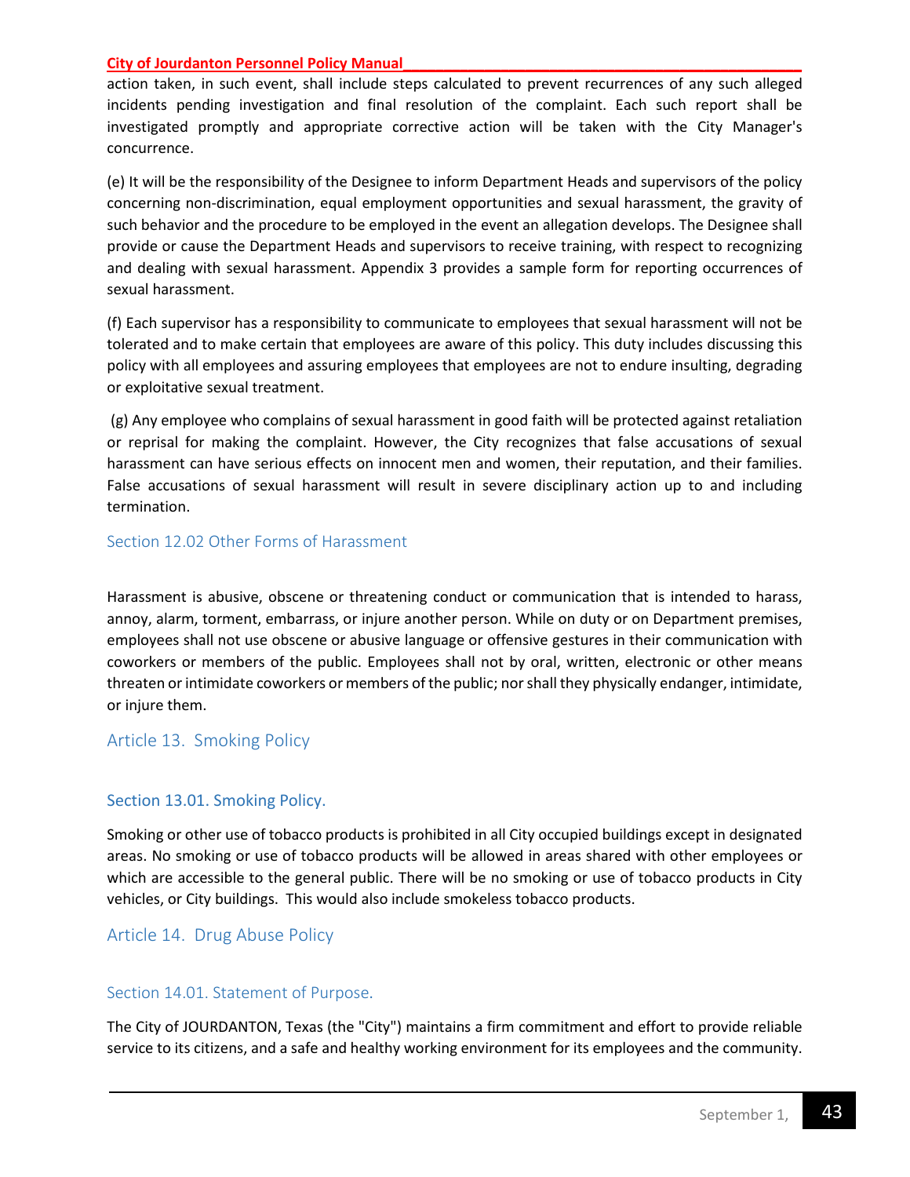action taken, in such event, shall include steps calculated to prevent recurrences of any such alleged incidents pending investigation and final resolution of the complaint. Each such report shall be investigated promptly and appropriate corrective action will be taken with the City Manager's concurrence.

(e) It will be the responsibility of the Designee to inform Department Heads and supervisors of the policy concerning non-discrimination, equal employment opportunities and sexual harassment, the gravity of such behavior and the procedure to be employed in the event an allegation develops. The Designee shall provide or cause the Department Heads and supervisors to receive training, with respect to recognizing and dealing with sexual harassment. Appendix 3 provides a sample form for reporting occurrences of sexual harassment.

(f) Each supervisor has a responsibility to communicate to employees that sexual harassment will not be tolerated and to make certain that employees are aware of this policy. This duty includes discussing this policy with all employees and assuring employees that employees are not to endure insulting, degrading or exploitative sexual treatment.

(g) Any employee who complains of sexual harassment in good faith will be protected against retaliation or reprisal for making the complaint. However, the City recognizes that false accusations of sexual harassment can have serious effects on innocent men and women, their reputation, and their families. False accusations of sexual harassment will result in severe disciplinary action up to and including termination.

### Section 12.02 Other Forms of Harassment

Harassment is abusive, obscene or threatening conduct or communication that is intended to harass, annoy, alarm, torment, embarrass, or injure another person. While on duty or on Department premises, employees shall not use obscene or abusive language or offensive gestures in their communication with coworkers or members of the public. Employees shall not by oral, written, electronic or other means threaten or intimidate coworkers or members of the public; nor shall they physically endanger, intimidate, or injure them.

## Article 13. Smoking Policy

### Section 13.01. Smoking Policy.

Smoking or other use of tobacco products is prohibited in all City occupied buildings except in designated areas. No smoking or use of tobacco products will be allowed in areas shared with other employees or which are accessible to the general public. There will be no smoking or use of tobacco products in City vehicles, or City buildings. This would also include smokeless tobacco products.

## Article 14. Drug Abuse Policy

### Section 14.01. Statement of Purpose.

The City of JOURDANTON, Texas (the "City") maintains a firm commitment and effort to provide reliable service to its citizens, and a safe and healthy working environment for its employees and the community.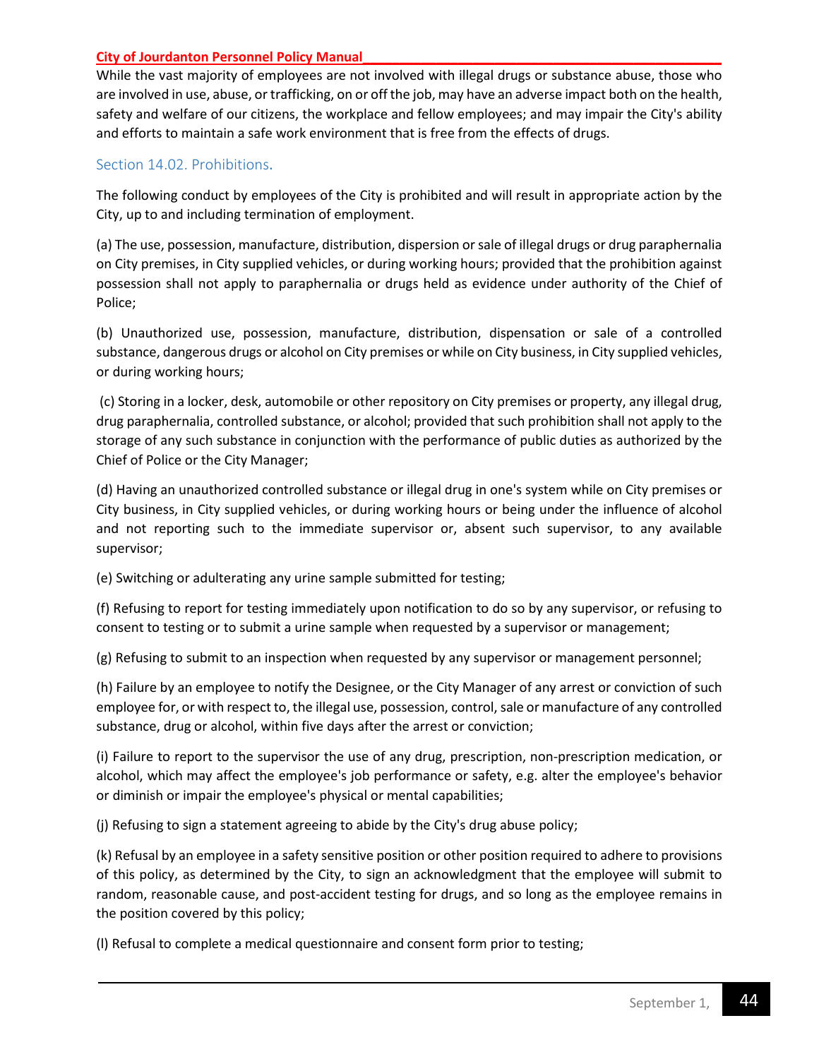While the vast majority of employees are not involved with illegal drugs or substance abuse, those who are involved in use, abuse, or trafficking, on or off the job, may have an adverse impact both on the health, safety and welfare of our citizens, the workplace and fellow employees; and may impair the City's ability and efforts to maintain a safe work environment that is free from the effects of drugs.

### Section 14.02. Prohibitions.

The following conduct by employees of the City is prohibited and will result in appropriate action by the City, up to and including termination of employment.

(a) The use, possession, manufacture, distribution, dispersion or sale of illegal drugs or drug paraphernalia on City premises, in City supplied vehicles, or during working hours; provided that the prohibition against possession shall not apply to paraphernalia or drugs held as evidence under authority of the Chief of Police;

(b) Unauthorized use, possession, manufacture, distribution, dispensation or sale of a controlled substance, dangerous drugs or alcohol on City premises or while on City business, in City supplied vehicles, or during working hours;

(c) Storing in a locker, desk, automobile or other repository on City premises or property, any illegal drug, drug paraphernalia, controlled substance, or alcohol; provided that such prohibition shall not apply to the storage of any such substance in conjunction with the performance of public duties as authorized by the Chief of Police or the City Manager;

(d) Having an unauthorized controlled substance or illegal drug in one's system while on City premises or City business, in City supplied vehicles, or during working hours or being under the influence of alcohol and not reporting such to the immediate supervisor or, absent such supervisor, to any available supervisor;

(e) Switching or adulterating any urine sample submitted for testing;

(f) Refusing to report for testing immediately upon notification to do so by any supervisor, or refusing to consent to testing or to submit a urine sample when requested by a supervisor or management;

(g) Refusing to submit to an inspection when requested by any supervisor or management personnel;

(h) Failure by an employee to notify the Designee, or the City Manager of any arrest or conviction of such employee for, or with respect to, the illegal use, possession, control, sale or manufacture of any controlled substance, drug or alcohol, within five days after the arrest or conviction;

(i) Failure to report to the supervisor the use of any drug, prescription, non-prescription medication, or alcohol, which may affect the employee's job performance or safety, e.g. alter the employee's behavior or diminish or impair the employee's physical or mental capabilities;

(j) Refusing to sign a statement agreeing to abide by the City's drug abuse policy;

(k) Refusal by an employee in a safety sensitive position or other position required to adhere to provisions of this policy, as determined by the City, to sign an acknowledgment that the employee will submit to random, reasonable cause, and post-accident testing for drugs, and so long as the employee remains in the position covered by this policy;

(l) Refusal to complete a medical questionnaire and consent form prior to testing;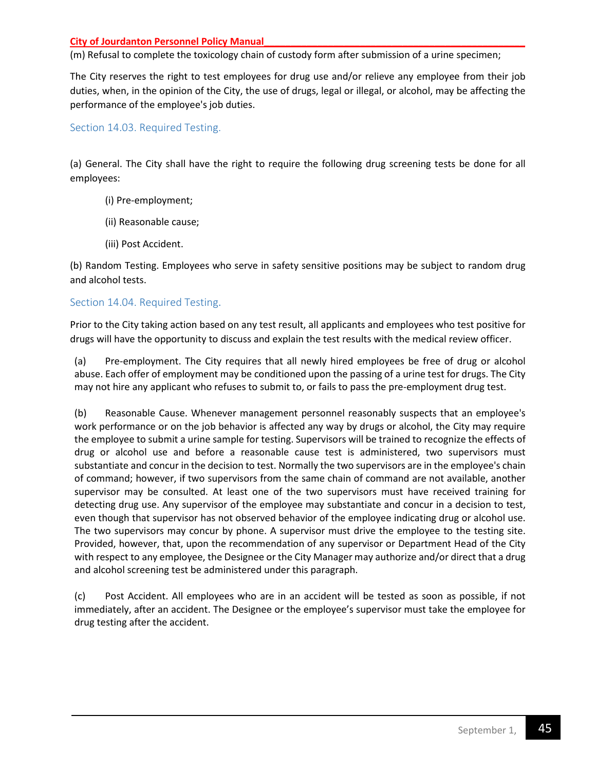(m) Refusal to complete the toxicology chain of custody form after submission of a urine specimen;

The City reserves the right to test employees for drug use and/or relieve any employee from their job duties, when, in the opinion of the City, the use of drugs, legal or illegal, or alcohol, may be affecting the performance of the employee's job duties.

### Section 14.03. Required Testing.

(a) General. The City shall have the right to require the following drug screening tests be done for all employees:

(i) Pre-employment;

(ii) Reasonable cause;

(iii) Post Accident.

(b) Random Testing. Employees who serve in safety sensitive positions may be subject to random drug and alcohol tests.

### Section 14.04. Required Testing.

Prior to the City taking action based on any test result, all applicants and employees who test positive for drugs will have the opportunity to discuss and explain the test results with the medical review officer.

(a) Pre-employment. The City requires that all newly hired employees be free of drug or alcohol abuse. Each offer of employment may be conditioned upon the passing of a urine test for drugs. The City may not hire any applicant who refuses to submit to, or fails to pass the pre-employment drug test.

(b) Reasonable Cause. Whenever management personnel reasonably suspects that an employee's work performance or on the job behavior is affected any way by drugs or alcohol, the City may require the employee to submit a urine sample for testing. Supervisors will be trained to recognize the effects of drug or alcohol use and before a reasonable cause test is administered, two supervisors must substantiate and concur in the decision to test. Normally the two supervisors are in the employee's chain of command; however, if two supervisors from the same chain of command are not available, another supervisor may be consulted. At least one of the two supervisors must have received training for detecting drug use. Any supervisor of the employee may substantiate and concur in a decision to test, even though that supervisor has not observed behavior of the employee indicating drug or alcohol use. The two supervisors may concur by phone. A supervisor must drive the employee to the testing site. Provided, however, that, upon the recommendation of any supervisor or Department Head of the City with respect to any employee, the Designee or the City Manager may authorize and/or direct that a drug and alcohol screening test be administered under this paragraph.

(c) Post Accident. All employees who are in an accident will be tested as soon as possible, if not immediately, after an accident. The Designee or the employee's supervisor must take the employee for drug testing after the accident.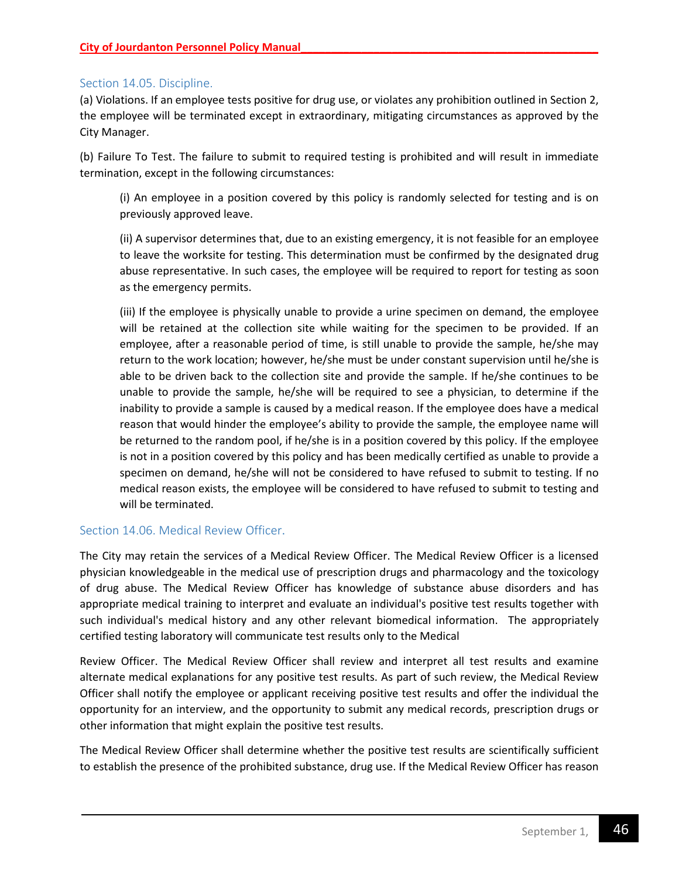### Section 14.05. Discipline.

(a) Violations. If an employee tests positive for drug use, or violates any prohibition outlined in Section 2, the employee will be terminated except in extraordinary, mitigating circumstances as approved by the City Manager.

(b) Failure To Test. The failure to submit to required testing is prohibited and will result in immediate termination, except in the following circumstances:

> (i) An employee in a position covered by this policy is randomly selected for testing and is on previously approved leave.
>
> (ii) A supervisor determines that, due to an existing emergency, it is not feasible for an employee to leave the worksite for testing. This determination must be confirmed by the designated drug abuse representative. In such cases, the employee will be required to report for testing as soon as the emergency permits.
>
> (iii) If the employee is physically unable to provide a urine specimen on demand, the employee will be retained at the collection site while waiting for the specimen to be provided. If an employee, after a reasonable period of time, is still unable to provide the sample, he/she may return to the work location; however, he/she must be under constant supervision until he/she is able to be driven back to the collection site and provide the sample. If he/she continues to be unable to provide the sample, he/she will be required to see a physician, to determine if the inability to provide a sample is caused by a medical reason. If the employee does have a medical reason that would hinder the employee's ability to provide the sample, the employee name will be returned to the random pool, if he/she is in a position covered by this policy. If the employee is not in a position covered by this policy and has been medically certified as unable to provide a specimen on demand, he/she will not be considered to have refused to submit to testing. If no medical reason exists, the employee will be considered to have refused to submit to testing and will be terminated.

### Section 14.06. Medical Review Officer.

The City may retain the services of a Medical Review Officer. The Medical Review Officer is a licensed physician knowledgeable in the medical use of prescription drugs and pharmacology and the toxicology of drug abuse. The Medical Review Officer has knowledge of substance abuse disorders and has appropriate medical training to interpret and evaluate an individual's positive test results together with such individual's medical history and any other relevant biomedical information. The appropriately certified testing laboratory will communicate test results only to the Medical Review Officer. The Medical Review Officer shall review and interpret all test results and examine alternate medical explanations for any positive test results. As part of such review, the Medical Review Officer shall notify the employee or applicant receiving positive test results and offer the individual the opportunity for an interview, and the opportunity to submit any medical records, prescription drugs or other information that might explain the positive test results.

The Medical Review Officer shall determine whether the positive test results are scientifically sufficient to establish the presence of the prohibited substance, drug use. If the Medical Review Officer has reason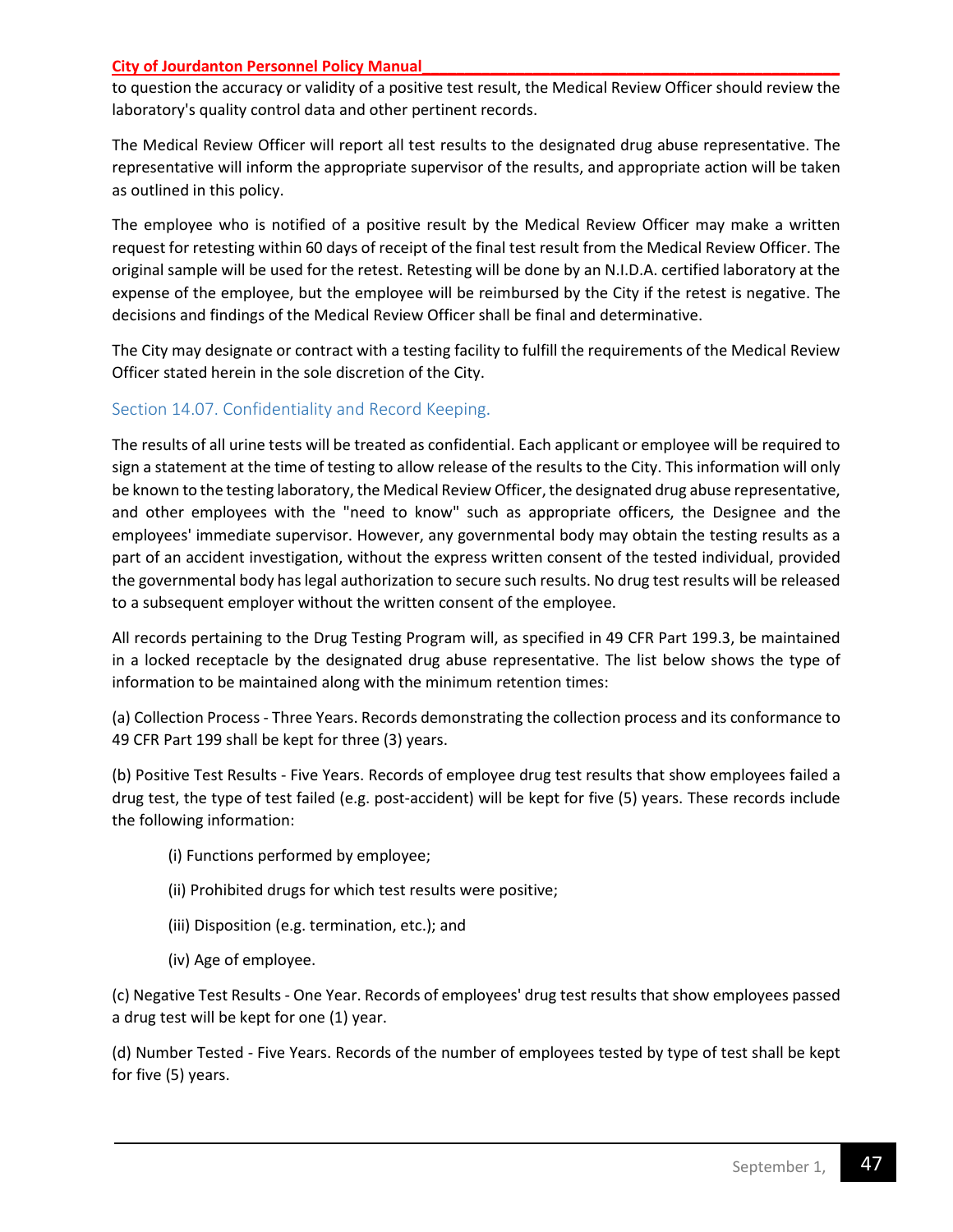to question the accuracy or validity of a positive test result, the Medical Review Officer should review the laboratory's quality control data and other pertinent records.

The Medical Review Officer will report all test results to the designated drug abuse representative. The representative will inform the appropriate supervisor of the results, and appropriate action will be taken as outlined in this policy.

The employee who is notified of a positive result by the Medical Review Officer may make a written request for retesting within 60 days of receipt of the final test result from the Medical Review Officer. The original sample will be used for the retest. Retesting will be done by an N.I.D.A. certified laboratory at the expense of the employee, but the employee will be reimbursed by the City if the retest is negative. The decisions and findings of the Medical Review Officer shall be final and determinative.

The City may designate or contract with a testing facility to fulfill the requirements of the Medical Review Officer stated herein in the sole discretion of the City.

### Section 14.07. Confidentiality and Record Keeping.

The results of all urine tests will be treated as confidential. Each applicant or employee will be required to sign a statement at the time of testing to allow release of the results to the City. This information will only be known to the testing laboratory, the Medical Review Officer, the designated drug abuse representative, and other employees with the "need to know" such as appropriate officers, the Designee and the employees' immediate supervisor. However, any governmental body may obtain the testing results as a part of an accident investigation, without the express written consent of the tested individual, provided the governmental body has legal authorization to secure such results. No drug test results will be released to a subsequent employer without the written consent of the employee.

All records pertaining to the Drug Testing Program will, as specified in 49 CFR Part 199.3, be maintained in a locked receptacle by the designated drug abuse representative. The list below shows the type of information to be maintained along with the minimum retention times:

(a) Collection Process - Three Years. Records demonstrating the collection process and its conformance to 49 CFR Part 199 shall be kept for three (3) years.

(b) Positive Test Results - Five Years. Records of employee drug test results that show employees failed a drug test, the type of test failed (e.g. post-accident) will be kept for five (5) years. These records include the following information:

(i) Functions performed by employee;

(ii) Prohibited drugs for which test results were positive;

(iii) Disposition (e.g. termination, etc.); and

(iv) Age of employee.

(c) Negative Test Results - One Year. Records of employees' drug test results that show employees passed a drug test will be kept for one (1) year.

(d) Number Tested - Five Years. Records of the number of employees tested by type of test shall be kept for five (5) years.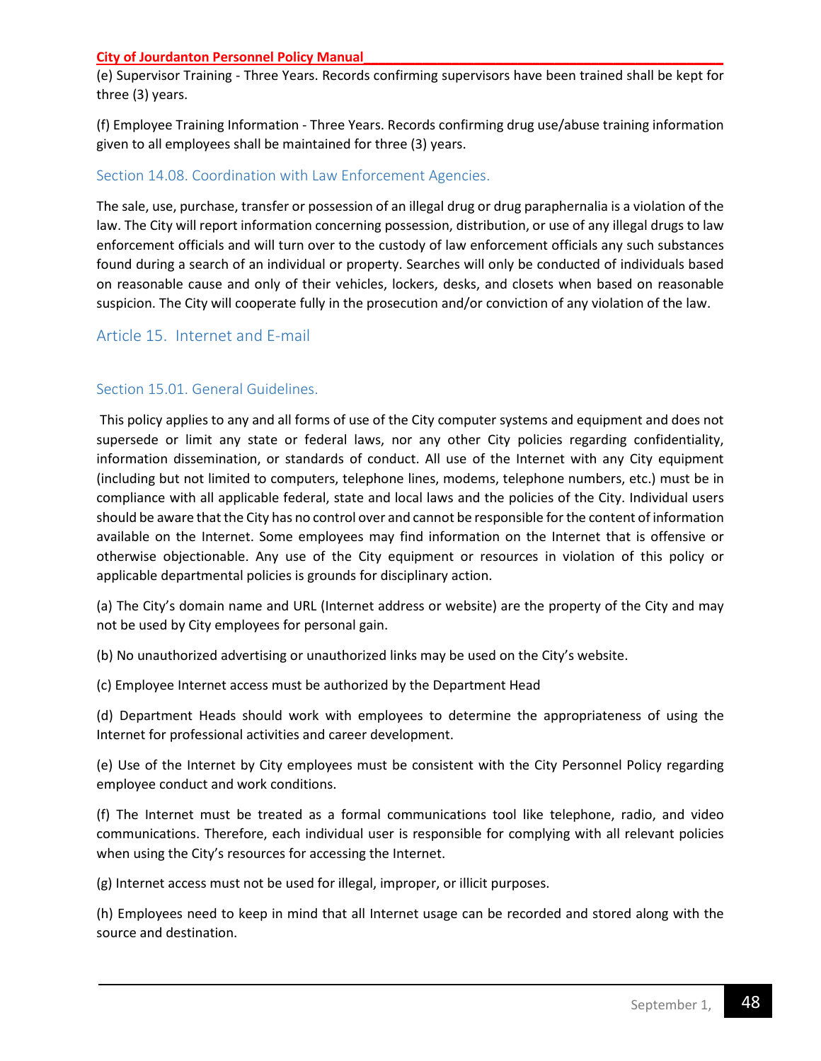(e) Supervisor Training - Three Years. Records confirming supervisors have been trained shall be kept for three (3) years.

(f) Employee Training Information - Three Years. Records confirming drug use/abuse training information given to all employees shall be maintained for three (3) years.

### Section 14.08. Coordination with Law Enforcement Agencies.

The sale, use, purchase, transfer or possession of an illegal drug or drug paraphernalia is a violation of the law. The City will report information concerning possession, distribution, or use of any illegal drugs to law enforcement officials and will turn over to the custody of law enforcement officials any such substances found during a search of an individual or property. Searches will only be conducted of individuals based on reasonable cause and only of their vehicles, lockers, desks, and closets when based on reasonable suspicion. The City will cooperate fully in the prosecution and/or conviction of any violation of the law.

## Article 15. Internet and E-mail

### Section 15.01. General Guidelines.

This policy applies to any and all forms of use of the City computer systems and equipment and does not supersede or limit any state or federal laws, nor any other City policies regarding confidentiality, information dissemination, or standards of conduct. All use of the Internet with any City equipment (including but not limited to computers, telephone lines, modems, telephone numbers, etc.) must be in compliance with all applicable federal, state and local laws and the policies of the City. Individual users should be aware that the City has no control over and cannot be responsible for the content of information available on the Internet. Some employees may find information on the Internet that is offensive or otherwise objectionable. Any use of the City equipment or resources in violation of this policy or applicable departmental policies is grounds for disciplinary action.

(a) The City's domain name and URL (Internet address or website) are the property of the City and may not be used by City employees for personal gain.

(b) No unauthorized advertising or unauthorized links may be used on the City's website.

(c) Employee Internet access must be authorized by the Department Head

(d) Department Heads should work with employees to determine the appropriateness of using the Internet for professional activities and career development.

(e) Use of the Internet by City employees must be consistent with the City Personnel Policy regarding employee conduct and work conditions.

(f) The Internet must be treated as a formal communications tool like telephone, radio, and video communications. Therefore, each individual user is responsible for complying with all relevant policies when using the City's resources for accessing the Internet.

(g) Internet access must not be used for illegal, improper, or illicit purposes.

(h) Employees need to keep in mind that all Internet usage can be recorded and stored along with the source and destination.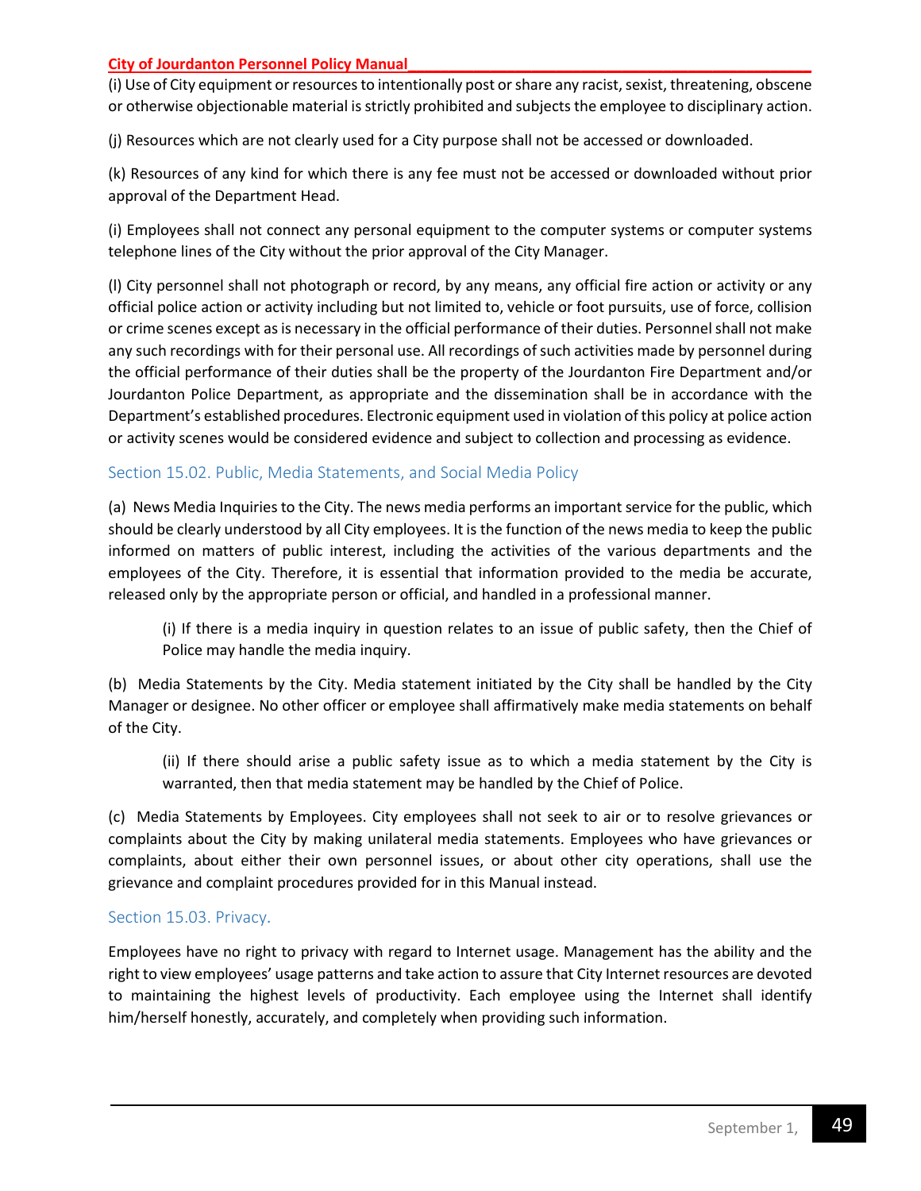(i) Use of City equipment or resources to intentionally post or share any racist, sexist, threatening, obscene or otherwise objectionable material is strictly prohibited and subjects the employee to disciplinary action.

(j) Resources which are not clearly used for a City purpose shall not be accessed or downloaded.

(k) Resources of any kind for which there is any fee must not be accessed or downloaded without prior approval of the Department Head.

(i) Employees shall not connect any personal equipment to the computer systems or computer systems telephone lines of the City without the prior approval of the City Manager.

(l) City personnel shall not photograph or record, by any means, any official fire action or activity or any official police action or activity including but not limited to, vehicle or foot pursuits, use of force, collision or crime scenes except as is necessary in the official performance of their duties. Personnel shall not make any such recordings with for their personal use. All recordings of such activities made by personnel during the official performance of their duties shall be the property of the Jourdanton Fire Department and/or Jourdanton Police Department, as appropriate and the dissemination shall be in accordance with the Department's established procedures. Electronic equipment used in violation of this policy at police action or activity scenes would be considered evidence and subject to collection and processing as evidence.

## Section 15.02. Public, Media Statements, and Social Media Policy

(a) News Media Inquiries to the City. The news media performs an important service for the public, which should be clearly understood by all City employees. It is the function of the news media to keep the public informed on matters of public interest, including the activities of the various departments and the employees of the City. Therefore, it is essential that information provided to the media be accurate, released only by the appropriate person or official, and handled in a professional manner.

> (i) If there is a media inquiry in question relates to an issue of public safety, then the Chief of Police may handle the media inquiry.

(b) Media Statements by the City. Media statement initiated by the City shall be handled by the City Manager or designee. No other officer or employee shall affirmatively make media statements on behalf of the City.

> (ii) If there should arise a public safety issue as to which a media statement by the City is warranted, then that media statement may be handled by the Chief of Police.

(c) Media Statements by Employees. City employees shall not seek to air or to resolve grievances or complaints about the City by making unilateral media statements. Employees who have grievances or complaints, about either their own personnel issues, or about other city operations, shall use the grievance and complaint procedures provided for in this Manual instead.

## Section 15.03. Privacy.

Employees have no right to privacy with regard to Internet usage. Management has the ability and the right to view employees' usage patterns and take action to assure that City Internet resources are devoted to maintaining the highest levels of productivity. Each employee using the Internet shall identify him/herself honestly, accurately, and completely when providing such information.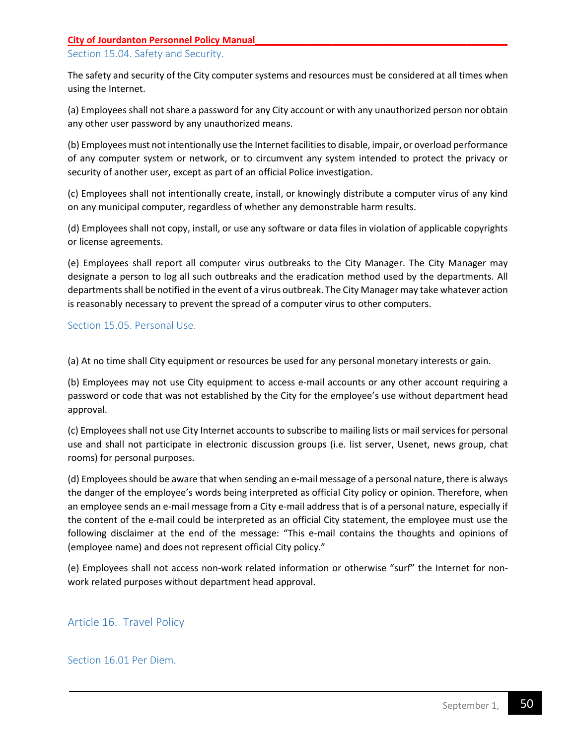## Section 15.04. Safety and Security.

The safety and security of the City computer systems and resources must be considered at all times when using the Internet.

(a) Employees shall not share a password for any City account or with any unauthorized person nor obtain any other user password by any unauthorized means.

(b) Employees must not intentionally use the Internet facilities to disable, impair, or overload performance of any computer system or network, or to circumvent any system intended to protect the privacy or security of another user, except as part of an official Police investigation.

(c) Employees shall not intentionally create, install, or knowingly distribute a computer virus of any kind on any municipal computer, regardless of whether any demonstrable harm results.

(d) Employees shall not copy, install, or use any software or data files in violation of applicable copyrights or license agreements.

(e) Employees shall report all computer virus outbreaks to the City Manager. The City Manager may designate a person to log all such outbreaks and the eradication method used by the departments. All departments shall be notified in the event of a virus outbreak. The City Manager may take whatever action is reasonably necessary to prevent the spread of a computer virus to other computers.

## Section 15.05. Personal Use.

(a) At no time shall City equipment or resources be used for any personal monetary interests or gain.

(b) Employees may not use City equipment to access e-mail accounts or any other account requiring a password or code that was not established by the City for the employee's use without department head approval.

(c) Employees shall not use City Internet accounts to subscribe to mailing lists or mail services for personal use and shall not participate in electronic discussion groups (i.e. list server, Usenet, news group, chat rooms) for personal purposes.

(d) Employees should be aware that when sending an e-mail message of a personal nature, there is always the danger of the employee's words being interpreted as official City policy or opinion. Therefore, when an employee sends an e-mail message from a City e-mail address that is of a personal nature, especially if the content of the e-mail could be interpreted as an official City statement, the employee must use the following disclaimer at the end of the message: "This e-mail contains the thoughts and opinions of (employee name) and does not represent official City policy."

(e) Employees shall not access non-work related information or otherwise "surf" the Internet for non-work related purposes without department head approval.

# Article 16. Travel Policy

## Section 16.01 Per Diem.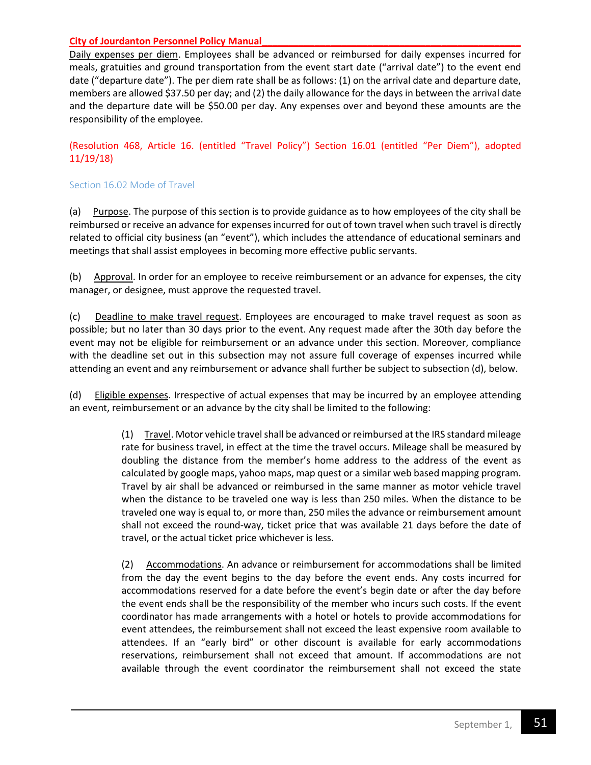Daily expenses per diem. Employees shall be advanced or reimbursed for daily expenses incurred for meals, gratuities and ground transportation from the event start date ("arrival date") to the event end date ("departure date"). The per diem rate shall be as follows: (1) on the arrival date and departure date, members are allowed $37.50 per day; and (2) the daily allowance for the days in between the arrival date and the departure date will be $50.00 per day. Any expenses over and beyond these amounts are the responsibility of the employee.

(Resolution 468, Article 16. (entitled "Travel Policy") Section 16.01 (entitled "Per Diem"), adopted 11/19/18)

### Section 16.02 Mode of Travel

(a) Purpose. The purpose of this section is to provide guidance as to how employees of the city shall be reimbursed or receive an advance for expenses incurred for out of town travel when such travel is directly related to official city business (an "event"), which includes the attendance of educational seminars and meetings that shall assist employees in becoming more effective public servants.

(b) Approval. In order for an employee to receive reimbursement or an advance for expenses, the city manager, or designee, must approve the requested travel.

(c) Deadline to make travel request. Employees are encouraged to make travel request as soon as possible; but no later than 30 days prior to the event. Any request made after the 30th day before the event may not be eligible for reimbursement or an advance under this section. Moreover, compliance with the deadline set out in this subsection may not assure full coverage of expenses incurred while attending an event and any reimbursement or advance shall further be subject to subsection (d), below.

(d) Eligible expenses. Irrespective of actual expenses that may be incurred by an employee attending an event, reimbursement or an advance by the city shall be limited to the following:

> (1) Travel. Motor vehicle travel shall be advanced or reimbursed at the IRS standard mileage rate for business travel, in effect at the time the travel occurs. Mileage shall be measured by doubling the distance from the member's home address to the address of the event as calculated by google maps, yahoo maps, map quest or a similar web based mapping program. Travel by air shall be advanced or reimbursed in the same manner as motor vehicle travel when the distance to be traveled one way is less than 250 miles. When the distance to be traveled one way is equal to, or more than, 250 miles the advance or reimbursement amount shall not exceed the round-way, ticket price that was available 21 days before the date of travel, or the actual ticket price whichever is less.
>
> (2) Accommodations. An advance or reimbursement for accommodations shall be limited from the day the event begins to the day before the event ends. Any costs incurred for accommodations reserved for a date before the event's begin date or after the day before the event ends shall be the responsibility of the member who incurs such costs. If the event coordinator has made arrangements with a hotel or hotels to provide accommodations for event attendees, the reimbursement shall not exceed the least expensive room available to attendees. If an "early bird" or other discount is available for early accommodations reservations, reimbursement shall not exceed that amount. If accommodations are not available through the event coordinator the reimbursement shall not exceed the state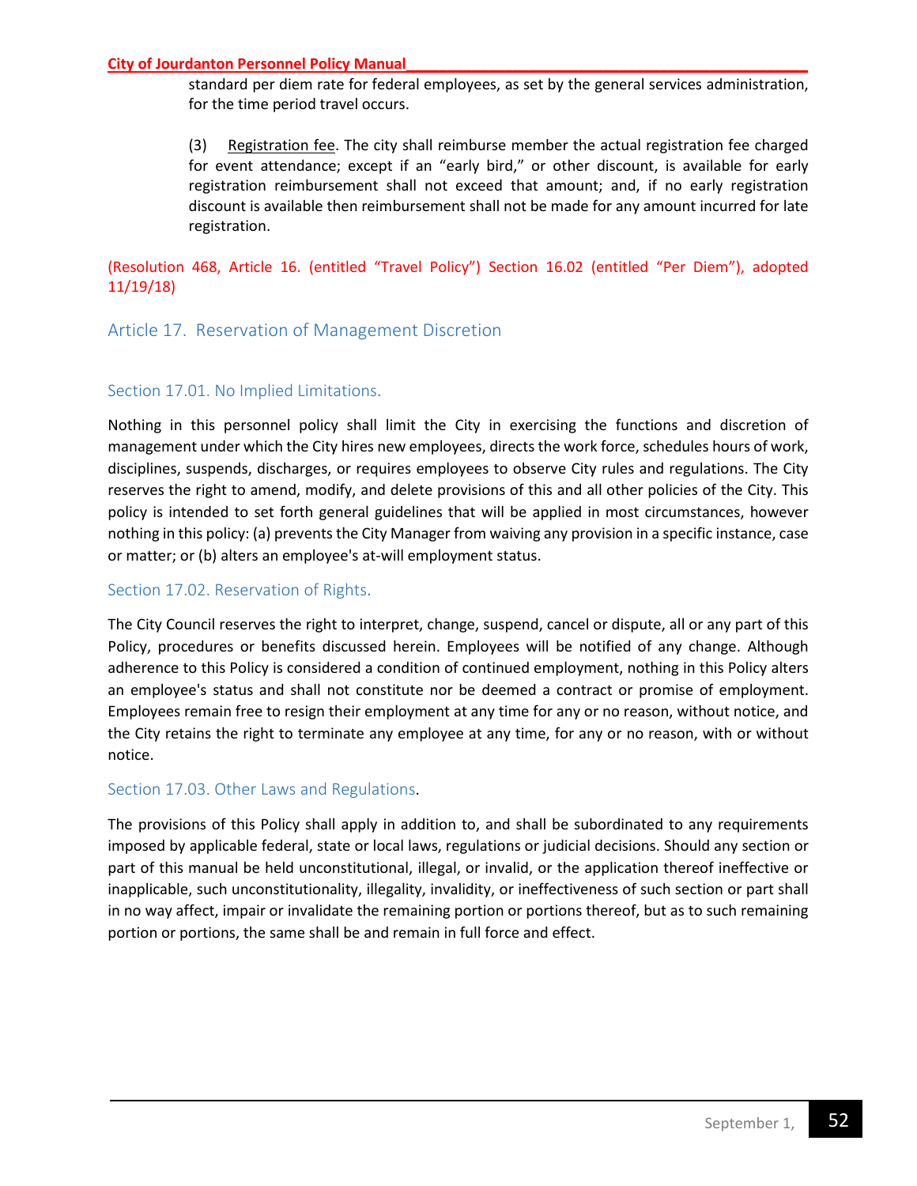standard per diem rate for federal employees, as set by the general services administration, for the time period travel occurs.

(3) Registration fee. The city shall reimburse member the actual registration fee charged for event attendance; except if an "early bird," or other discount, is available for early registration reimbursement shall not exceed that amount; and, if no early registration discount is available then reimbursement shall not be made for any amount incurred for late registration.

(Resolution 468, Article 16. (entitled "Travel Policy") Section 16.02 (entitled "Per Diem"), adopted 11/19/18)

## Article 17. Reservation of Management Discretion

### Section 17.01. No Implied Limitations.

Nothing in this personnel policy shall limit the City in exercising the functions and discretion of management under which the City hires new employees, directs the work force, schedules hours of work, disciplines, suspends, discharges, or requires employees to observe City rules and regulations. The City reserves the right to amend, modify, and delete provisions of this and all other policies of the City. This policy is intended to set forth general guidelines that will be applied in most circumstances, however nothing in this policy: (a) prevents the City Manager from waiving any provision in a specific instance, case or matter; or (b) alters an employee's at-will employment status.

### Section 17.02. Reservation of Rights.

The City Council reserves the right to interpret, change, suspend, cancel or dispute, all or any part of this Policy, procedures or benefits discussed herein. Employees will be notified of any change. Although adherence to this Policy is considered a condition of continued employment, nothing in this Policy alters an employee's status and shall not constitute nor be deemed a contract or promise of employment. Employees remain free to resign their employment at any time for any or no reason, without notice, and the City retains the right to terminate any employee at any time, for any or no reason, with or without notice.

### Section 17.03. Other Laws and Regulations.

The provisions of this Policy shall apply in addition to, and shall be subordinated to any requirements imposed by applicable federal, state or local laws, regulations or judicial decisions. Should any section or part of this manual be held unconstitutional, illegal, or invalid, or the application thereof ineffective or inapplicable, such unconstitutionality, illegality, invalidity, or ineffectiveness of such section or part shall in no way affect, impair or invalidate the remaining portion or portions thereof, but as to such remaining portion or portions, the same shall be and remain in full force and effect.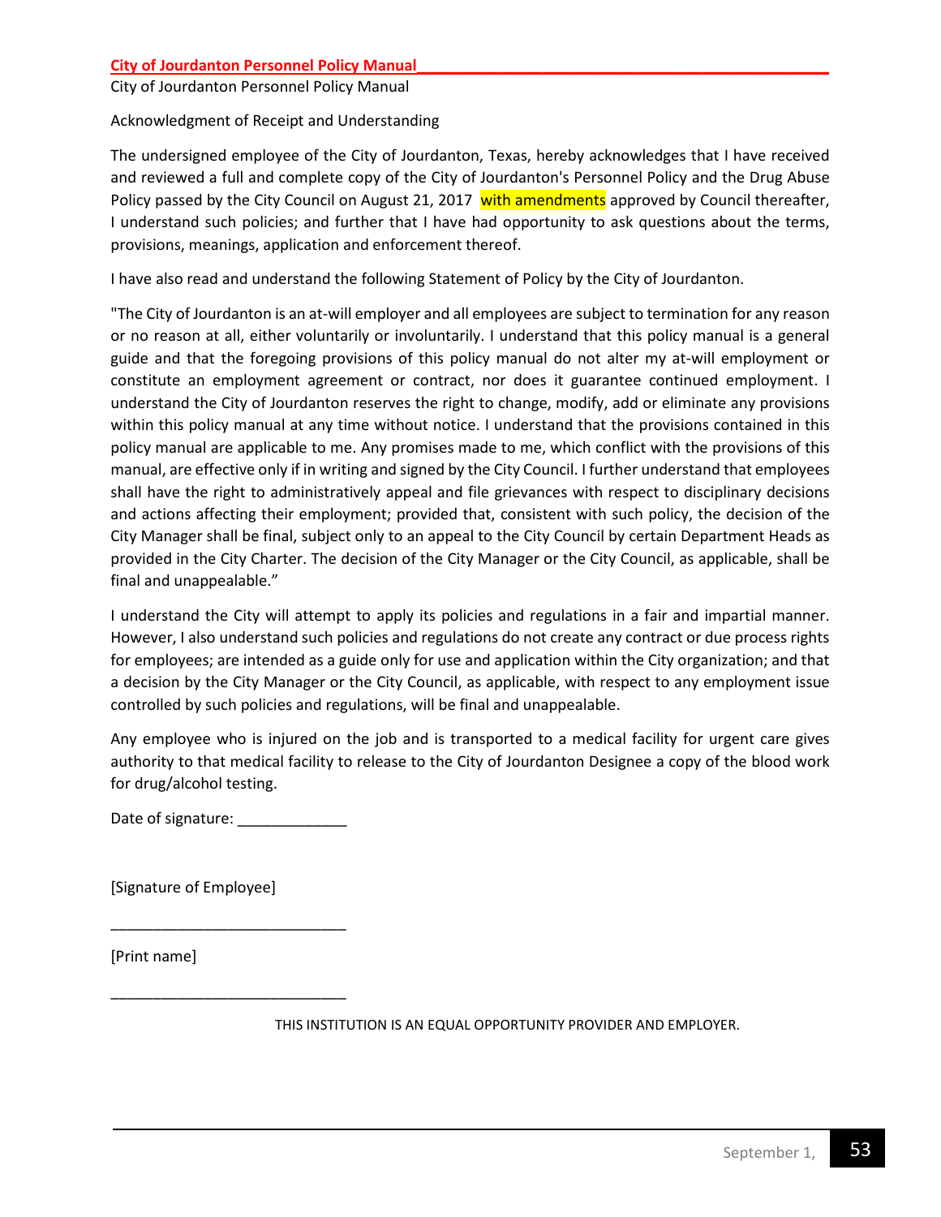City of Jourdanton Personnel Policy Manual

Acknowledgment of Receipt and Understanding

The undersigned employee of the City of Jourdanton, Texas, hereby acknowledges that I have received and reviewed a full and complete copy of the City of Jourdanton's Personnel Policy and the Drug Abuse Policy passed by the City Council on August 21, 2017 with amendments approved by Council thereafter, I understand such policies; and further that I have had opportunity to ask questions about the terms, provisions, meanings, application and enforcement thereof.

I have also read and understand the following Statement of Policy by the City of Jourdanton.

"The City of Jourdanton is an at-will employer and all employees are subject to termination for any reason or no reason at all, either voluntarily or involuntarily. I understand that this policy manual is a general guide and that the foregoing provisions of this policy manual do not alter my at-will employment or constitute an employment agreement or contract, nor does it guarantee continued employment. I understand the City of Jourdanton reserves the right to change, modify, add or eliminate any provisions within this policy manual at any time without notice. I understand that the provisions contained in this policy manual are applicable to me. Any promises made to me, which conflict with the provisions of this manual, are effective only if in writing and signed by the City Council. I further understand that employees shall have the right to administratively appeal and file grievances with respect to disciplinary decisions and actions affecting their employment; provided that, consistent with such policy, the decision of the City Manager shall be final, subject only to an appeal to the City Council by certain Department Heads as provided in the City Charter. The decision of the City Manager or the City Council, as applicable, shall be final and unappealable."

I understand the City will attempt to apply its policies and regulations in a fair and impartial manner. However, I also understand such policies and regulations do not create any contract or due process rights for employees; are intended as a guide only for use and application within the City organization; and that a decision by the City Manager or the City Council, as applicable, with respect to any employment issue controlled by such policies and regulations, will be final and unappealable.

Any employee who is injured on the job and is transported to a medical facility for urgent care gives authority to that medical facility to release to the City of Jourdanton Designee a copy of the blood work for drug/alcohol testing.

Date of signature: _____________

[Signature of Employee]

____________________________

[Print name]

____________________________

THIS INSTITUTION IS AN EQUAL OPPORTUNITY PROVIDER AND EMPLOYER.